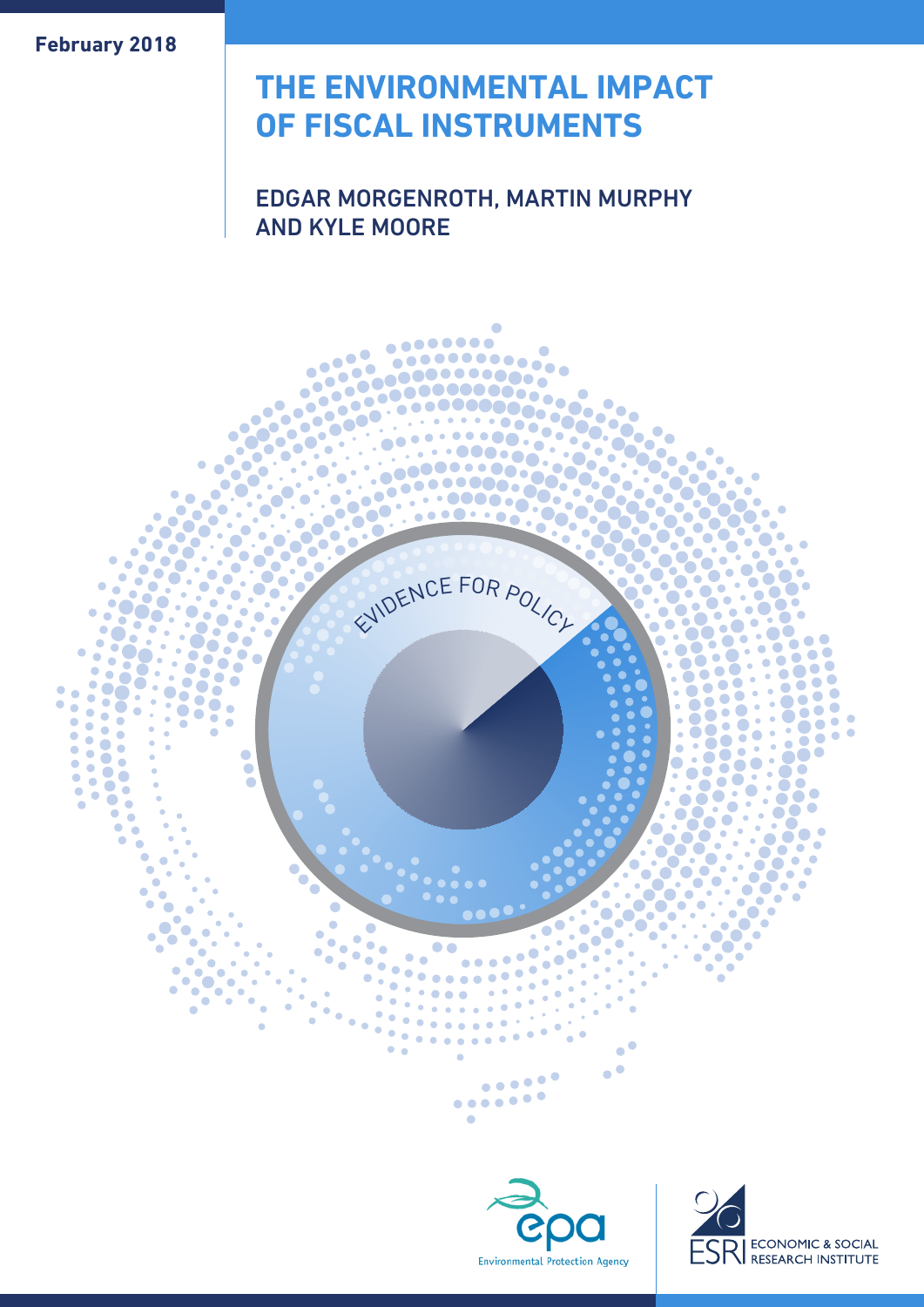February 2018

# THE ENVIRONMENTAL IMPACT OF FISCAL INSTRUMENTS

## EDGAR MORGENROTH, MARTIN MURPHY AND KYLE MOORE

EVIDENCE FOR POLICY

epa Environmental Protection Agency

ESRI ECONOMIC & SOCIAL RESEARCH INSTITUTE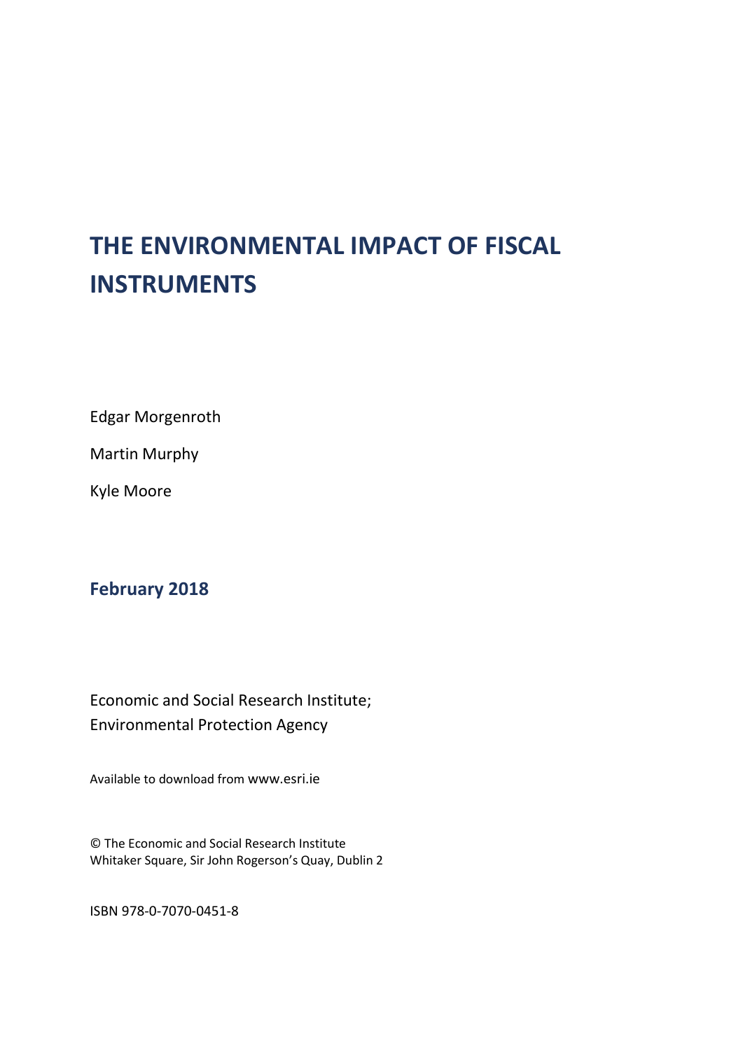# THE ENVIRONMENTAL IMPACT OF FISCAL INSTRUMENTS

Edgar Morgenroth

Martin Murphy

Kyle Moore

**February 2018**

Economic and Social Research Institute;
Environmental Protection Agency

Available to download from www.esri.ie

© The Economic and Social Research Institute
Whitaker Square, Sir John Rogerson's Quay, Dublin 2

ISBN 978-0-7070-0451-8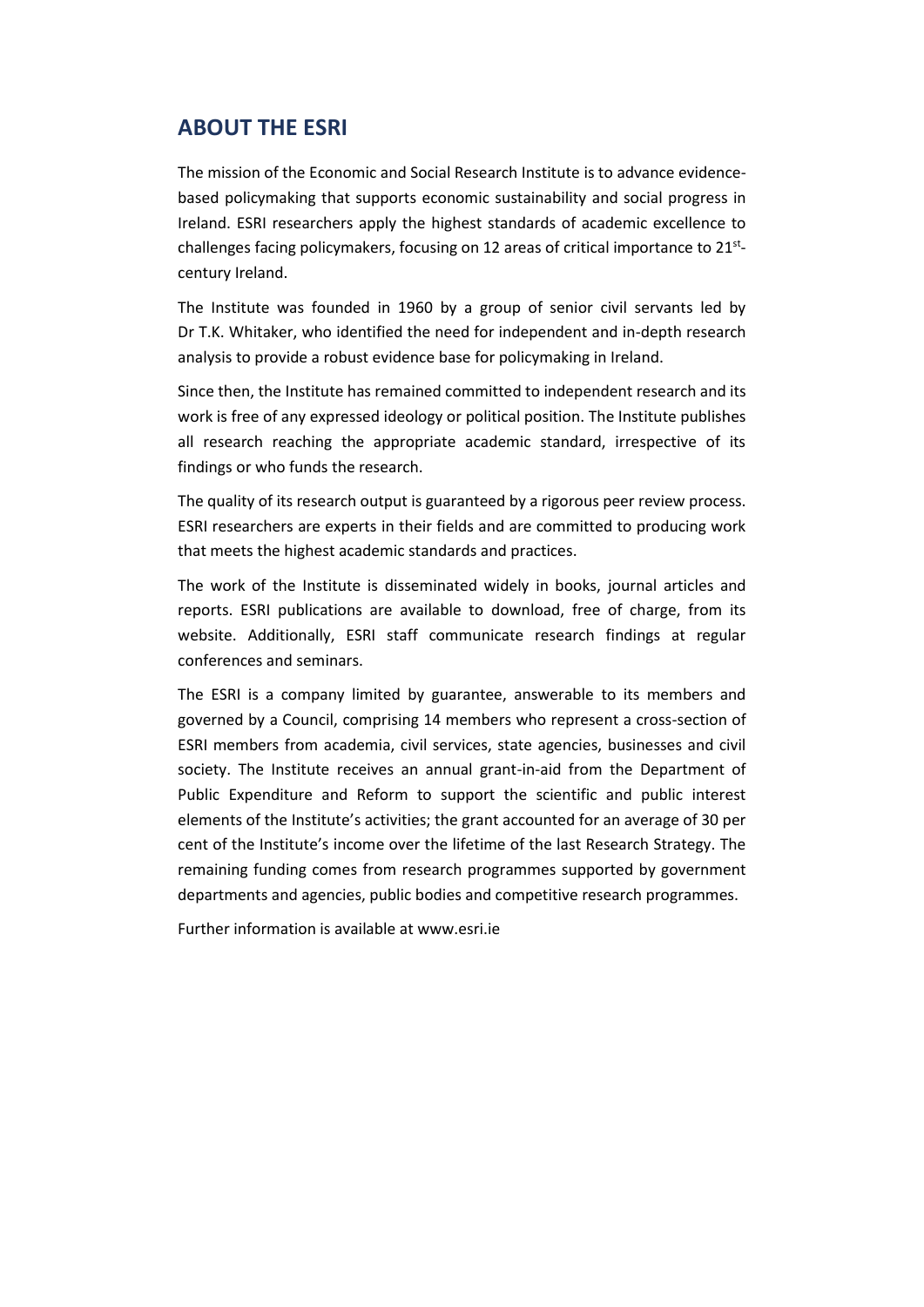## ABOUT THE ESRI

The mission of the Economic and Social Research Institute is to advance evidence-based policymaking that supports economic sustainability and social progress in Ireland. ESRI researchers apply the highest standards of academic excellence to challenges facing policymakers, focusing on 12 areas of critical importance to 21st-century Ireland.

The Institute was founded in 1960 by a group of senior civil servants led by Dr T.K. Whitaker, who identified the need for independent and in-depth research analysis to provide a robust evidence base for policymaking in Ireland.

Since then, the Institute has remained committed to independent research and its work is free of any expressed ideology or political position. The Institute publishes all research reaching the appropriate academic standard, irrespective of its findings or who funds the research.

The quality of its research output is guaranteed by a rigorous peer review process. ESRI researchers are experts in their fields and are committed to producing work that meets the highest academic standards and practices.

The work of the Institute is disseminated widely in books, journal articles and reports. ESRI publications are available to download, free of charge, from its website. Additionally, ESRI staff communicate research findings at regular conferences and seminars.

The ESRI is a company limited by guarantee, answerable to its members and governed by a Council, comprising 14 members who represent a cross-section of ESRI members from academia, civil services, state agencies, businesses and civil society. The Institute receives an annual grant-in-aid from the Department of Public Expenditure and Reform to support the scientific and public interest elements of the Institute's activities; the grant accounted for an average of 30 per cent of the Institute's income over the lifetime of the last Research Strategy. The remaining funding comes from research programmes supported by government departments and agencies, public bodies and competitive research programmes.

Further information is available at www.esri.ie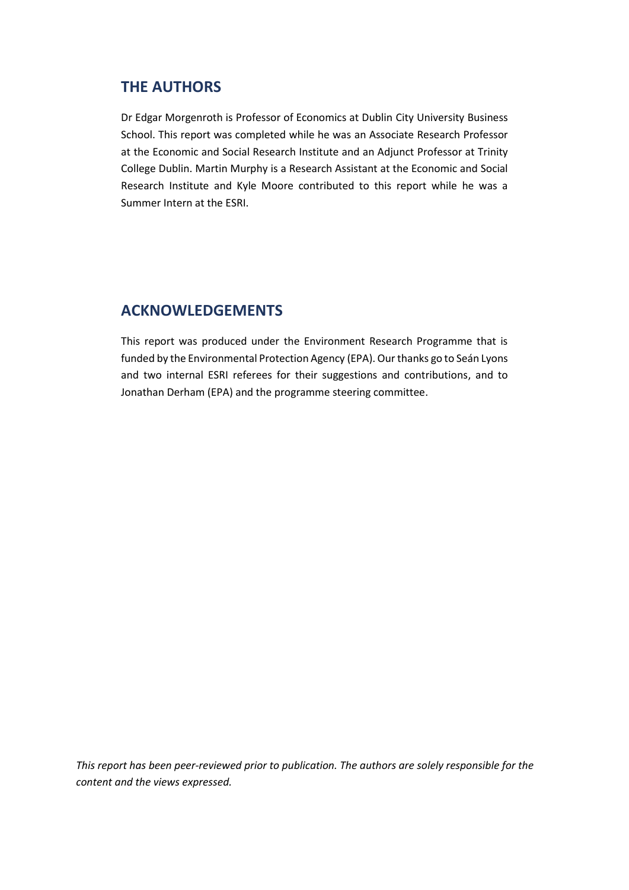## THE AUTHORS

Dr Edgar Morgenroth is Professor of Economics at Dublin City University Business School. This report was completed while he was an Associate Research Professor at the Economic and Social Research Institute and an Adjunct Professor at Trinity College Dublin. Martin Murphy is a Research Assistant at the Economic and Social Research Institute and Kyle Moore contributed to this report while he was a Summer Intern at the ESRI.

## ACKNOWLEDGEMENTS

This report was produced under the Environment Research Programme that is funded by the Environmental Protection Agency (EPA). Our thanks go to Seán Lyons and two internal ESRI referees for their suggestions and contributions, and to Jonathan Derham (EPA) and the programme steering committee.

*This report has been peer-reviewed prior to publication. The authors are solely responsible for the content and the views expressed.*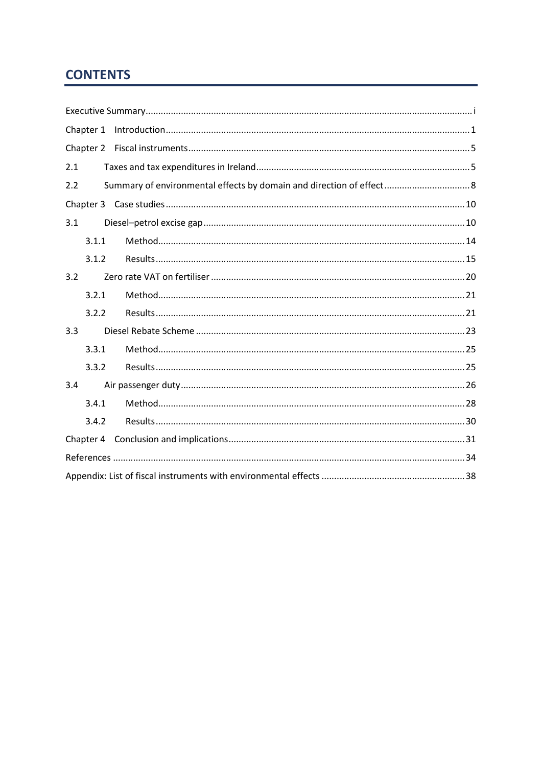# CONTENTS

Executive Summary ..................................................................................................................... i

Chapter 1 Introduction ................................................................................................................ 1

Chapter 2 Fiscal instruments ....................................................................................................... 5

2.1 Taxes and tax expenditures in Ireland ..................................................................................... 5

2.2 Summary of environmental effects by domain and direction of effect ...................................... 8

Chapter 3 Case studies ............................................................................................................. 10

3.1 Diesel–petrol excise gap ....................................................................................................... 10

- 3.1.1 Method ............................................................................................................................ 14
- 3.1.2 Results ............................................................................................................................ 15

3.2 Zero rate VAT on fertiliser .................................................................................................... 20

- 3.2.1 Method ............................................................................................................................ 21
- 3.2.2 Results ............................................................................................................................ 21

3.3 Diesel Rebate Scheme .......................................................................................................... 23

- 3.3.1 Method ............................................................................................................................ 25
- 3.3.2 Results ............................................................................................................................ 25

3.4 Air passenger duty ................................................................................................................ 26

- 3.4.1 Method ............................................................................................................................ 28
- 3.4.2 Results ............................................................................................................................ 30

Chapter 4 Conclusion and implications ..................................................................................... 31

References .................................................................................................................................. 34

Appendix: List of fiscal instruments with environmental effects ................................................. 38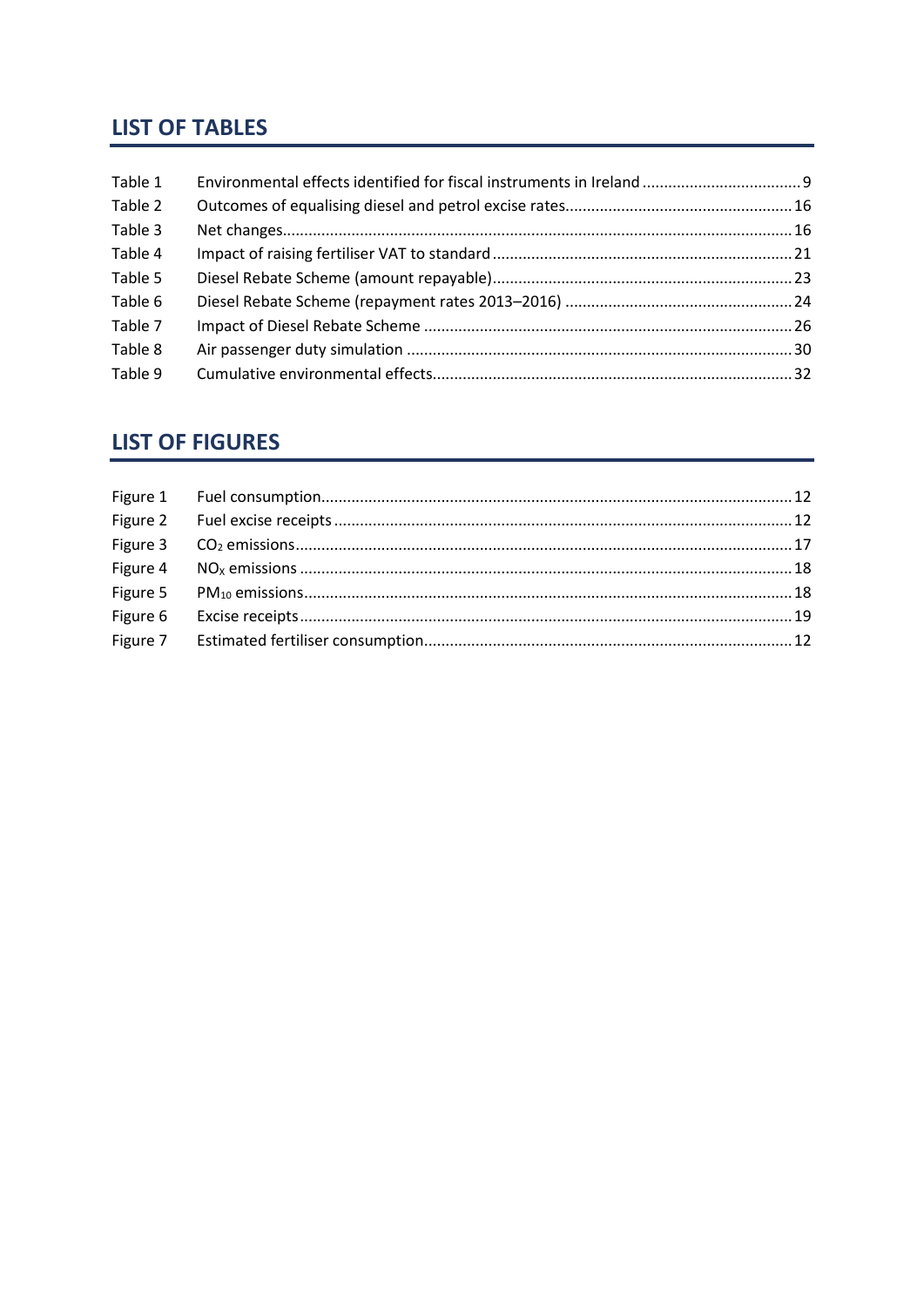## LIST OF TABLES

| | | |
|---|---|---|
| Table 1 | Environmental effects identified for fiscal instruments in Ireland | 9 |
| Table 2 | Outcomes of equalising diesel and petrol excise rates | 16 |
| Table 3 | Net changes | 16 |
| Table 4 | Impact of raising fertiliser VAT to standard | 21 |
| Table 5 | Diesel Rebate Scheme (amount repayable) | 23 |
| Table 6 | Diesel Rebate Scheme (repayment rates 2013–2016) | 24 |
| Table 7 | Impact of Diesel Rebate Scheme | 26 |
| Table 8 | Air passenger duty simulation | 30 |
| Table 9 | Cumulative environmental effects | 32 |

## LIST OF FIGURES

| | | |
|---|---|---|
| Figure 1 | Fuel consumption | 12 |
| Figure 2 | Fuel excise receipts | 12 |
| Figure 3 | $CO_2$ emissions | 17 |
| Figure 4 | $NO_X$ emissions | 18 |
| Figure 5 | $PM_{10}$ emissions | 18 |
| Figure 6 | Excise receipts | 19 |
| Figure 7 | Estimated fertiliser consumption | 12 |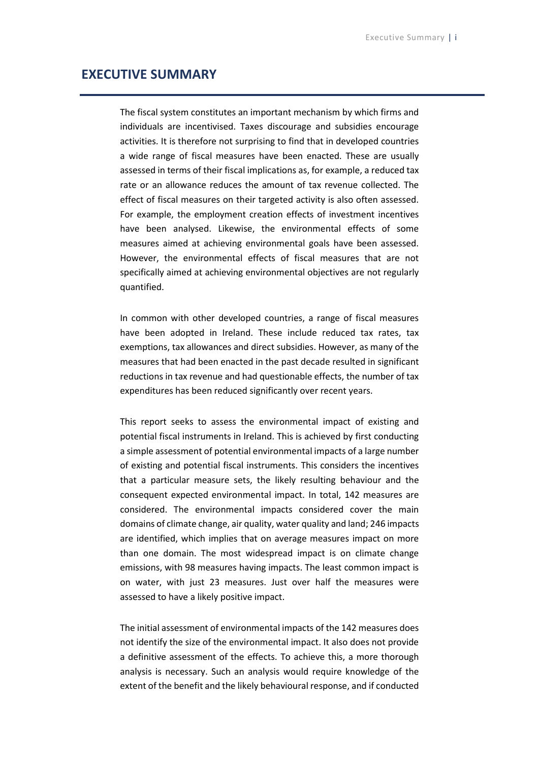# EXECUTIVE SUMMARY

The fiscal system constitutes an important mechanism by which firms and individuals are incentivised. Taxes discourage and subsidies encourage activities. It is therefore not surprising to find that in developed countries a wide range of fiscal measures have been enacted. These are usually assessed in terms of their fiscal implications as, for example, a reduced tax rate or an allowance reduces the amount of tax revenue collected. The effect of fiscal measures on their targeted activity is also often assessed. For example, the employment creation effects of investment incentives have been analysed. Likewise, the environmental effects of some measures aimed at achieving environmental goals have been assessed. However, the environmental effects of fiscal measures that are not specifically aimed at achieving environmental objectives are not regularly quantified.

In common with other developed countries, a range of fiscal measures have been adopted in Ireland. These include reduced tax rates, tax exemptions, tax allowances and direct subsidies. However, as many of the measures that had been enacted in the past decade resulted in significant reductions in tax revenue and had questionable effects, the number of tax expenditures has been reduced significantly over recent years.

This report seeks to assess the environmental impact of existing and potential fiscal instruments in Ireland. This is achieved by first conducting a simple assessment of potential environmental impacts of a large number of existing and potential fiscal instruments. This considers the incentives that a particular measure sets, the likely resulting behaviour and the consequent expected environmental impact. In total, 142 measures are considered. The environmental impacts considered cover the main domains of climate change, air quality, water quality and land; 246 impacts are identified, which implies that on average measures impact on more than one domain. The most widespread impact is on climate change emissions, with 98 measures having impacts. The least common impact is on water, with just 23 measures. Just over half the measures were assessed to have a likely positive impact.

The initial assessment of environmental impacts of the 142 measures does not identify the size of the environmental impact. It also does not provide a definitive assessment of the effects. To achieve this, a more thorough analysis is necessary. Such an analysis would require knowledge of the extent of the benefit and the likely behavioural response, and if conducted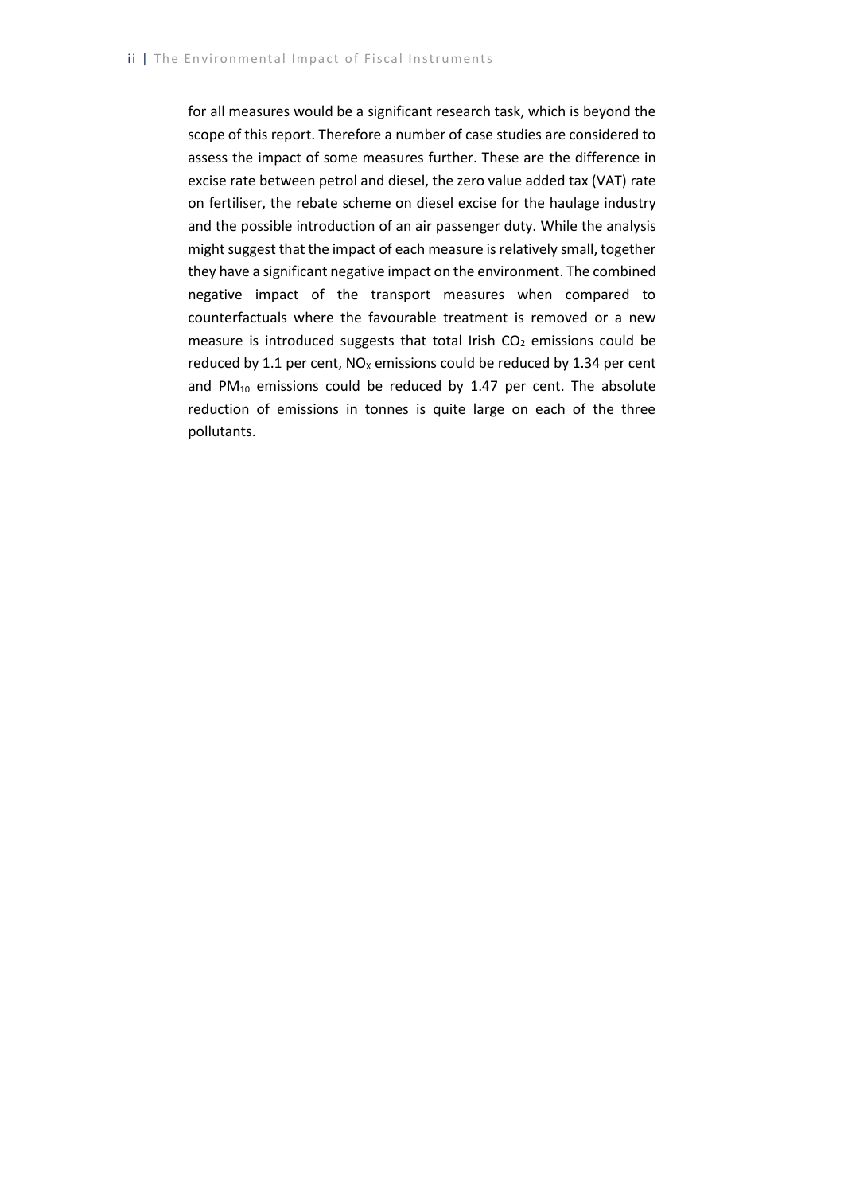for all measures would be a significant research task, which is beyond the scope of this report. Therefore a number of case studies are considered to assess the impact of some measures further. These are the difference in excise rate between petrol and diesel, the zero value added tax (VAT) rate on fertiliser, the rebate scheme on diesel excise for the haulage industry and the possible introduction of an air passenger duty. While the analysis might suggest that the impact of each measure is relatively small, together they have a significant negative impact on the environment. The combined negative impact of the transport measures when compared to counterfactuals where the favourable treatment is removed or a new measure is introduced suggests that total Irish $CO_2$ emissions could be reduced by 1.1 per cent, $NO_X$ emissions could be reduced by 1.34 per cent and $PM_{10}$ emissions could be reduced by 1.47 per cent. The absolute reduction of emissions in tonnes is quite large on each of the three pollutants.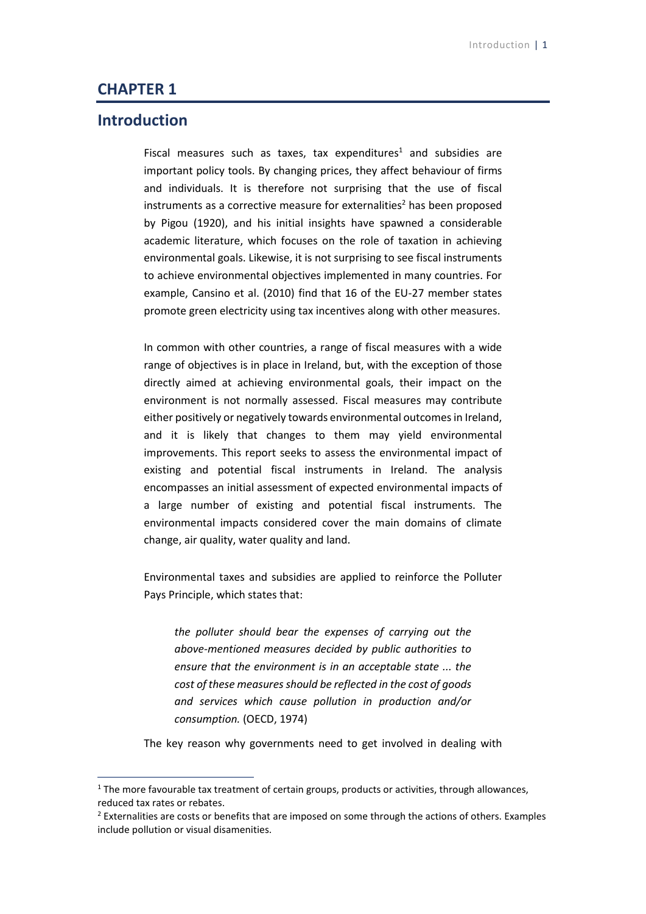# CHAPTER 1

## Introduction

Fiscal measures such as taxes, tax expenditures[1] and subsidies are important policy tools. By changing prices, they affect behaviour of firms and individuals. It is therefore not surprising that the use of fiscal instruments as a corrective measure for externalities[2] has been proposed by Pigou (1920), and his initial insights have spawned a considerable academic literature, which focuses on the role of taxation in achieving environmental goals. Likewise, it is not surprising to see fiscal instruments to achieve environmental objectives implemented in many countries. For example, Cansino et al. (2010) find that 16 of the EU-27 member states promote green electricity using tax incentives along with other measures.

In common with other countries, a range of fiscal measures with a wide range of objectives is in place in Ireland, but, with the exception of those directly aimed at achieving environmental goals, their impact on the environment is not normally assessed. Fiscal measures may contribute either positively or negatively towards environmental outcomes in Ireland, and it is likely that changes to them may yield environmental improvements. This report seeks to assess the environmental impact of existing and potential fiscal instruments in Ireland. The analysis encompasses an initial assessment of expected environmental impacts of a large number of existing and potential fiscal instruments. The environmental impacts considered cover the main domains of climate change, air quality, water quality and land.

Environmental taxes and subsidies are applied to reinforce the Polluter Pays Principle, which states that:

> *the polluter should bear the expenses of carrying out the above-mentioned measures decided by public authorities to ensure that the environment is in an acceptable state ... the cost of these measures should be reflected in the cost of goods and services which cause pollution in production and/or consumption.* (OECD, 1974)

The key reason why governments need to get involved in dealing with

[1] The more favourable tax treatment of certain groups, products or activities, through allowances, reduced tax rates or rebates.

[2] Externalities are costs or benefits that are imposed on some through the actions of others. Examples include pollution or visual disamenities.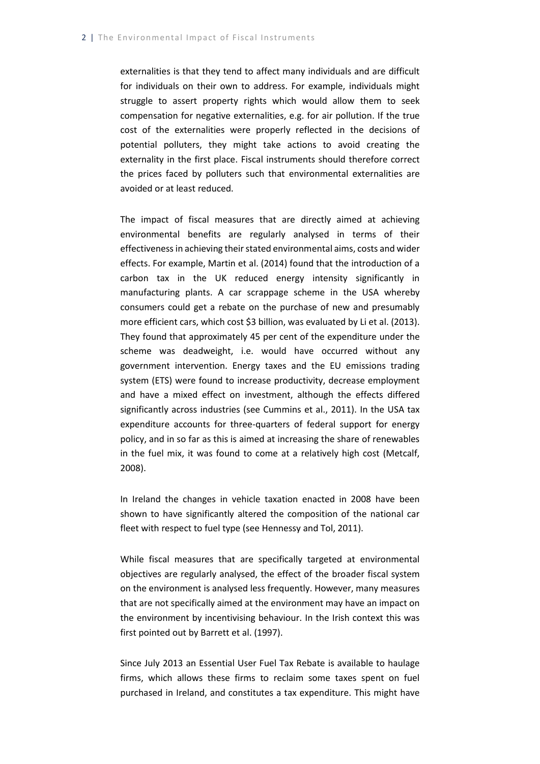externalities is that they tend to affect many individuals and are difficult for individuals on their own to address. For example, individuals might struggle to assert property rights which would allow them to seek compensation for negative externalities, e.g. for air pollution. If the true cost of the externalities were properly reflected in the decisions of potential polluters, they might take actions to avoid creating the externality in the first place. Fiscal instruments should therefore correct the prices faced by polluters such that environmental externalities are avoided or at least reduced.

The impact of fiscal measures that are directly aimed at achieving environmental benefits are regularly analysed in terms of their effectiveness in achieving their stated environmental aims, costs and wider effects. For example, Martin et al. (2014) found that the introduction of a carbon tax in the UK reduced energy intensity significantly in manufacturing plants. A car scrappage scheme in the USA whereby consumers could get a rebate on the purchase of new and presumably more efficient cars, which cost $3 billion, was evaluated by Li et al. (2013). They found that approximately 45 per cent of the expenditure under the scheme was deadweight, i.e. would have occurred without any government intervention. Energy taxes and the EU emissions trading system (ETS) were found to increase productivity, decrease employment and have a mixed effect on investment, although the effects differed significantly across industries (see Cummins et al., 2011). In the USA tax expenditure accounts for three-quarters of federal support for energy policy, and in so far as this is aimed at increasing the share of renewables in the fuel mix, it was found to come at a relatively high cost (Metcalf, 2008).

In Ireland the changes in vehicle taxation enacted in 2008 have been shown to have significantly altered the composition of the national car fleet with respect to fuel type (see Hennessy and Tol, 2011).

While fiscal measures that are specifically targeted at environmental objectives are regularly analysed, the effect of the broader fiscal system on the environment is analysed less frequently. However, many measures that are not specifically aimed at the environment may have an impact on the environment by incentivising behaviour. In the Irish context this was first pointed out by Barrett et al. (1997).

Since July 2013 an Essential User Fuel Tax Rebate is available to haulage firms, which allows these firms to reclaim some taxes spent on fuel purchased in Ireland, and constitutes a tax expenditure. This might have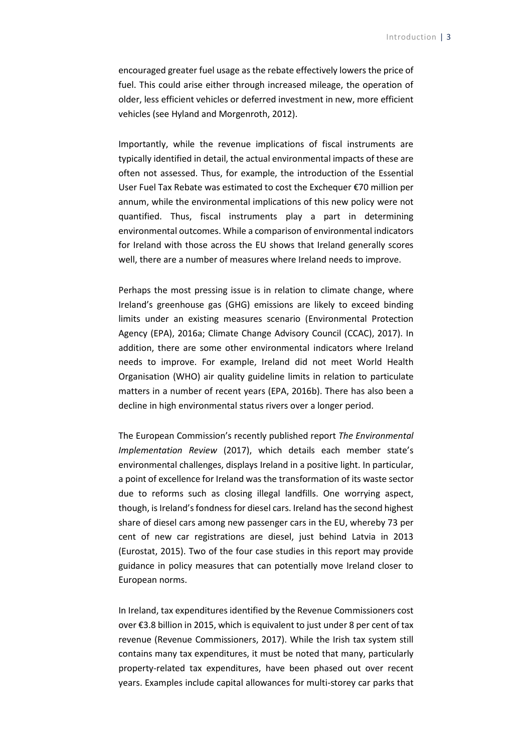encouraged greater fuel usage as the rebate effectively lowers the price of fuel. This could arise either through increased mileage, the operation of older, less efficient vehicles or deferred investment in new, more efficient vehicles (see Hyland and Morgenroth, 2012).

Importantly, while the revenue implications of fiscal instruments are typically identified in detail, the actual environmental impacts of these are often not assessed. Thus, for example, the introduction of the Essential User Fuel Tax Rebate was estimated to cost the Exchequer €70 million per annum, while the environmental implications of this new policy were not quantified. Thus, fiscal instruments play a part in determining environmental outcomes. While a comparison of environmental indicators for Ireland with those across the EU shows that Ireland generally scores well, there are a number of measures where Ireland needs to improve.

Perhaps the most pressing issue is in relation to climate change, where Ireland's greenhouse gas (GHG) emissions are likely to exceed binding limits under an existing measures scenario (Environmental Protection Agency (EPA), 2016a; Climate Change Advisory Council (CCAC), 2017). In addition, there are some other environmental indicators where Ireland needs to improve. For example, Ireland did not meet World Health Organisation (WHO) air quality guideline limits in relation to particulate matters in a number of recent years (EPA, 2016b). There has also been a decline in high environmental status rivers over a longer period.

The European Commission's recently published report *The Environmental Implementation Review* (2017), which details each member state's environmental challenges, displays Ireland in a positive light. In particular, a point of excellence for Ireland was the transformation of its waste sector due to reforms such as closing illegal landfills. One worrying aspect, though, is Ireland's fondness for diesel cars. Ireland has the second highest share of diesel cars among new passenger cars in the EU, whereby 73 per cent of new car registrations are diesel, just behind Latvia in 2013 (Eurostat, 2015). Two of the four case studies in this report may provide guidance in policy measures that can potentially move Ireland closer to European norms.

In Ireland, tax expenditures identified by the Revenue Commissioners cost over €3.8 billion in 2015, which is equivalent to just under 8 per cent of tax revenue (Revenue Commissioners, 2017). While the Irish tax system still contains many tax expenditures, it must be noted that many, particularly property-related tax expenditures, have been phased out over recent years. Examples include capital allowances for multi-storey car parks that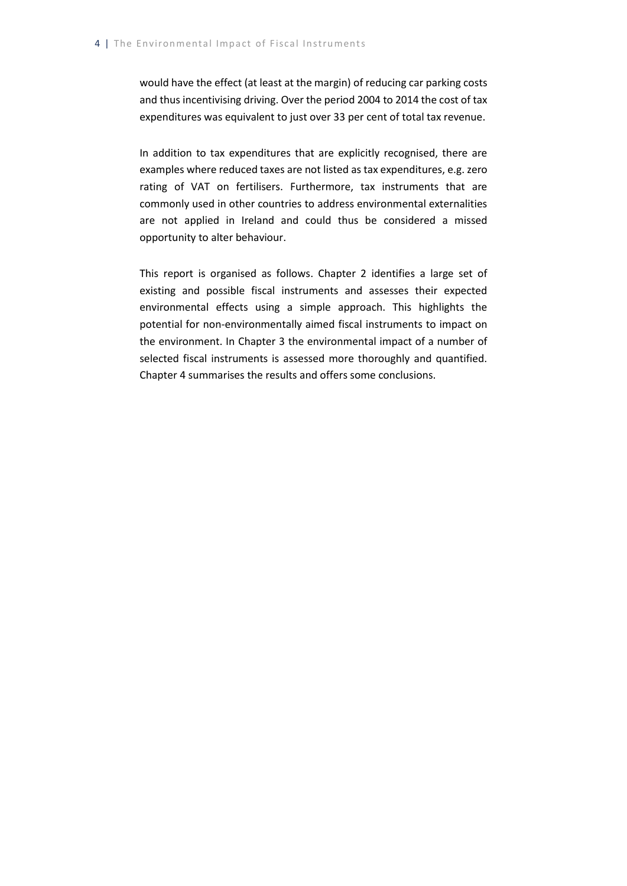would have the effect (at least at the margin) of reducing car parking costs and thus incentivising driving. Over the period 2004 to 2014 the cost of tax expenditures was equivalent to just over 33 per cent of total tax revenue.

In addition to tax expenditures that are explicitly recognised, there are examples where reduced taxes are not listed as tax expenditures, e.g. zero rating of VAT on fertilisers. Furthermore, tax instruments that are commonly used in other countries to address environmental externalities are not applied in Ireland and could thus be considered a missed opportunity to alter behaviour.

This report is organised as follows. Chapter 2 identifies a large set of existing and possible fiscal instruments and assesses their expected environmental effects using a simple approach. This highlights the potential for non-environmentally aimed fiscal instruments to impact on the environment. In Chapter 3 the environmental impact of a number of selected fiscal instruments is assessed more thoroughly and quantified. Chapter 4 summarises the results and offers some conclusions.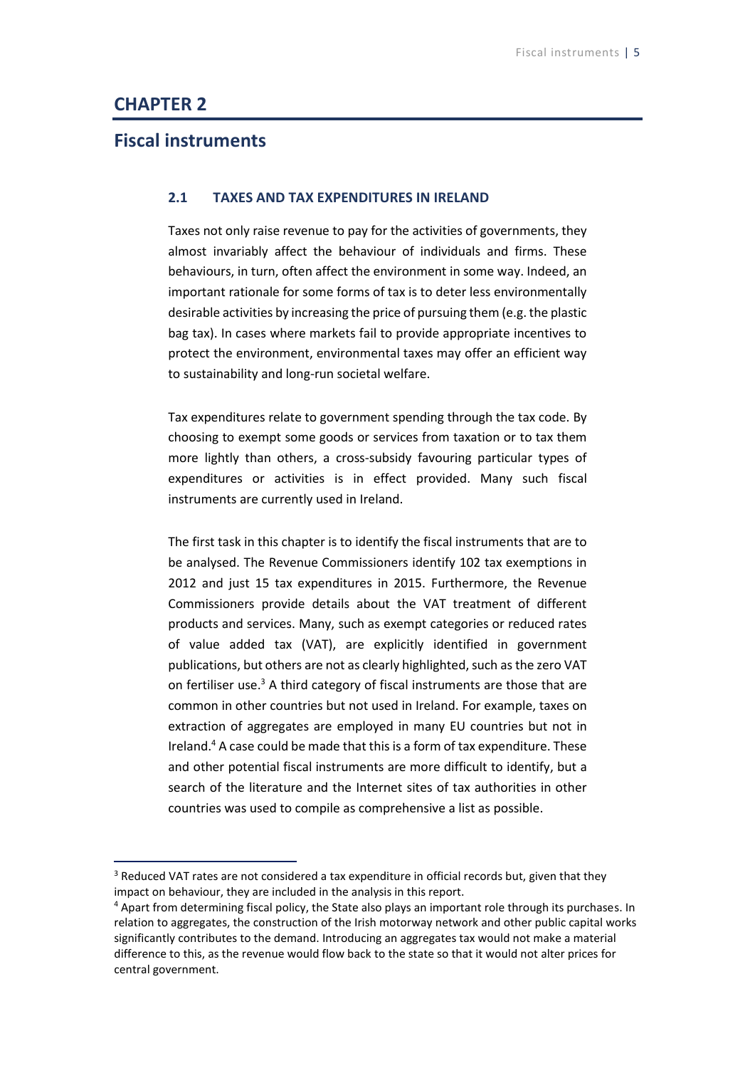# CHAPTER 2

## Fiscal instruments

### 2.1 TAXES AND TAX EXPENDITURES IN IRELAND

Taxes not only raise revenue to pay for the activities of governments, they almost invariably affect the behaviour of individuals and firms. These behaviours, in turn, often affect the environment in some way. Indeed, an important rationale for some forms of tax is to deter less environmentally desirable activities by increasing the price of pursuing them (e.g. the plastic bag tax). In cases where markets fail to provide appropriate incentives to protect the environment, environmental taxes may offer an efficient way to sustainability and long-run societal welfare.

Tax expenditures relate to government spending through the tax code. By choosing to exempt some goods or services from taxation or to tax them more lightly than others, a cross-subsidy favouring particular types of expenditures or activities is in effect provided. Many such fiscal instruments are currently used in Ireland.

The first task in this chapter is to identify the fiscal instruments that are to be analysed. The Revenue Commissioners identify 102 tax exemptions in 2012 and just 15 tax expenditures in 2015. Furthermore, the Revenue Commissioners provide details about the VAT treatment of different products and services. Many, such as exempt categories or reduced rates of value added tax (VAT), are explicitly identified in government publications, but others are not as clearly highlighted, such as the zero VAT on fertiliser use.[3] A third category of fiscal instruments are those that are common in other countries but not used in Ireland. For example, taxes on extraction of aggregates are employed in many EU countries but not in Ireland.[4] A case could be made that this is a form of tax expenditure. These and other potential fiscal instruments are more difficult to identify, but a search of the literature and the Internet sites of tax authorities in other countries was used to compile as comprehensive a list as possible.

---

[3] Reduced VAT rates are not considered a tax expenditure in official records but, given that they impact on behaviour, they are included in the analysis in this report.

[4] Apart from determining fiscal policy, the State also plays an important role through its purchases. In relation to aggregates, the construction of the Irish motorway network and other public capital works significantly contributes to the demand. Introducing an aggregates tax would not make a material difference to this, as the revenue would flow back to the state so that it would not alter prices for central government.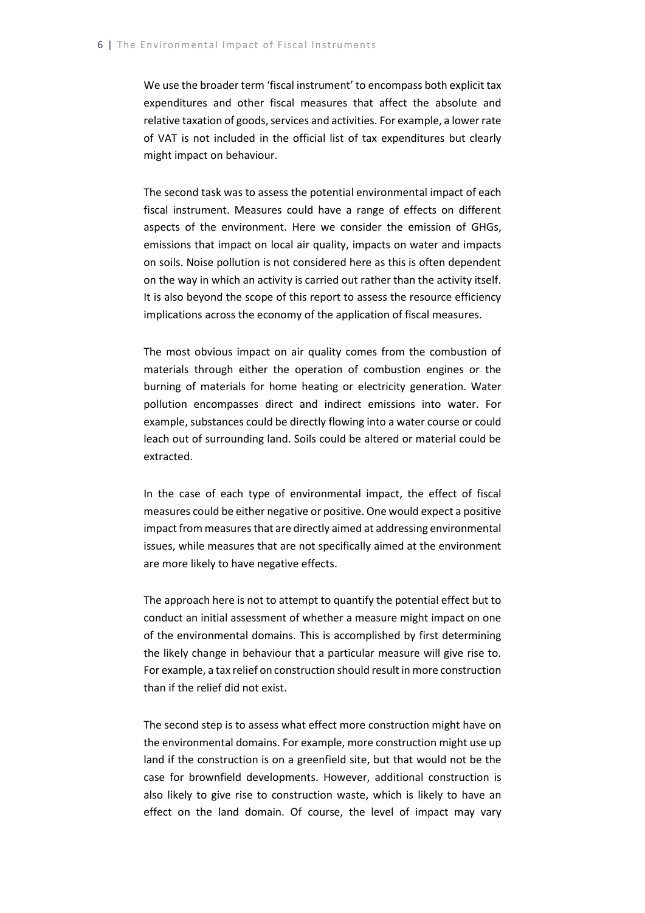We use the broader term 'fiscal instrument' to encompass both explicit tax expenditures and other fiscal measures that affect the absolute and relative taxation of goods, services and activities. For example, a lower rate of VAT is not included in the official list of tax expenditures but clearly might impact on behaviour.

The second task was to assess the potential environmental impact of each fiscal instrument. Measures could have a range of effects on different aspects of the environment. Here we consider the emission of GHGs, emissions that impact on local air quality, impacts on water and impacts on soils. Noise pollution is not considered here as this is often dependent on the way in which an activity is carried out rather than the activity itself. It is also beyond the scope of this report to assess the resource efficiency implications across the economy of the application of fiscal measures.

The most obvious impact on air quality comes from the combustion of materials through either the operation of combustion engines or the burning of materials for home heating or electricity generation. Water pollution encompasses direct and indirect emissions into water. For example, substances could be directly flowing into a water course or could leach out of surrounding land. Soils could be altered or material could be extracted.

In the case of each type of environmental impact, the effect of fiscal measures could be either negative or positive. One would expect a positive impact from measures that are directly aimed at addressing environmental issues, while measures that are not specifically aimed at the environment are more likely to have negative effects.

The approach here is not to attempt to quantify the potential effect but to conduct an initial assessment of whether a measure might impact on one of the environmental domains. This is accomplished by first determining the likely change in behaviour that a particular measure will give rise to. For example, a tax relief on construction should result in more construction than if the relief did not exist.

The second step is to assess what effect more construction might have on the environmental domains. For example, more construction might use up land if the construction is on a greenfield site, but that would not be the case for brownfield developments. However, additional construction is also likely to give rise to construction waste, which is likely to have an effect on the land domain. Of course, the level of impact may vary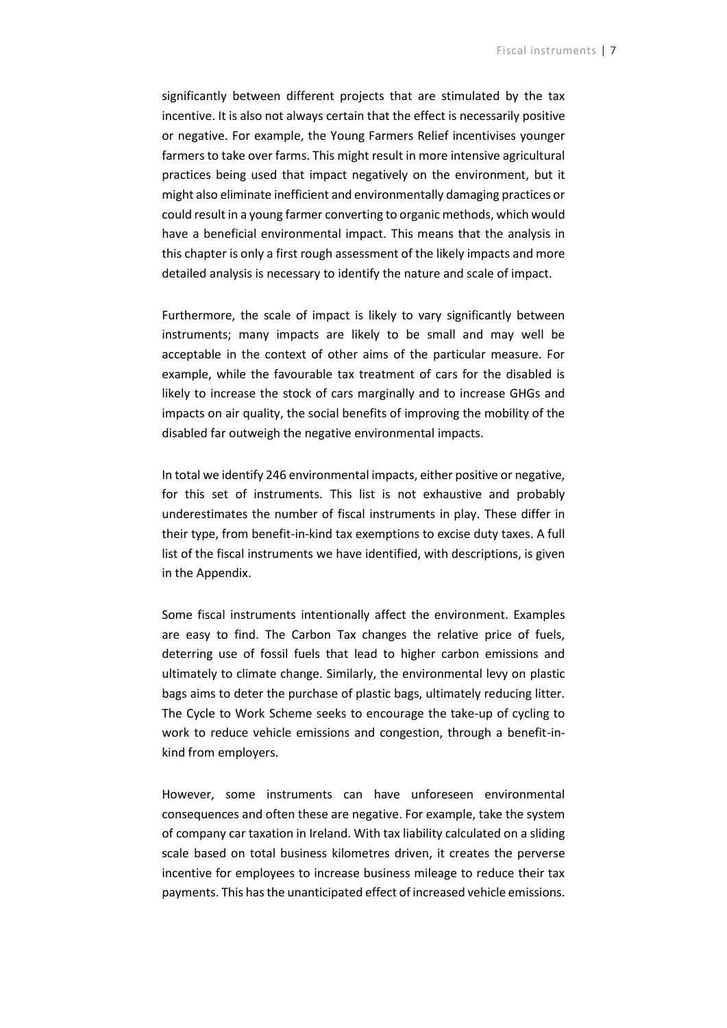significantly between different projects that are stimulated by the tax incentive. It is also not always certain that the effect is necessarily positive or negative. For example, the Young Farmers Relief incentivises younger farmers to take over farms. This might result in more intensive agricultural practices being used that impact negatively on the environment, but it might also eliminate inefficient and environmentally damaging practices or could result in a young farmer converting to organic methods, which would have a beneficial environmental impact. This means that the analysis in this chapter is only a first rough assessment of the likely impacts and more detailed analysis is necessary to identify the nature and scale of impact.

Furthermore, the scale of impact is likely to vary significantly between instruments; many impacts are likely to be small and may well be acceptable in the context of other aims of the particular measure. For example, while the favourable tax treatment of cars for the disabled is likely to increase the stock of cars marginally and to increase GHGs and impacts on air quality, the social benefits of improving the mobility of the disabled far outweigh the negative environmental impacts.

In total we identify 246 environmental impacts, either positive or negative, for this set of instruments. This list is not exhaustive and probably underestimates the number of fiscal instruments in play. These differ in their type, from benefit-in-kind tax exemptions to excise duty taxes. A full list of the fiscal instruments we have identified, with descriptions, is given in the Appendix.

Some fiscal instruments intentionally affect the environment. Examples are easy to find. The Carbon Tax changes the relative price of fuels, deterring use of fossil fuels that lead to higher carbon emissions and ultimately to climate change. Similarly, the environmental levy on plastic bags aims to deter the purchase of plastic bags, ultimately reducing litter. The Cycle to Work Scheme seeks to encourage the take-up of cycling to work to reduce vehicle emissions and congestion, through a benefit-in-kind from employers.

However, some instruments can have unforeseen environmental consequences and often these are negative. For example, take the system of company car taxation in Ireland. With tax liability calculated on a sliding scale based on total business kilometres driven, it creates the perverse incentive for employees to increase business mileage to reduce their tax payments. This has the unanticipated effect of increased vehicle emissions.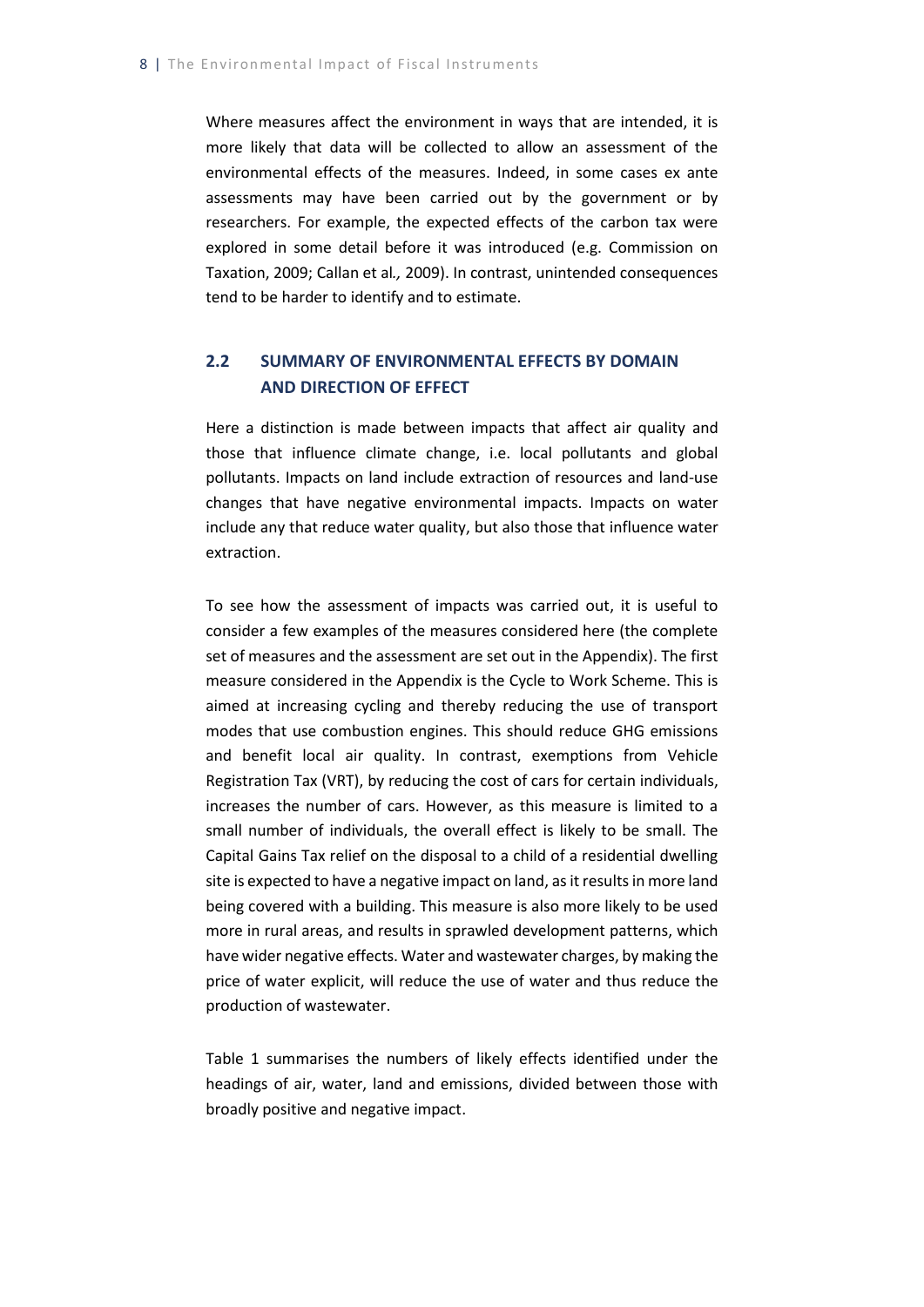Where measures affect the environment in ways that are intended, it is more likely that data will be collected to allow an assessment of the environmental effects of the measures. Indeed, in some cases ex ante assessments may have been carried out by the government or by researchers. For example, the expected effects of the carbon tax were explored in some detail before it was introduced (e.g. Commission on Taxation, 2009; Callan et al*.,* 2009). In contrast, unintended consequences tend to be harder to identify and to estimate.

## 2.2 SUMMARY OF ENVIRONMENTAL EFFECTS BY DOMAIN AND DIRECTION OF EFFECT

Here a distinction is made between impacts that affect air quality and those that influence climate change, i.e. local pollutants and global pollutants. Impacts on land include extraction of resources and land-use changes that have negative environmental impacts. Impacts on water include any that reduce water quality, but also those that influence water extraction.

To see how the assessment of impacts was carried out, it is useful to consider a few examples of the measures considered here (the complete set of measures and the assessment are set out in the Appendix). The first measure considered in the Appendix is the Cycle to Work Scheme. This is aimed at increasing cycling and thereby reducing the use of transport modes that use combustion engines. This should reduce GHG emissions and benefit local air quality. In contrast, exemptions from Vehicle Registration Tax (VRT), by reducing the cost of cars for certain individuals, increases the number of cars. However, as this measure is limited to a small number of individuals, the overall effect is likely to be small. The Capital Gains Tax relief on the disposal to a child of a residential dwelling site is expected to have a negative impact on land, as it results in more land being covered with a building. This measure is also more likely to be used more in rural areas, and results in sprawled development patterns, which have wider negative effects. Water and wastewater charges, by making the price of water explicit, will reduce the use of water and thus reduce the production of wastewater.

Table 1 summarises the numbers of likely effects identified under the headings of air, water, land and emissions, divided between those with broadly positive and negative impact.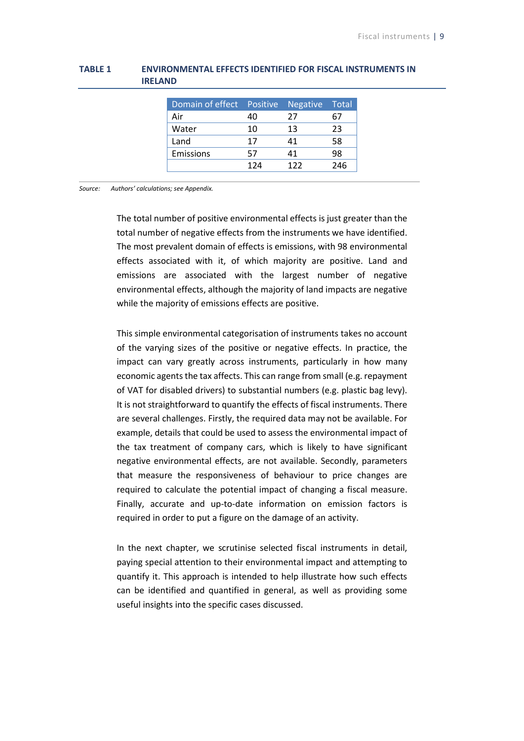**TABLE 1 ENVIRONMENTAL EFFECTS IDENTIFIED FOR FISCAL INSTRUMENTS IN IRELAND**

| Domain of effect | Positive | Negative | Total |
|---|---|---|---|
| Air | 40 | 27 | 67 |
| Water | 10 | 13 | 23 |
| Land | 17 | 41 | 58 |
| Emissions | 57 | 41 | 98 |
| | 124 | 122 | 246 |

*Source: Authors' calculations; see Appendix.*

The total number of positive environmental effects is just greater than the total number of negative effects from the instruments we have identified. The most prevalent domain of effects is emissions, with 98 environmental effects associated with it, of which majority are positive. Land and emissions are associated with the largest number of negative environmental effects, although the majority of land impacts are negative while the majority of emissions effects are positive.

This simple environmental categorisation of instruments takes no account of the varying sizes of the positive or negative effects. In practice, the impact can vary greatly across instruments, particularly in how many economic agents the tax affects. This can range from small (e.g. repayment of VAT for disabled drivers) to substantial numbers (e.g. plastic bag levy). It is not straightforward to quantify the effects of fiscal instruments. There are several challenges. Firstly, the required data may not be available. For example, details that could be used to assess the environmental impact of the tax treatment of company cars, which is likely to have significant negative environmental effects, are not available. Secondly, parameters that measure the responsiveness of behaviour to price changes are required to calculate the potential impact of changing a fiscal measure. Finally, accurate and up-to-date information on emission factors is required in order to put a figure on the damage of an activity.

In the next chapter, we scrutinise selected fiscal instruments in detail, paying special attention to their environmental impact and attempting to quantify it. This approach is intended to help illustrate how such effects can be identified and quantified in general, as well as providing some useful insights into the specific cases discussed.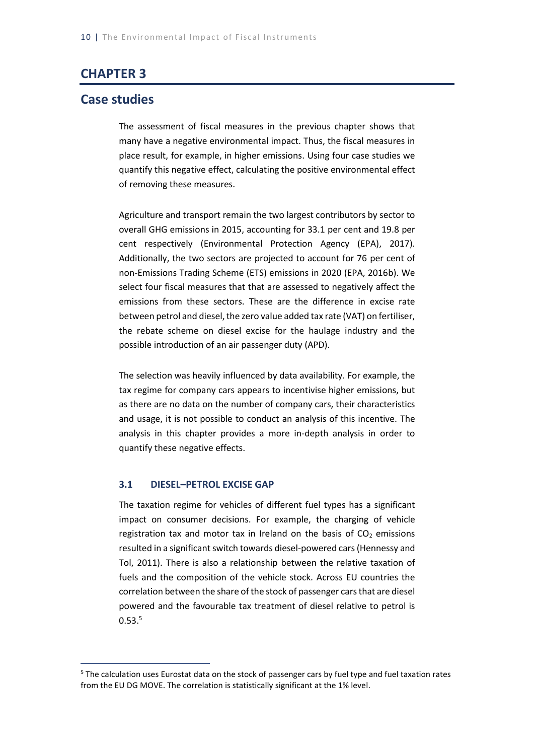# CHAPTER 3

## Case studies

The assessment of fiscal measures in the previous chapter shows that many have a negative environmental impact. Thus, the fiscal measures in place result, for example, in higher emissions. Using four case studies we quantify this negative effect, calculating the positive environmental effect of removing these measures.

Agriculture and transport remain the two largest contributors by sector to overall GHG emissions in 2015, accounting for 33.1 per cent and 19.8 per cent respectively (Environmental Protection Agency (EPA), 2017). Additionally, the two sectors are projected to account for 76 per cent of non-Emissions Trading Scheme (ETS) emissions in 2020 (EPA, 2016b). We select four fiscal measures that that are assessed to negatively affect the emissions from these sectors. These are the difference in excise rate between petrol and diesel, the zero value added tax rate (VAT) on fertiliser, the rebate scheme on diesel excise for the haulage industry and the possible introduction of an air passenger duty (APD).

The selection was heavily influenced by data availability. For example, the tax regime for company cars appears to incentivise higher emissions, but as there are no data on the number of company cars, their characteristics and usage, it is not possible to conduct an analysis of this incentive. The analysis in this chapter provides a more in-depth analysis in order to quantify these negative effects.

### 3.1 DIESEL–PETROL EXCISE GAP

The taxation regime for vehicles of different fuel types has a significant impact on consumer decisions. For example, the charging of vehicle registration tax and motor tax in Ireland on the basis of $CO_2$ emissions resulted in a significant switch towards diesel-powered cars (Hennessy and Tol, 2011). There is also a relationship between the relative taxation of fuels and the composition of the vehicle stock. Across EU countries the correlation between the share of the stock of passenger cars that are diesel powered and the favourable tax treatment of diesel relative to petrol is 0.53.[5]

[5] The calculation uses Eurostat data on the stock of passenger cars by fuel type and fuel taxation rates from the EU DG MOVE. The correlation is statistically significant at the 1% level.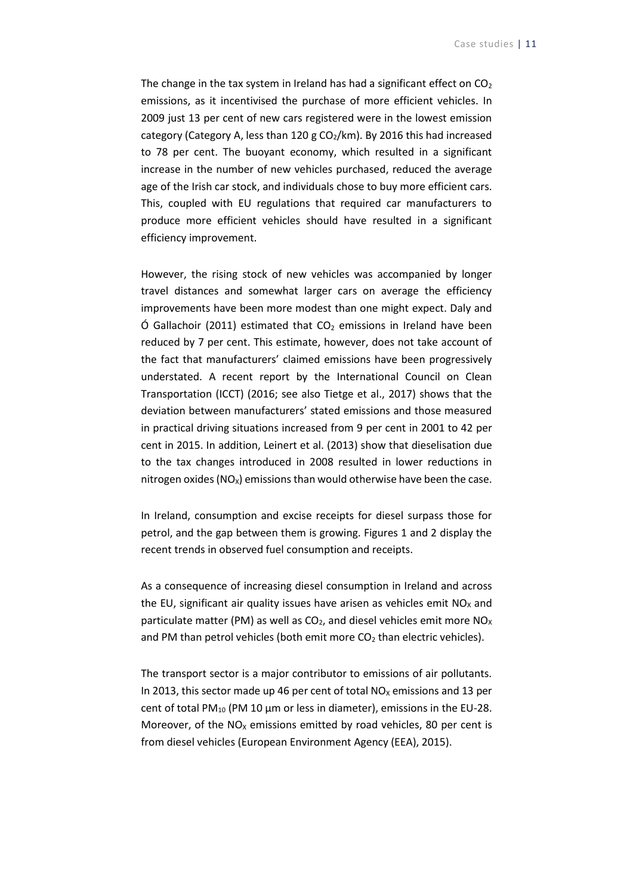The change in the tax system in Ireland has had a significant effect on $CO_2$ emissions, as it incentivised the purchase of more efficient vehicles. In 2009 just 13 per cent of new cars registered were in the lowest emission category (Category A, less than 120 g $CO_2$/km). By 2016 this had increased to 78 per cent. The buoyant economy, which resulted in a significant increase in the number of new vehicles purchased, reduced the average age of the Irish car stock, and individuals chose to buy more efficient cars. This, coupled with EU regulations that required car manufacturers to produce more efficient vehicles should have resulted in a significant efficiency improvement.

However, the rising stock of new vehicles was accompanied by longer travel distances and somewhat larger cars on average the efficiency improvements have been more modest than one might expect. Daly and Ó Gallachoir (2011) estimated that $CO_2$ emissions in Ireland have been reduced by 7 per cent. This estimate, however, does not take account of the fact that manufacturers' claimed emissions have been progressively understated. A recent report by the International Council on Clean Transportation (ICCT) (2016; see also Tietge et al., 2017) shows that the deviation between manufacturers' stated emissions and those measured in practical driving situations increased from 9 per cent in 2001 to 42 per cent in 2015. In addition, Leinert et al. (2013) show that dieselisation due to the tax changes introduced in 2008 resulted in lower reductions in nitrogen oxides ($NO_X$) emissions than would otherwise have been the case.

In Ireland, consumption and excise receipts for diesel surpass those for petrol, and the gap between them is growing. Figures 1 and 2 display the recent trends in observed fuel consumption and receipts.

As a consequence of increasing diesel consumption in Ireland and across the EU, significant air quality issues have arisen as vehicles emit $NO_X$ and particulate matter (PM) as well as $CO_2$, and diesel vehicles emit more $NO_X$ and PM than petrol vehicles (both emit more $CO_2$ than electric vehicles).

The transport sector is a major contributor to emissions of air pollutants. In 2013, this sector made up 46 per cent of total $NO_X$ emissions and 13 per cent of total $PM_{10}$ (PM 10 µm or less in diameter), emissions in the EU-28. Moreover, of the $NO_X$ emissions emitted by road vehicles, 80 per cent is from diesel vehicles (European Environment Agency (EEA), 2015).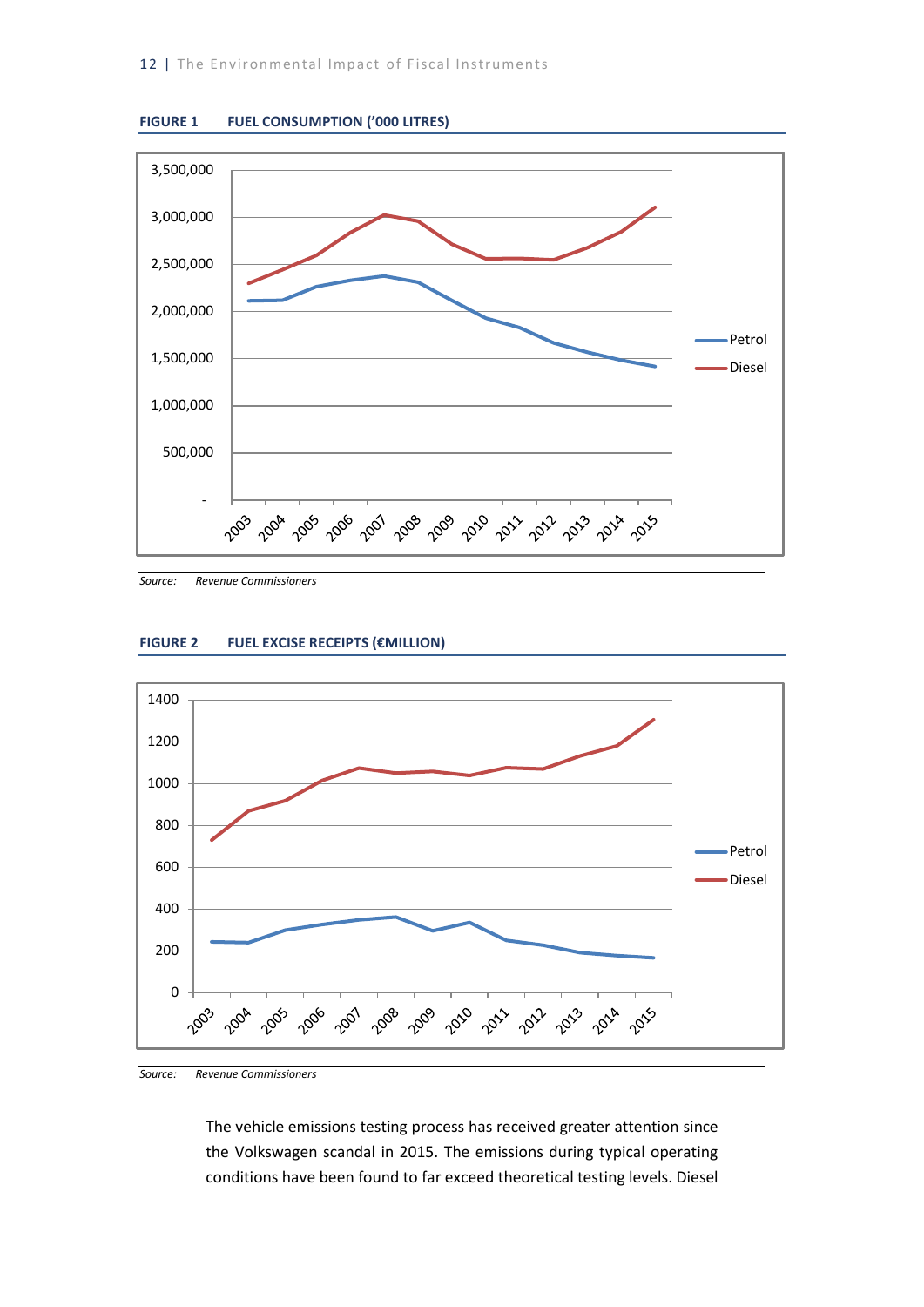**FIGURE 1 FUEL CONSUMPTION ('000 LITRES)**

*Source: Revenue Commissioners*

**FIGURE 2 FUEL EXCISE RECEIPTS (€MILLION)**

*Source: Revenue Commissioners*

The vehicle emissions testing process has received greater attention since the Volkswagen scandal in 2015. The emissions during typical operating conditions have been found to far exceed theoretical testing levels. Diesel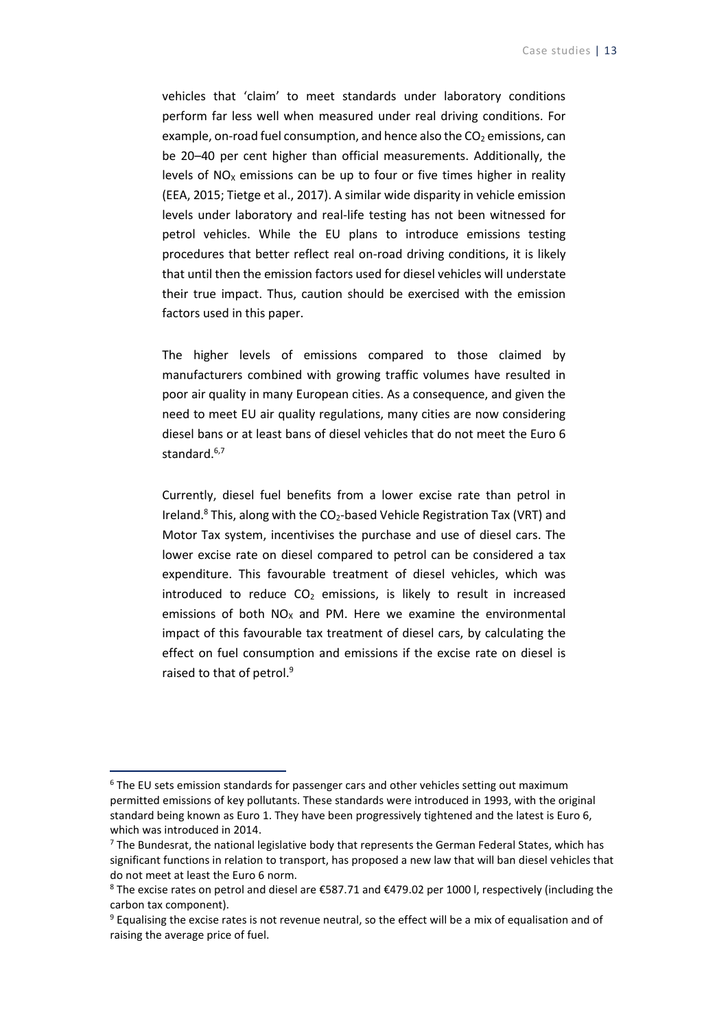vehicles that 'claim' to meet standards under laboratory conditions perform far less well when measured under real driving conditions. For example, on-road fuel consumption, and hence also the $CO_2$ emissions, can be 20–40 per cent higher than official measurements. Additionally, the levels of $NO_X$ emissions can be up to four or five times higher in reality (EEA, 2015; Tietge et al., 2017). A similar wide disparity in vehicle emission levels under laboratory and real-life testing has not been witnessed for petrol vehicles. While the EU plans to introduce emissions testing procedures that better reflect real on-road driving conditions, it is likely that until then the emission factors used for diesel vehicles will understate their true impact. Thus, caution should be exercised with the emission factors used in this paper.

The higher levels of emissions compared to those claimed by manufacturers combined with growing traffic volumes have resulted in poor air quality in many European cities. As a consequence, and given the need to meet EU air quality regulations, many cities are now considering diesel bans or at least bans of diesel vehicles that do not meet the Euro 6 standard.[6,7]

Currently, diesel fuel benefits from a lower excise rate than petrol in Ireland.[8] This, along with the $CO_2$-based Vehicle Registration Tax (VRT) and Motor Tax system, incentivises the purchase and use of diesel cars. The lower excise rate on diesel compared to petrol can be considered a tax expenditure. This favourable treatment of diesel vehicles, which was introduced to reduce $CO_2$ emissions, is likely to result in increased emissions of both $NO_X$ and PM. Here we examine the environmental impact of this favourable tax treatment of diesel cars, by calculating the effect on fuel consumption and emissions if the excise rate on diesel is raised to that of petrol.[9]

---

[6] The EU sets emission standards for passenger cars and other vehicles setting out maximum permitted emissions of key pollutants. These standards were introduced in 1993, with the original standard being known as Euro 1. They have been progressively tightened and the latest is Euro 6, which was introduced in 2014.

[7] The Bundesrat, the national legislative body that represents the German Federal States, which has significant functions in relation to transport, has proposed a new law that will ban diesel vehicles that do not meet at least the Euro 6 norm.

[8] The excise rates on petrol and diesel are €587.71 and €479.02 per 1000 l, respectively (including the carbon tax component).

[9] Equalising the excise rates is not revenue neutral, so the effect will be a mix of equalisation and of raising the average price of fuel.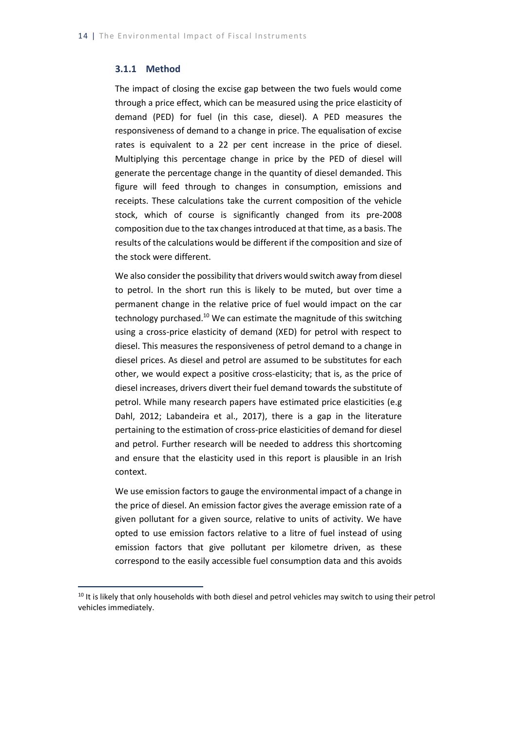### 3.1.1 Method

The impact of closing the excise gap between the two fuels would come through a price effect, which can be measured using the price elasticity of demand (PED) for fuel (in this case, diesel). A PED measures the responsiveness of demand to a change in price. The equalisation of excise rates is equivalent to a 22 per cent increase in the price of diesel. Multiplying this percentage change in price by the PED of diesel will generate the percentage change in the quantity of diesel demanded. This figure will feed through to changes in consumption, emissions and receipts. These calculations take the current composition of the vehicle stock, which of course is significantly changed from its pre-2008 composition due to the tax changes introduced at that time, as a basis. The results of the calculations would be different if the composition and size of the stock were different.

We also consider the possibility that drivers would switch away from diesel to petrol. In the short run this is likely to be muted, but over time a permanent change in the relative price of fuel would impact on the car technology purchased.[10] We can estimate the magnitude of this switching using a cross-price elasticity of demand (XED) for petrol with respect to diesel. This measures the responsiveness of petrol demand to a change in diesel prices. As diesel and petrol are assumed to be substitutes for each other, we would expect a positive cross-elasticity; that is, as the price of diesel increases, drivers divert their fuel demand towards the substitute of petrol. While many research papers have estimated price elasticities (e.g Dahl, 2012; Labandeira et al., 2017), there is a gap in the literature pertaining to the estimation of cross-price elasticities of demand for diesel and petrol. Further research will be needed to address this shortcoming and ensure that the elasticity used in this report is plausible in an Irish context.

We use emission factors to gauge the environmental impact of a change in the price of diesel. An emission factor gives the average emission rate of a given pollutant for a given source, relative to units of activity. We have opted to use emission factors relative to a litre of fuel instead of using emission factors that give pollutant per kilometre driven, as these correspond to the easily accessible fuel consumption data and this avoids

[10] It is likely that only households with both diesel and petrol vehicles may switch to using their petrol vehicles immediately.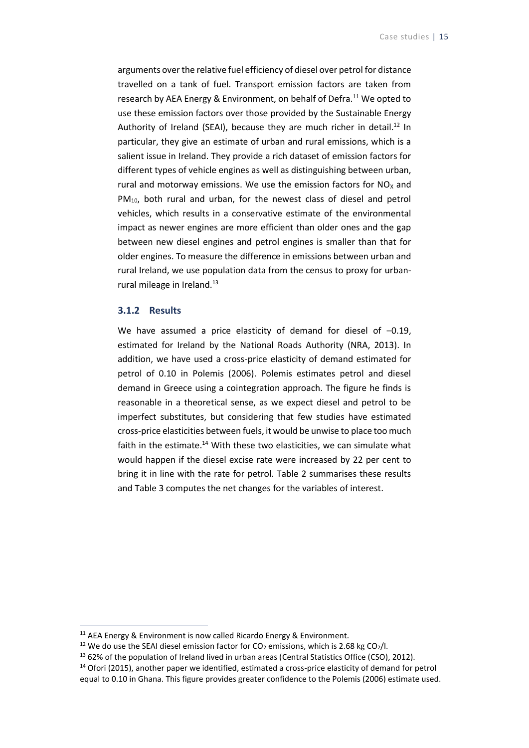arguments over the relative fuel efficiency of diesel over petrol for distance travelled on a tank of fuel. Transport emission factors are taken from research by AEA Energy & Environment, on behalf of Defra.[11] We opted to use these emission factors over those provided by the Sustainable Energy Authority of Ireland (SEAI), because they are much richer in detail.[12] In particular, they give an estimate of urban and rural emissions, which is a salient issue in Ireland. They provide a rich dataset of emission factors for different types of vehicle engines as well as distinguishing between urban, rural and motorway emissions. We use the emission factors for $NO_X$ and $PM_{10}$, both rural and urban, for the newest class of diesel and petrol vehicles, which results in a conservative estimate of the environmental impact as newer engines are more efficient than older ones and the gap between new diesel engines and petrol engines is smaller than that for older engines. To measure the difference in emissions between urban and rural Ireland, we use population data from the census to proxy for urban-rural mileage in Ireland.[13]

### 3.1.2 Results

We have assumed a price elasticity of demand for diesel of –0.19, estimated for Ireland by the National Roads Authority (NRA, 2013). In addition, we have used a cross-price elasticity of demand estimated for petrol of 0.10 in Polemis (2006). Polemis estimates petrol and diesel demand in Greece using a cointegration approach. The figure he finds is reasonable in a theoretical sense, as we expect diesel and petrol to be imperfect substitutes, but considering that few studies have estimated cross-price elasticities between fuels, it would be unwise to place too much faith in the estimate.[14] With these two elasticities, we can simulate what would happen if the diesel excise rate were increased by 22 per cent to bring it in line with the rate for petrol. Table 2 summarises these results and Table 3 computes the net changes for the variables of interest.

---

[11] AEA Energy & Environment is now called Ricardo Energy & Environment.

[12] We do use the SEAI diesel emission factor for $CO_2$ emissions, which is 2.68 kg $CO_2$/l.

[13] 62% of the population of Ireland lived in urban areas (Central Statistics Office (CSO), 2012).

[14] Ofori (2015), another paper we identified, estimated a cross-price elasticity of demand for petrol equal to 0.10 in Ghana. This figure provides greater confidence to the Polemis (2006) estimate used.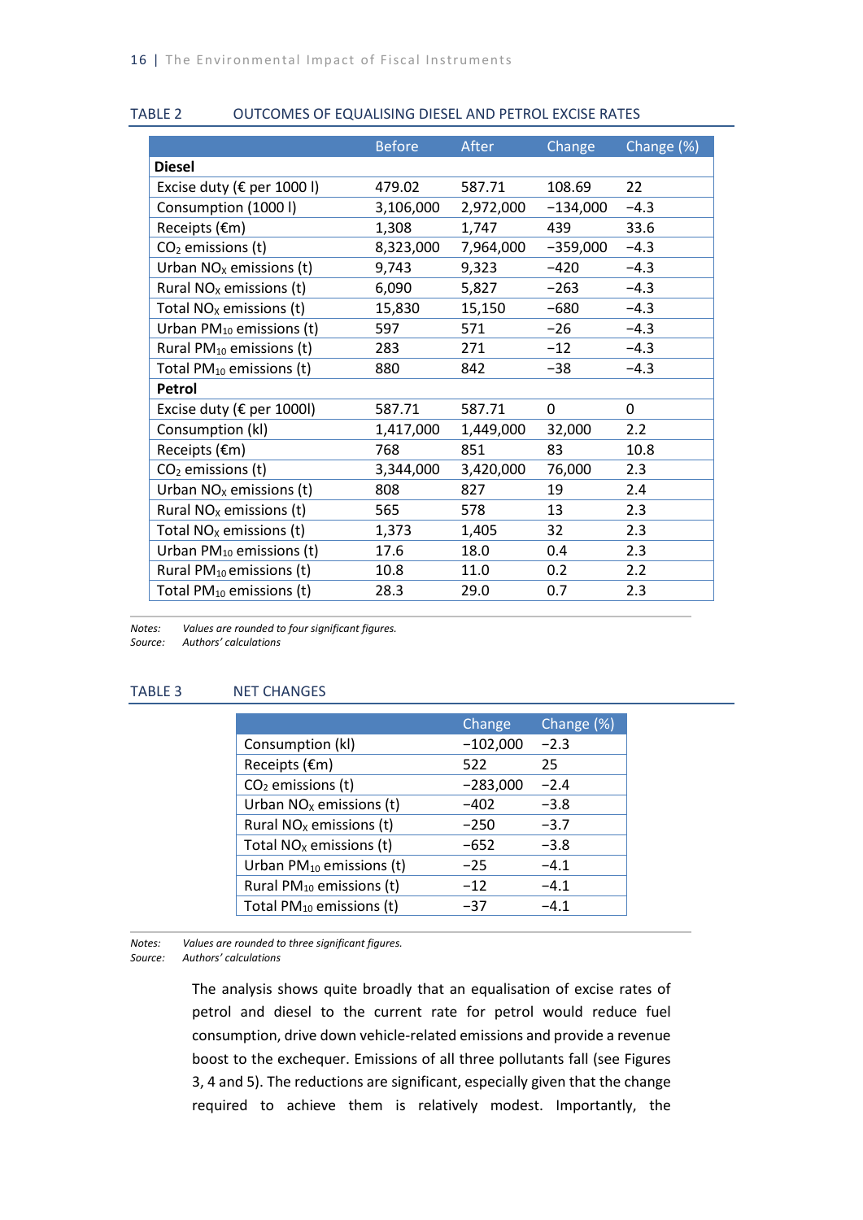TABLE 2 OUTCOMES OF EQUALISING DIESEL AND PETROL EXCISE RATES

| | Before | After | Change | Change (%) |
|---|---|---|---|---|
| **Diesel** | | | | |
| Excise duty (€ per 1000 l) | 479.02 | 587.71 | 108.69 | 22 |
| Consumption (1000 l) | 3,106,000 | 2,972,000 | −134,000 | −4.3 |
| Receipts (€m) | 1,308 | 1,747 | 439 | 33.6 |
| $CO_2$ emissions (t) | 8,323,000 | 7,964,000 | −359,000 | −4.3 |
| Urban $NO_x$ emissions (t) | 9,743 | 9,323 | −420 | −4.3 |
| Rural $NO_x$ emissions (t) | 6,090 | 5,827 | −263 | −4.3 |
| Total $NO_x$ emissions (t) | 15,830 | 15,150 | −680 | −4.3 |
| Urban $PM_{10}$ emissions (t) | 597 | 571 | −26 | −4.3 |
| Rural $PM_{10}$ emissions (t) | 283 | 271 | −12 | −4.3 |
| Total $PM_{10}$ emissions (t) | 880 | 842 | −38 | −4.3 |
| **Petrol** | | | | |
| Excise duty (€ per 1000l) | 587.71 | 587.71 | 0 | 0 |
| Consumption (kl) | 1,417,000 | 1,449,000 | 32,000 | 2.2 |
| Receipts (€m) | 768 | 851 | 83 | 10.8 |
| $CO_2$ emissions (t) | 3,344,000 | 3,420,000 | 76,000 | 2.3 |
| Urban $NO_x$ emissions (t) | 808 | 827 | 19 | 2.4 |
| Rural $NO_x$ emissions (t) | 565 | 578 | 13 | 2.3 |
| Total $NO_x$ emissions (t) | 1,373 | 1,405 | 32 | 2.3 |
| Urban $PM_{10}$ emissions (t) | 17.6 | 18.0 | 0.4 | 2.3 |
| Rural $PM_{10}$ emissions (t) | 10.8 | 11.0 | 0.2 | 2.2 |
| Total $PM_{10}$ emissions (t) | 28.3 | 29.0 | 0.7 | 2.3 |

*Notes: Values are rounded to four significant figures.*
*Source: Authors' calculations*

TABLE 3 NET CHANGES

| | Change | Change (%) |
|---|---|---|
| Consumption (kl) | −102,000 | −2.3 |
| Receipts (€m) | 522 | 25 |
| $CO_2$ emissions (t) | −283,000 | −2.4 |
| Urban $NO_x$ emissions (t) | −402 | −3.8 |
| Rural $NO_x$ emissions (t) | −250 | −3.7 |
| Total $NO_x$ emissions (t) | −652 | −3.8 |
| Urban $PM_{10}$ emissions (t) | −25 | −4.1 |
| Rural $PM_{10}$ emissions (t) | −12 | −4.1 |
| Total $PM_{10}$ emissions (t) | −37 | −4.1 |

*Notes: Values are rounded to three significant figures.*
*Source: Authors' calculations*

The analysis shows quite broadly that an equalisation of excise rates of petrol and diesel to the current rate for petrol would reduce fuel consumption, drive down vehicle-related emissions and provide a revenue boost to the exchequer. Emissions of all three pollutants fall (see Figures 3, 4 and 5). The reductions are significant, especially given that the change required to achieve them is relatively modest. Importantly, the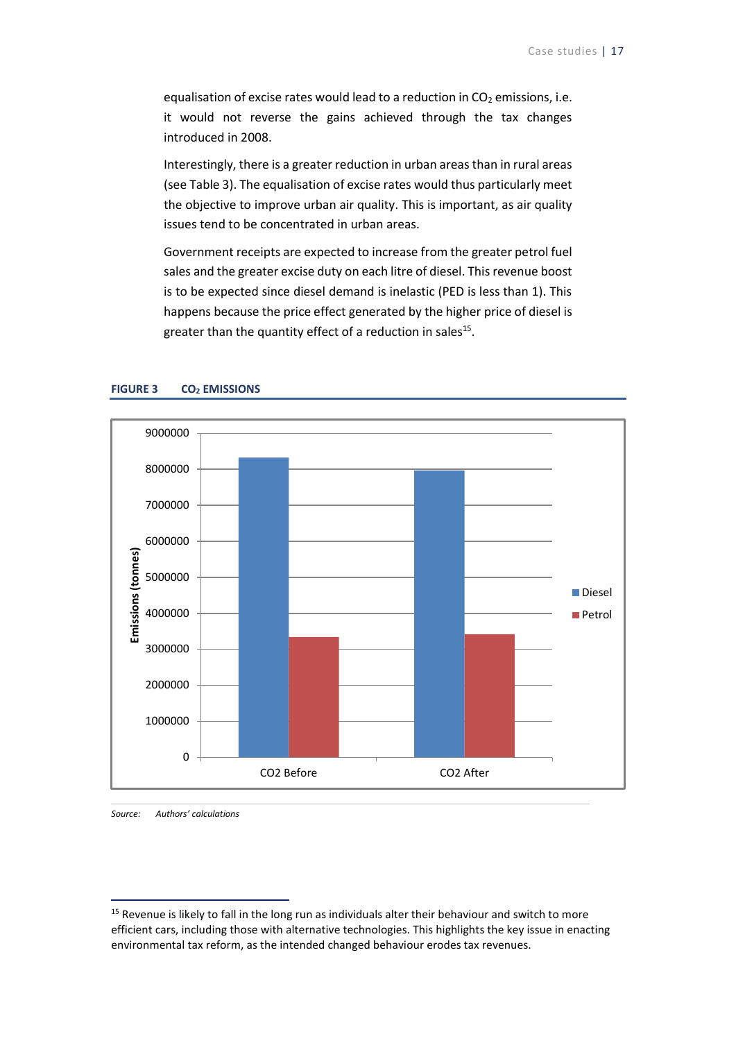equalisation of excise rates would lead to a reduction in $CO_2$ emissions, i.e. it would not reverse the gains achieved through the tax changes introduced in 2008.

Interestingly, there is a greater reduction in urban areas than in rural areas (see Table 3). The equalisation of excise rates would thus particularly meet the objective to improve urban air quality. This is important, as air quality issues tend to be concentrated in urban areas.

Government receipts are expected to increase from the greater petrol fuel sales and the greater excise duty on each litre of diesel. This revenue boost is to be expected since diesel demand is inelastic (PED is less than 1). This happens because the price effect generated by the higher price of diesel is greater than the quantity effect of a reduction in sales[15].

**FIGURE 3 $CO_2$ EMISSIONS**

*Source: Authors' calculations*

[15] Revenue is likely to fall in the long run as individuals alter their behaviour and switch to more efficient cars, including those with alternative technologies. This highlights the key issue in enacting environmental tax reform, as the intended changed behaviour erodes tax revenues.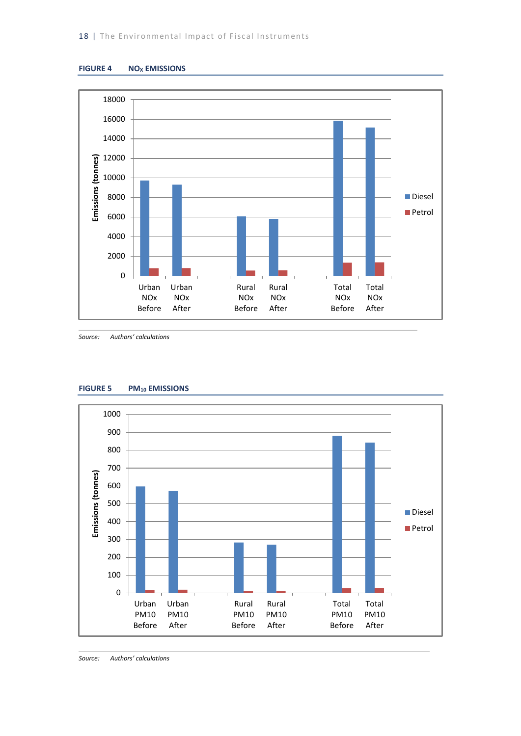**FIGURE 4 NO$_X$ EMISSIONS**

*Source: Authors' calculations*

**FIGURE 5 PM$_{10}$ EMISSIONS**

*Source: Authors' calculations*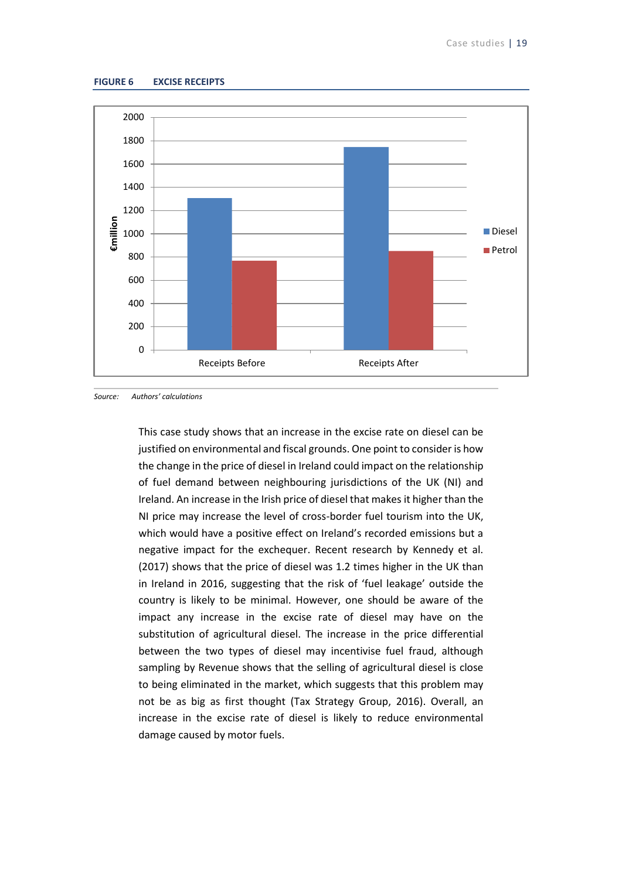**FIGURE 6 EXCISE RECEIPTS**

*Source: Authors' calculations*

This case study shows that an increase in the excise rate on diesel can be justified on environmental and fiscal grounds. One point to consider is how the change in the price of diesel in Ireland could impact on the relationship of fuel demand between neighbouring jurisdictions of the UK (NI) and Ireland. An increase in the Irish price of diesel that makes it higher than the NI price may increase the level of cross-border fuel tourism into the UK, which would have a positive effect on Ireland's recorded emissions but a negative impact for the exchequer. Recent research by Kennedy et al. (2017) shows that the price of diesel was 1.2 times higher in the UK than in Ireland in 2016, suggesting that the risk of 'fuel leakage' outside the country is likely to be minimal. However, one should be aware of the impact any increase in the excise rate of diesel may have on the substitution of agricultural diesel. The increase in the price differential between the two types of diesel may incentivise fuel fraud, although sampling by Revenue shows that the selling of agricultural diesel is close to being eliminated in the market, which suggests that this problem may not be as big as first thought (Tax Strategy Group, 2016). Overall, an increase in the excise rate of diesel is likely to reduce environmental damage caused by motor fuels.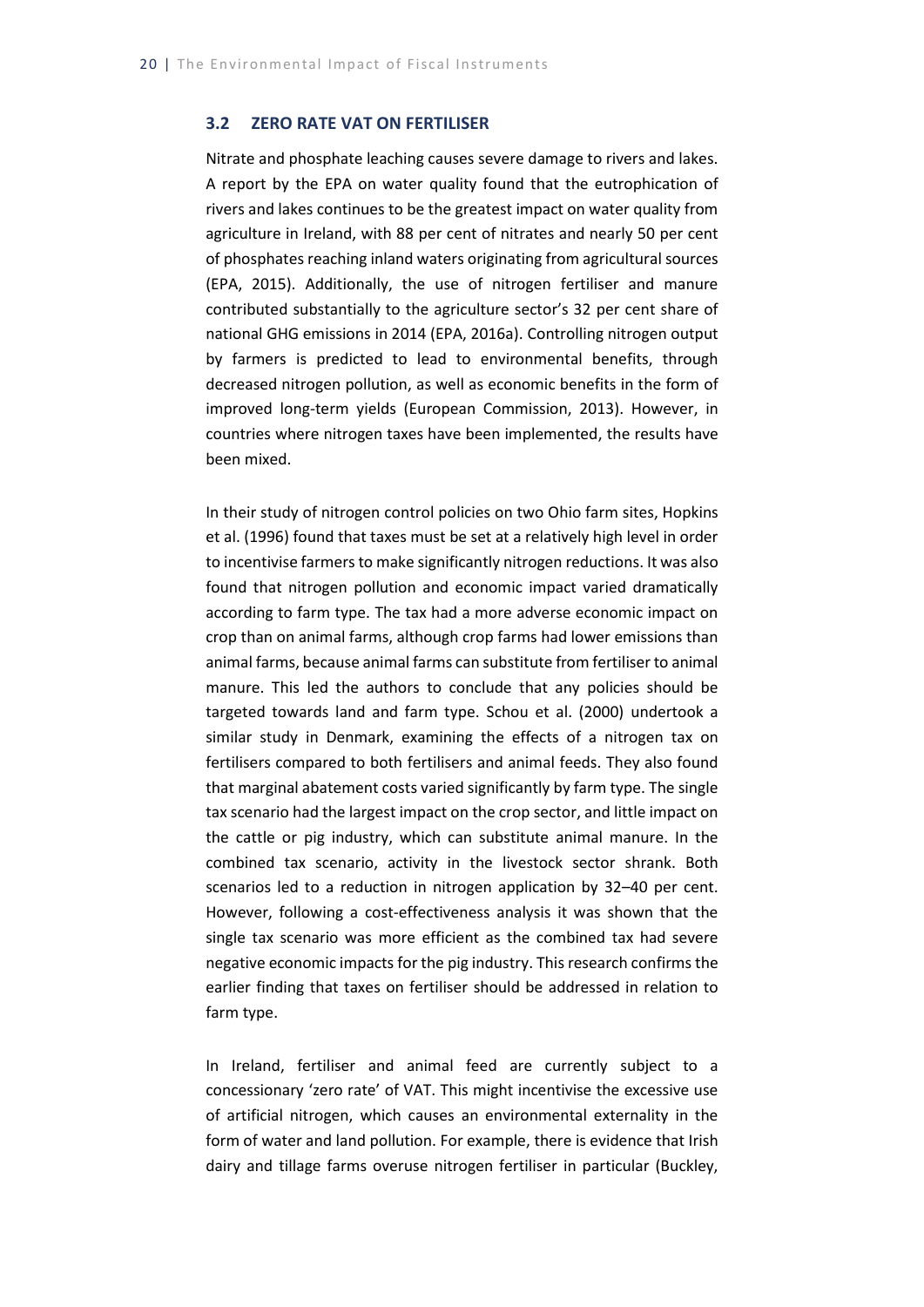### 3.2 ZERO RATE VAT ON FERTILISER

Nitrate and phosphate leaching causes severe damage to rivers and lakes. A report by the EPA on water quality found that the eutrophication of rivers and lakes continues to be the greatest impact on water quality from agriculture in Ireland, with 88 per cent of nitrates and nearly 50 per cent of phosphates reaching inland waters originating from agricultural sources (EPA, 2015). Additionally, the use of nitrogen fertiliser and manure contributed substantially to the agriculture sector's 32 per cent share of national GHG emissions in 2014 (EPA, 2016a). Controlling nitrogen output by farmers is predicted to lead to environmental benefits, through decreased nitrogen pollution, as well as economic benefits in the form of improved long-term yields (European Commission, 2013). However, in countries where nitrogen taxes have been implemented, the results have been mixed.

In their study of nitrogen control policies on two Ohio farm sites, Hopkins et al. (1996) found that taxes must be set at a relatively high level in order to incentivise farmers to make significantly nitrogen reductions. It was also found that nitrogen pollution and economic impact varied dramatically according to farm type. The tax had a more adverse economic impact on crop than on animal farms, although crop farms had lower emissions than animal farms, because animal farms can substitute from fertiliser to animal manure. This led the authors to conclude that any policies should be targeted towards land and farm type. Schou et al. (2000) undertook a similar study in Denmark, examining the effects of a nitrogen tax on fertilisers compared to both fertilisers and animal feeds. They also found that marginal abatement costs varied significantly by farm type. The single tax scenario had the largest impact on the crop sector, and little impact on the cattle or pig industry, which can substitute animal manure. In the combined tax scenario, activity in the livestock sector shrank. Both scenarios led to a reduction in nitrogen application by 32–40 per cent. However, following a cost-effectiveness analysis it was shown that the single tax scenario was more efficient as the combined tax had severe negative economic impacts for the pig industry. This research confirms the earlier finding that taxes on fertiliser should be addressed in relation to farm type.

In Ireland, fertiliser and animal feed are currently subject to a concessionary 'zero rate' of VAT. This might incentivise the excessive use of artificial nitrogen, which causes an environmental externality in the form of water and land pollution. For example, there is evidence that Irish dairy and tillage farms overuse nitrogen fertiliser in particular (Buckley,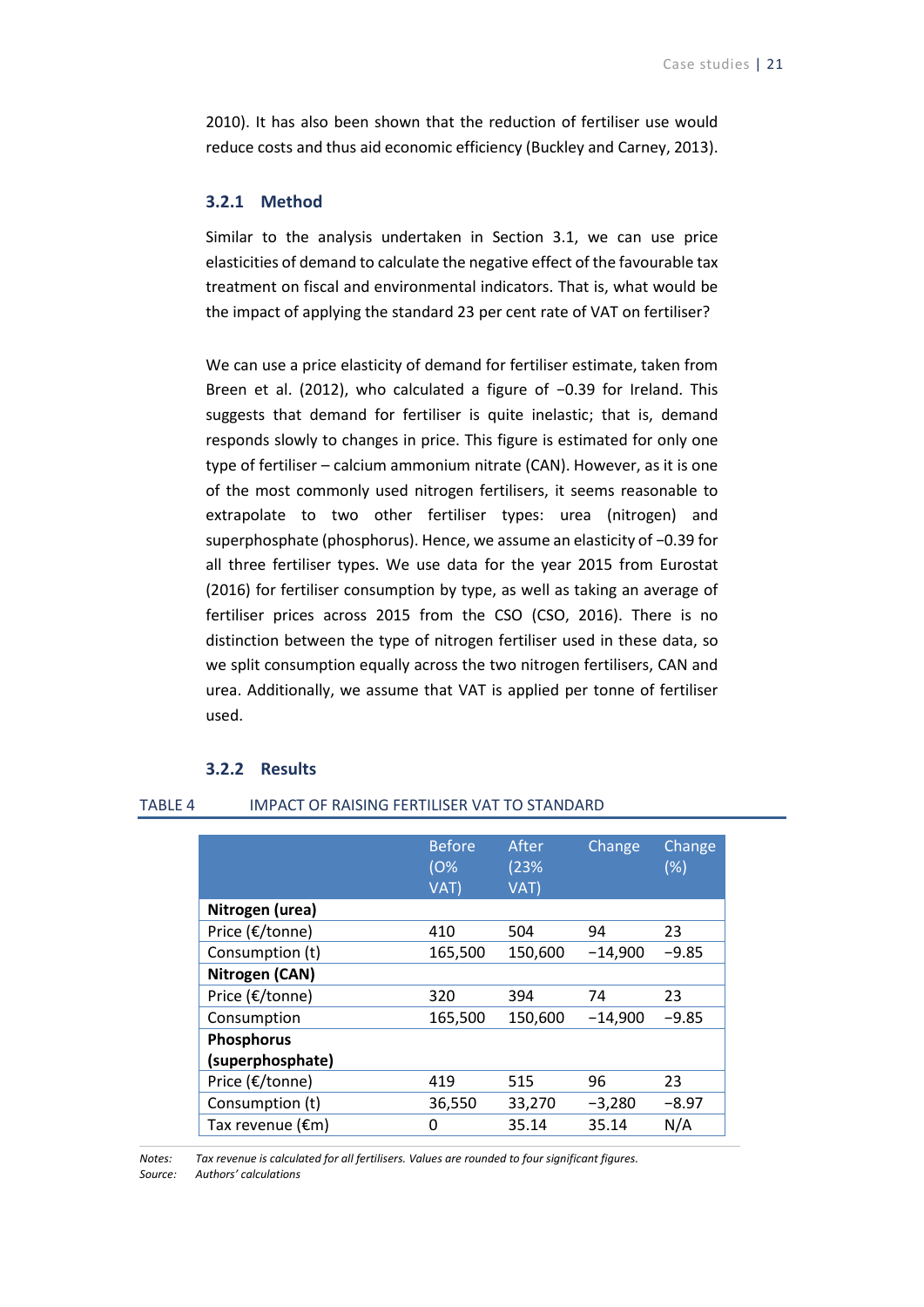2010). It has also been shown that the reduction of fertiliser use would reduce costs and thus aid economic efficiency (Buckley and Carney, 2013).

### 3.2.1 Method

Similar to the analysis undertaken in Section 3.1, we can use price elasticities of demand to calculate the negative effect of the favourable tax treatment on fiscal and environmental indicators. That is, what would be the impact of applying the standard 23 per cent rate of VAT on fertiliser?

We can use a price elasticity of demand for fertiliser estimate, taken from Breen et al. (2012), who calculated a figure of −0.39 for Ireland. This suggests that demand for fertiliser is quite inelastic; that is, demand responds slowly to changes in price. This figure is estimated for only one type of fertiliser – calcium ammonium nitrate (CAN). However, as it is one of the most commonly used nitrogen fertilisers, it seems reasonable to extrapolate to two other fertiliser types: urea (nitrogen) and superphosphate (phosphorus). Hence, we assume an elasticity of −0.39 for all three fertiliser types. We use data for the year 2015 from Eurostat (2016) for fertiliser consumption by type, as well as taking an average of fertiliser prices across 2015 from the CSO (CSO, 2016). There is no distinction between the type of nitrogen fertiliser used in these data, so we split consumption equally across the two nitrogen fertilisers, CAN and urea. Additionally, we assume that VAT is applied per tonne of fertiliser used.

### 3.2.2 Results

TABLE 4 IMPACT OF RAISING FERTILISER VAT TO STANDARD

| | Before (0% VAT) | After (23% VAT) | Change | Change (%) |
|---|---|---|---|---|
| **Nitrogen (urea)** | | | | |
| Price (€/tonne) | 410 | 504 | 94 | 23 |
| Consumption (t) | 165,500 | 150,600 | −14,900 | −9.85 |
| **Nitrogen (CAN)** | | | | |
| Price (€/tonne) | 320 | 394 | 74 | 23 |
| Consumption | 165,500 | 150,600 | −14,900 | −9.85 |
| **Phosphorus (superphosphate)** | | | | |
| Price (€/tonne) | 419 | 515 | 96 | 23 |
| Consumption (t) | 36,550 | 33,270 | −3,280 | −8.97 |
| Tax revenue (€m) | 0 | 35.14 | 35.14 | N/A |

*Notes:* *Tax revenue is calculated for all fertilisers. Values are rounded to four significant figures.*
*Source:* *Authors' calculations*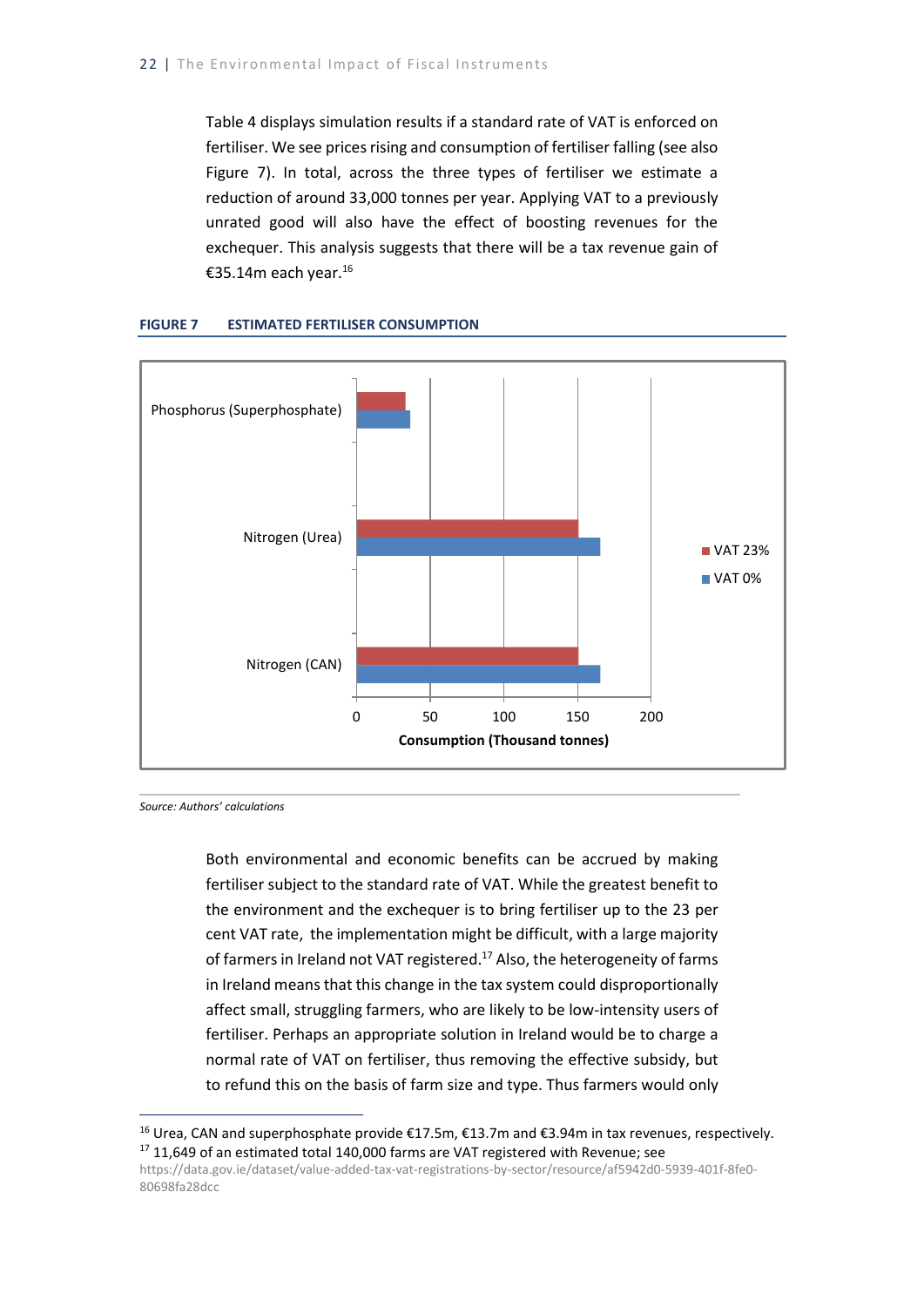Table 4 displays simulation results if a standard rate of VAT is enforced on fertiliser. We see prices rising and consumption of fertiliser falling (see also Figure 7). In total, across the three types of fertiliser we estimate a reduction of around 33,000 tonnes per year. Applying VAT to a previously unrated good will also have the effect of boosting revenues for the exchequer. This analysis suggests that there will be a tax revenue gain of €35.14m each year.[16]

**FIGURE 7 ESTIMATED FERTILISER CONSUMPTION**

*Source: Authors' calculations*

Both environmental and economic benefits can be accrued by making fertiliser subject to the standard rate of VAT. While the greatest benefit to the environment and the exchequer is to bring fertiliser up to the 23 per cent VAT rate, the implementation might be difficult, with a large majority of farmers in Ireland not VAT registered.[17] Also, the heterogeneity of farms in Ireland means that this change in the tax system could disproportionally affect small, struggling farmers, who are likely to be low-intensity users of fertiliser. Perhaps an appropriate solution in Ireland would be to charge a normal rate of VAT on fertiliser, thus removing the effective subsidy, but to refund this on the basis of farm size and type. Thus farmers would only

[16] Urea, CAN and superphosphate provide €17.5m, €13.7m and €3.94m in tax revenues, respectively.

[17] 11,649 of an estimated total 140,000 farms are VAT registered with Revenue; see https://data.gov.ie/dataset/value-added-tax-vat-registrations-by-sector/resource/af5942d0-5939-401f-8fe0-80698fa28dcc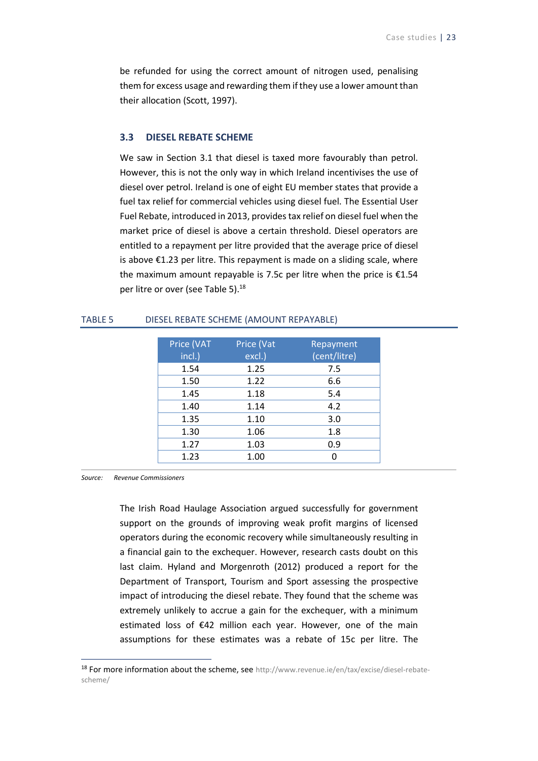be refunded for using the correct amount of nitrogen used, penalising them for excess usage and rewarding them if they use a lower amount than their allocation (Scott, 1997).

### 3.3 DIESEL REBATE SCHEME

We saw in Section 3.1 that diesel is taxed more favourably than petrol. However, this is not the only way in which Ireland incentivises the use of diesel over petrol. Ireland is one of eight EU member states that provide a fuel tax relief for commercial vehicles using diesel fuel. The Essential User Fuel Rebate, introduced in 2013, provides tax relief on diesel fuel when the market price of diesel is above a certain threshold. Diesel operators are entitled to a repayment per litre provided that the average price of diesel is above €1.23 per litre. This repayment is made on a sliding scale, where the maximum amount repayable is 7.5c per litre when the price is €1.54 per litre or over (see Table 5).[18]

TABLE 5 DIESEL REBATE SCHEME (AMOUNT REPAYABLE)

| Price (VAT incl.) | Price (Vat excl.) | Repayment (cent/litre) |
|---|---|---|
| 1.54 | 1.25 | 7.5 |
| 1.50 | 1.22 | 6.6 |
| 1.45 | 1.18 | 5.4 |
| 1.40 | 1.14 | 4.2 |
| 1.35 | 1.10 | 3.0 |
| 1.30 | 1.06 | 1.8 |
| 1.27 | 1.03 | 0.9 |
| 1.23 | 1.00 | 0 |

*Source: Revenue Commissioners*

The Irish Road Haulage Association argued successfully for government support on the grounds of improving weak profit margins of licensed operators during the economic recovery while simultaneously resulting in a financial gain to the exchequer. However, research casts doubt on this last claim. Hyland and Morgenroth (2012) produced a report for the Department of Transport, Tourism and Sport assessing the prospective impact of introducing the diesel rebate. They found that the scheme was extremely unlikely to accrue a gain for the exchequer, with a minimum estimated loss of €42 million each year. However, one of the main assumptions for these estimates was a rebate of 15c per litre. The

[18] For more information about the scheme, see http://www.revenue.ie/en/tax/excise/diesel-rebate-scheme/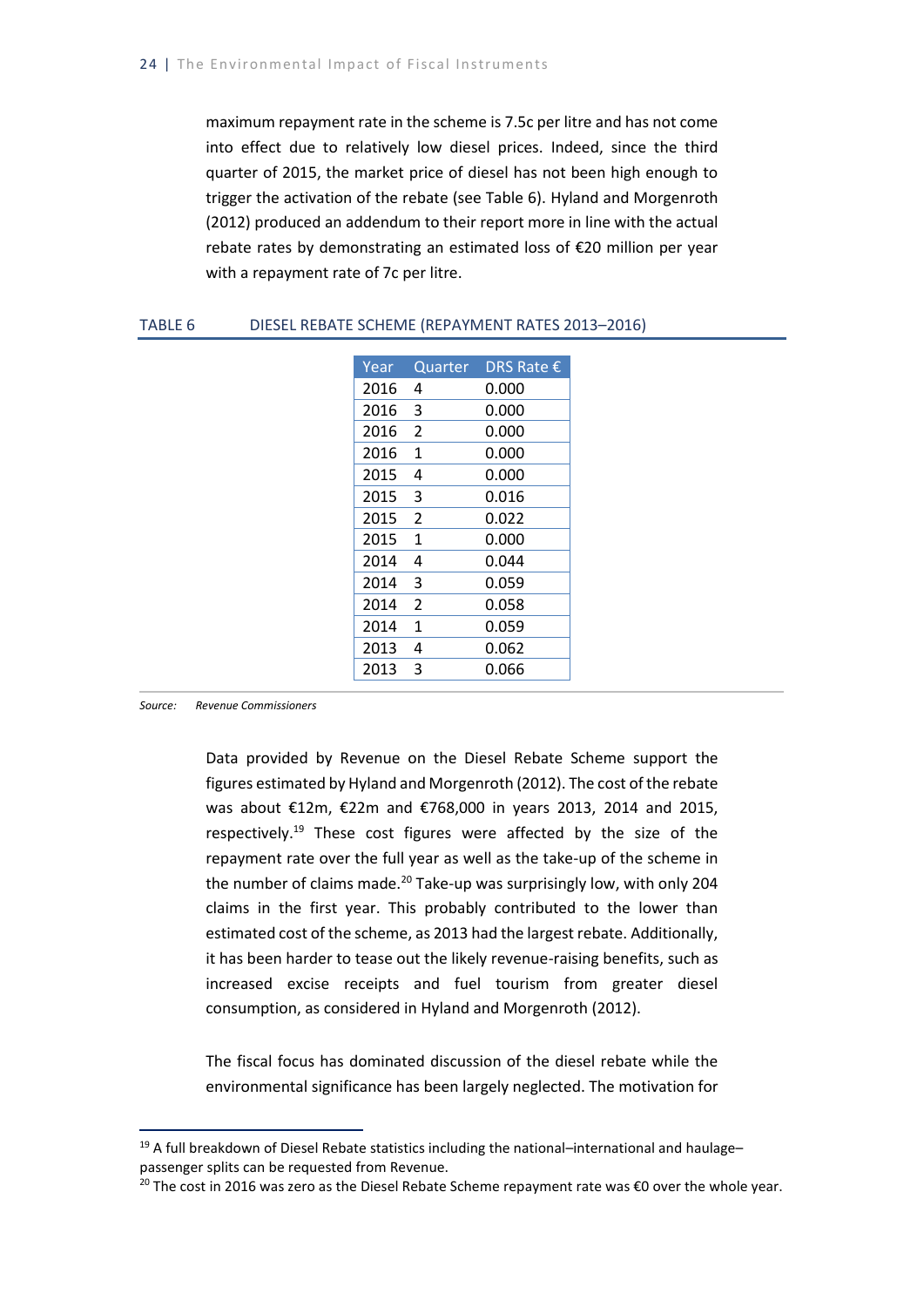maximum repayment rate in the scheme is 7.5c per litre and has not come into effect due to relatively low diesel prices. Indeed, since the third quarter of 2015, the market price of diesel has not been high enough to trigger the activation of the rebate (see Table 6). Hyland and Morgenroth (2012) produced an addendum to their report more in line with the actual rebate rates by demonstrating an estimated loss of €20 million per year with a repayment rate of 7c per litre.

TABLE 6 DIESEL REBATE SCHEME (REPAYMENT RATES 2013–2016)

| Year | Quarter | DRS Rate € |
|---|---|---|
| 2016 | 4 | 0.000 |
| 2016 | 3 | 0.000 |
| 2016 | 2 | 0.000 |
| 2016 | 1 | 0.000 |
| 2015 | 4 | 0.000 |
| 2015 | 3 | 0.016 |
| 2015 | 2 | 0.022 |
| 2015 | 1 | 0.000 |
| 2014 | 4 | 0.044 |
| 2014 | 3 | 0.059 |
| 2014 | 2 | 0.058 |
| 2014 | 1 | 0.059 |
| 2013 | 4 | 0.062 |
| 2013 | 3 | 0.066 |

*Source: Revenue Commissioners*

Data provided by Revenue on the Diesel Rebate Scheme support the figures estimated by Hyland and Morgenroth (2012). The cost of the rebate was about €12m, €22m and €768,000 in years 2013, 2014 and 2015, respectively.[19] These cost figures were affected by the size of the repayment rate over the full year as well as the take-up of the scheme in the number of claims made.[20] Take-up was surprisingly low, with only 204 claims in the first year. This probably contributed to the lower than estimated cost of the scheme, as 2013 had the largest rebate. Additionally, it has been harder to tease out the likely revenue-raising benefits, such as increased excise receipts and fuel tourism from greater diesel consumption, as considered in Hyland and Morgenroth (2012).

The fiscal focus has dominated discussion of the diesel rebate while the environmental significance has been largely neglected. The motivation for

[19] A full breakdown of Diesel Rebate statistics including the national–international and haulage–passenger splits can be requested from Revenue.

[20] The cost in 2016 was zero as the Diesel Rebate Scheme repayment rate was €0 over the whole year.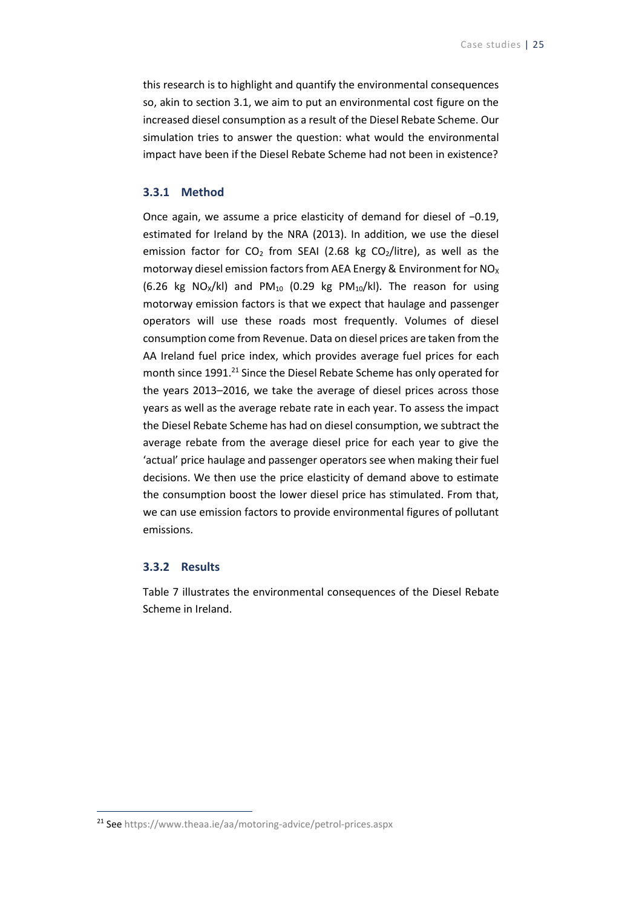this research is to highlight and quantify the environmental consequences so, akin to section 3.1, we aim to put an environmental cost figure on the increased diesel consumption as a result of the Diesel Rebate Scheme. Our simulation tries to answer the question: what would the environmental impact have been if the Diesel Rebate Scheme had not been in existence?

### 3.3.1 Method

Once again, we assume a price elasticity of demand for diesel of −0.19, estimated for Ireland by the NRA (2013). In addition, we use the diesel emission factor for $CO_2$ from SEAI (2.68 kg $CO_2$/litre), as well as the motorway diesel emission factors from AEA Energy & Environment for $NO_X$ (6.26 kg $NO_X$/kl) and $PM_{10}$ (0.29 kg $PM_{10}$/kl). The reason for using motorway emission factors is that we expect that haulage and passenger operators will use these roads most frequently. Volumes of diesel consumption come from Revenue. Data on diesel prices are taken from the AA Ireland fuel price index, which provides average fuel prices for each month since 1991.[21] Since the Diesel Rebate Scheme has only operated for the years 2013–2016, we take the average of diesel prices across those years as well as the average rebate rate in each year. To assess the impact the Diesel Rebate Scheme has had on diesel consumption, we subtract the average rebate from the average diesel price for each year to give the 'actual' price haulage and passenger operators see when making their fuel decisions. We then use the price elasticity of demand above to estimate the consumption boost the lower diesel price has stimulated. From that, we can use emission factors to provide environmental figures of pollutant emissions.

### 3.3.2 Results

Table 7 illustrates the environmental consequences of the Diesel Rebate Scheme in Ireland.

[21] See https://www.theaa.ie/aa/motoring-advice/petrol-prices.aspx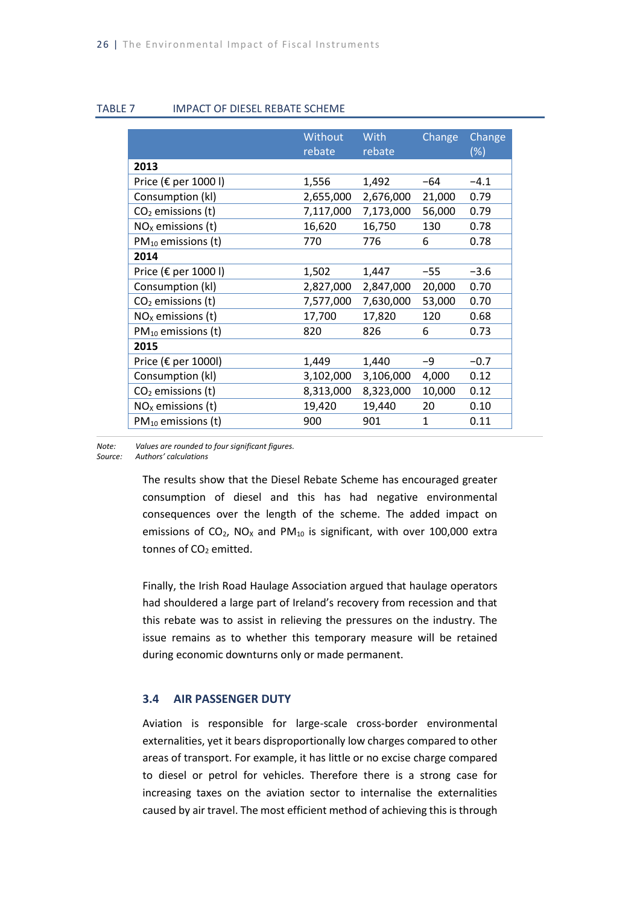TABLE 7 IMPACT OF DIESEL REBATE SCHEME

| | Without rebate | With rebate | Change | Change (%) |
|---|---|---|---|---|
| **2013** | | | | |
| Price (€ per 1000 l) | 1,556 | 1,492 | −64 | −4.1 |
| Consumption (kl) | 2,655,000 | 2,676,000 | 21,000 | 0.79 |
| $CO_2$ emissions (t) | 7,117,000 | 7,173,000 | 56,000 | 0.79 |
| $NO_X$ emissions (t) | 16,620 | 16,750 | 130 | 0.78 |
| $PM_{10}$ emissions (t) | 770 | 776 | 6 | 0.78 |
| **2014** | | | | |
| Price (€ per 1000 l) | 1,502 | 1,447 | −55 | −3.6 |
| Consumption (kl) | 2,827,000 | 2,847,000 | 20,000 | 0.70 |
| $CO_2$ emissions (t) | 7,577,000 | 7,630,000 | 53,000 | 0.70 |
| $NO_X$ emissions (t) | 17,700 | 17,820 | 120 | 0.68 |
| $PM_{10}$ emissions (t) | 820 | 826 | 6 | 0.73 |
| **2015** | | | | |
| Price (€ per 1000l) | 1,449 | 1,440 | −9 | −0.7 |
| Consumption (kl) | 3,102,000 | 3,106,000 | 4,000 | 0.12 |
| $CO_2$ emissions (t) | 8,313,000 | 8,323,000 | 10,000 | 0.12 |
| $NO_X$ emissions (t) | 19,420 | 19,440 | 20 | 0.10 |
| $PM_{10}$ emissions (t) | 900 | 901 | 1 | 0.11 |

*Note:* *Values are rounded to four significant figures.*
*Source:* *Authors' calculations*

The results show that the Diesel Rebate Scheme has encouraged greater consumption of diesel and this has had negative environmental consequences over the length of the scheme. The added impact on emissions of $CO_2$, $NO_X$ and $PM_{10}$ is significant, with over 100,000 extra tonnes of $CO_2$ emitted.

Finally, the Irish Road Haulage Association argued that haulage operators had shouldered a large part of Ireland's recovery from recession and that this rebate was to assist in relieving the pressures on the industry. The issue remains as to whether this temporary measure will be retained during economic downturns only or made permanent.

### 3.4 AIR PASSENGER DUTY

Aviation is responsible for large-scale cross-border environmental externalities, yet it bears disproportionally low charges compared to other areas of transport. For example, it has little or no excise charge compared to diesel or petrol for vehicles. Therefore there is a strong case for increasing taxes on the aviation sector to internalise the externalities caused by air travel. The most efficient method of achieving this is through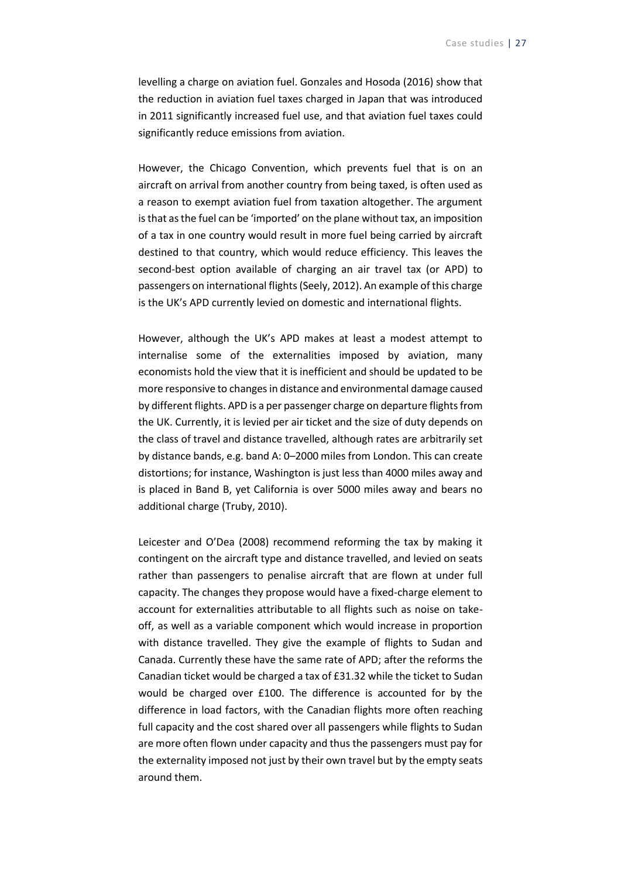levelling a charge on aviation fuel. Gonzales and Hosoda (2016) show that the reduction in aviation fuel taxes charged in Japan that was introduced in 2011 significantly increased fuel use, and that aviation fuel taxes could significantly reduce emissions from aviation.

However, the Chicago Convention, which prevents fuel that is on an aircraft on arrival from another country from being taxed, is often used as a reason to exempt aviation fuel from taxation altogether. The argument is that as the fuel can be 'imported' on the plane without tax, an imposition of a tax in one country would result in more fuel being carried by aircraft destined to that country, which would reduce efficiency. This leaves the second-best option available of charging an air travel tax (or APD) to passengers on international flights (Seely, 2012). An example of this charge is the UK's APD currently levied on domestic and international flights.

However, although the UK's APD makes at least a modest attempt to internalise some of the externalities imposed by aviation, many economists hold the view that it is inefficient and should be updated to be more responsive to changes in distance and environmental damage caused by different flights. APD is a per passenger charge on departure flights from the UK. Currently, it is levied per air ticket and the size of duty depends on the class of travel and distance travelled, although rates are arbitrarily set by distance bands, e.g. band A: 0–2000 miles from London. This can create distortions; for instance, Washington is just less than 4000 miles away and is placed in Band B, yet California is over 5000 miles away and bears no additional charge (Truby, 2010).

Leicester and O'Dea (2008) recommend reforming the tax by making it contingent on the aircraft type and distance travelled, and levied on seats rather than passengers to penalise aircraft that are flown at under full capacity. The changes they propose would have a fixed-charge element to account for externalities attributable to all flights such as noise on take-off, as well as a variable component which would increase in proportion with distance travelled. They give the example of flights to Sudan and Canada. Currently these have the same rate of APD; after the reforms the Canadian ticket would be charged a tax of £31.32 while the ticket to Sudan would be charged over £100. The difference is accounted for by the difference in load factors, with the Canadian flights more often reaching full capacity and the cost shared over all passengers while flights to Sudan are more often flown under capacity and thus the passengers must pay for the externality imposed not just by their own travel but by the empty seats around them.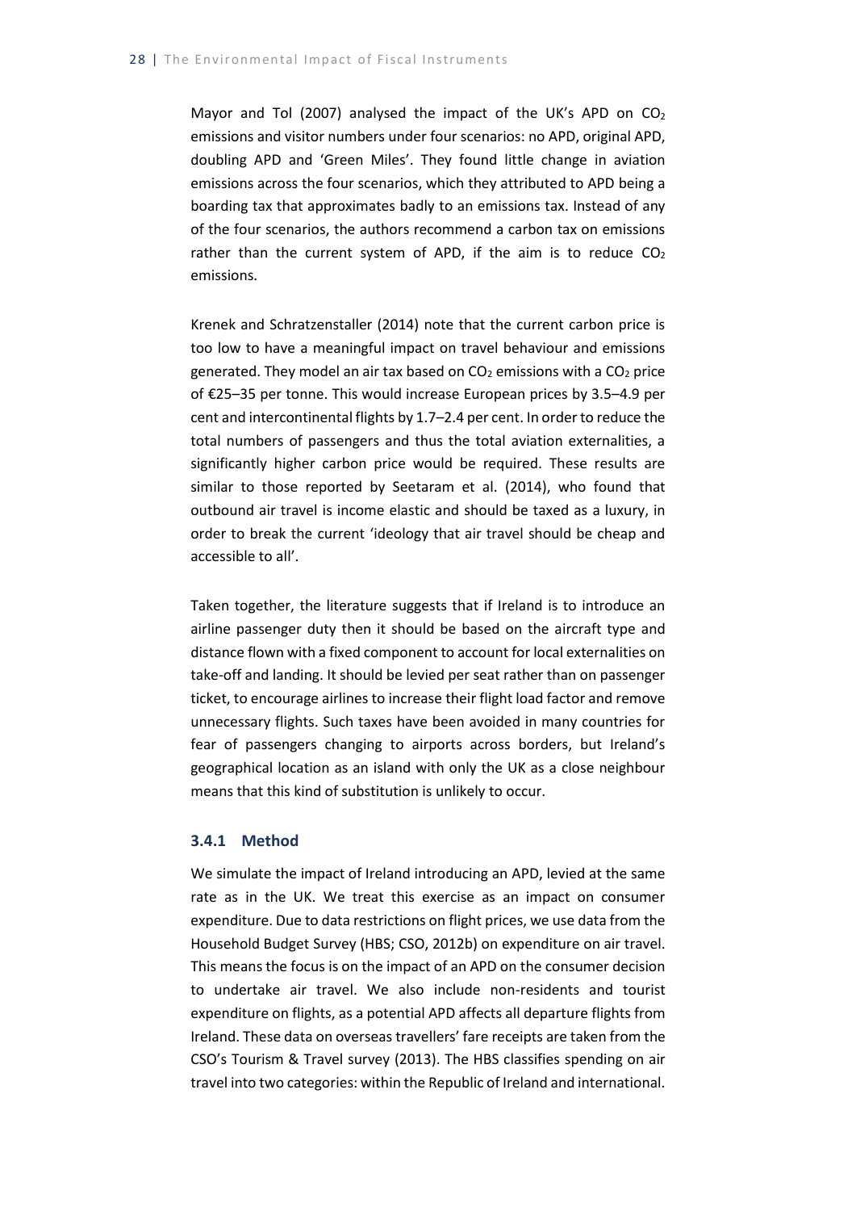Mayor and Tol (2007) analysed the impact of the UK's APD on $CO_2$ emissions and visitor numbers under four scenarios: no APD, original APD, doubling APD and 'Green Miles'. They found little change in aviation emissions across the four scenarios, which they attributed to APD being a boarding tax that approximates badly to an emissions tax. Instead of any of the four scenarios, the authors recommend a carbon tax on emissions rather than the current system of APD, if the aim is to reduce $CO_2$ emissions.

Krenek and Schratzenstaller (2014) note that the current carbon price is too low to have a meaningful impact on travel behaviour and emissions generated. They model an air tax based on $CO_2$ emissions with a $CO_2$ price of €25–35 per tonne. This would increase European prices by 3.5–4.9 per cent and intercontinental flights by 1.7–2.4 per cent. In order to reduce the total numbers of passengers and thus the total aviation externalities, a significantly higher carbon price would be required. These results are similar to those reported by Seetaram et al. (2014), who found that outbound air travel is income elastic and should be taxed as a luxury, in order to break the current 'ideology that air travel should be cheap and accessible to all'.

Taken together, the literature suggests that if Ireland is to introduce an airline passenger duty then it should be based on the aircraft type and distance flown with a fixed component to account for local externalities on take-off and landing. It should be levied per seat rather than on passenger ticket, to encourage airlines to increase their flight load factor and remove unnecessary flights. Such taxes have been avoided in many countries for fear of passengers changing to airports across borders, but Ireland's geographical location as an island with only the UK as a close neighbour means that this kind of substitution is unlikely to occur.

### 3.4.1 Method

We simulate the impact of Ireland introducing an APD, levied at the same rate as in the UK. We treat this exercise as an impact on consumer expenditure. Due to data restrictions on flight prices, we use data from the Household Budget Survey (HBS; CSO, 2012b) on expenditure on air travel. This means the focus is on the impact of an APD on the consumer decision to undertake air travel. We also include non-residents and tourist expenditure on flights, as a potential APD affects all departure flights from Ireland. These data on overseas travellers' fare receipts are taken from the CSO's Tourism & Travel survey (2013). The HBS classifies spending on air travel into two categories: within the Republic of Ireland and international.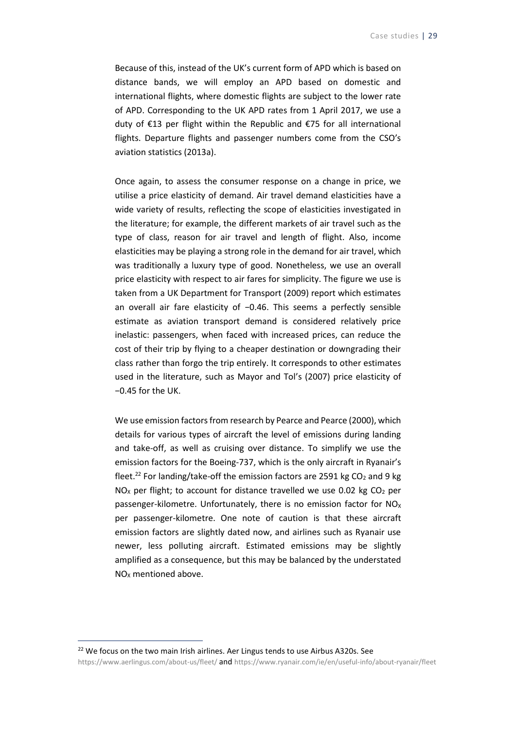Because of this, instead of the UK's current form of APD which is based on distance bands, we will employ an APD based on domestic and international flights, where domestic flights are subject to the lower rate of APD. Corresponding to the UK APD rates from 1 April 2017, we use a duty of €13 per flight within the Republic and €75 for all international flights. Departure flights and passenger numbers come from the CSO's aviation statistics (2013a).

Once again, to assess the consumer response on a change in price, we utilise a price elasticity of demand. Air travel demand elasticities have a wide variety of results, reflecting the scope of elasticities investigated in the literature; for example, the different markets of air travel such as the type of class, reason for air travel and length of flight. Also, income elasticities may be playing a strong role in the demand for air travel, which was traditionally a luxury type of good. Nonetheless, we use an overall price elasticity with respect to air fares for simplicity. The figure we use is taken from a UK Department for Transport (2009) report which estimates an overall air fare elasticity of −0.46. This seems a perfectly sensible estimate as aviation transport demand is considered relatively price inelastic: passengers, when faced with increased prices, can reduce the cost of their trip by flying to a cheaper destination or downgrading their class rather than forgo the trip entirely. It corresponds to other estimates used in the literature, such as Mayor and Tol's (2007) price elasticity of −0.45 for the UK.

We use emission factors from research by Pearce and Pearce (2000), which details for various types of aircraft the level of emissions during landing and take-off, as well as cruising over distance. To simplify we use the emission factors for the Boeing-737, which is the only aircraft in Ryanair's fleet.[22] For landing/take-off the emission factors are 2591 kg $CO_2$ and 9 kg $NO_X$ per flight; to account for distance travelled we use 0.02 kg $CO_2$ per passenger-kilometre. Unfortunately, there is no emission factor for $NO_X$ per passenger-kilometre. One note of caution is that these aircraft emission factors are slightly dated now, and airlines such as Ryanair use newer, less polluting aircraft. Estimated emissions may be slightly amplified as a consequence, but this may be balanced by the understated $NO_X$ mentioned above.

[22] We focus on the two main Irish airlines. Aer Lingus tends to use Airbus A320s. See https://www.aerlingus.com/about-us/fleet/ and https://www.ryanair.com/ie/en/useful-info/about-ryanair/fleet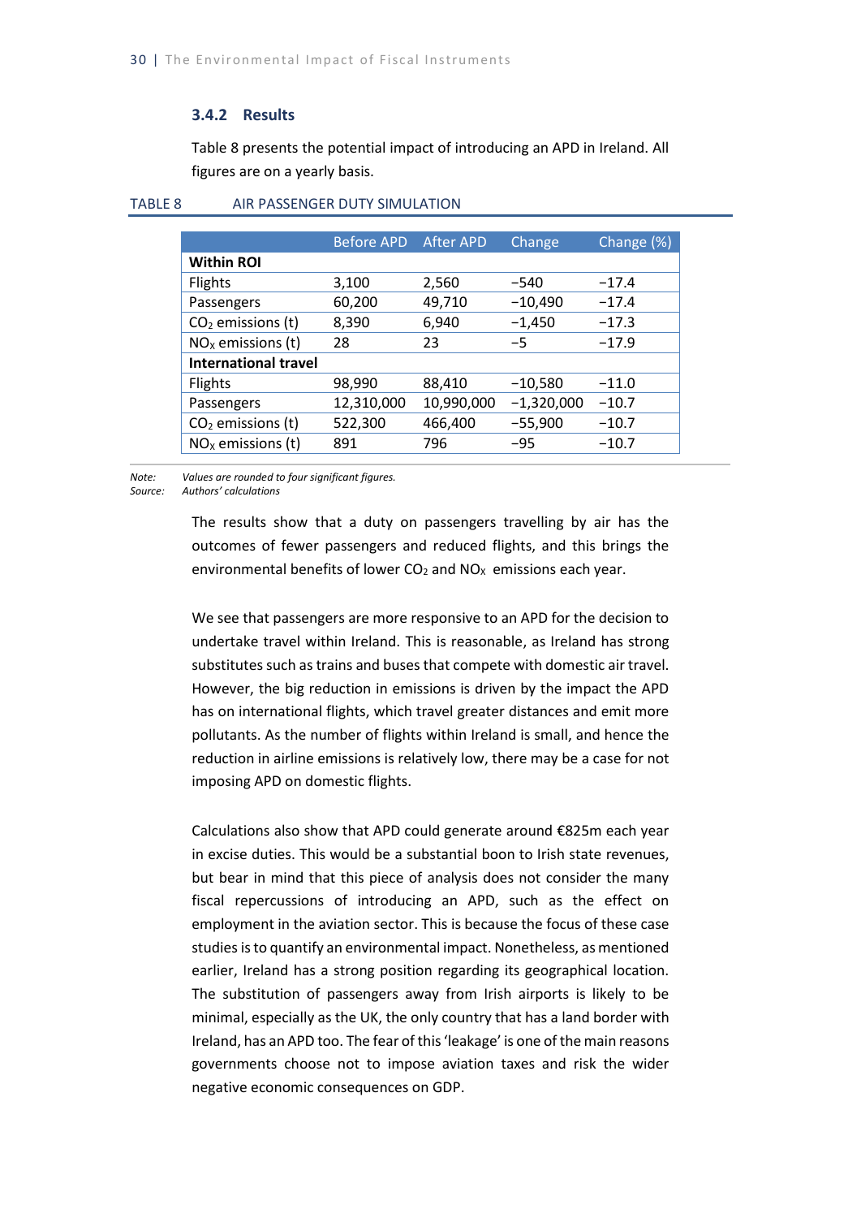### 3.4.2 Results

Table 8 presents the potential impact of introducing an APD in Ireland. All figures are on a yearly basis.

TABLE 8 AIR PASSENGER DUTY SIMULATION

| | Before APD | After APD | Change | Change (%) |
|---|---|---|---|---|
| **Within ROI** | | | | |
| Flights | 3,100 | 2,560 | −540 | −17.4 |
| Passengers | 60,200 | 49,710 | −10,490 | −17.4 |
| $CO_2$ emissions (t) | 8,390 | 6,940 | −1,450 | −17.3 |
| $NO_X$ emissions (t) | 28 | 23 | −5 | −17.9 |
| **International travel** | | | | |
| Flights | 98,990 | 88,410 | −10,580 | −11.0 |
| Passengers | 12,310,000 | 10,990,000 | −1,320,000 | −10.7 |
| $CO_2$ emissions (t) | 522,300 | 466,400 | −55,900 | −10.7 |
| $NO_X$ emissions (t) | 891 | 796 | −95 | −10.7 |

*Note:* *Values are rounded to four significant figures.*
*Source:* *Authors' calculations*

The results show that a duty on passengers travelling by air has the outcomes of fewer passengers and reduced flights, and this brings the environmental benefits of lower $CO_2$ and $NO_X$ emissions each year.

We see that passengers are more responsive to an APD for the decision to undertake travel within Ireland. This is reasonable, as Ireland has strong substitutes such as trains and buses that compete with domestic air travel. However, the big reduction in emissions is driven by the impact the APD has on international flights, which travel greater distances and emit more pollutants. As the number of flights within Ireland is small, and hence the reduction in airline emissions is relatively low, there may be a case for not imposing APD on domestic flights.

Calculations also show that APD could generate around €825m each year in excise duties. This would be a substantial boon to Irish state revenues, but bear in mind that this piece of analysis does not consider the many fiscal repercussions of introducing an APD, such as the effect on employment in the aviation sector. This is because the focus of these case studies is to quantify an environmental impact. Nonetheless, as mentioned earlier, Ireland has a strong position regarding its geographical location. The substitution of passengers away from Irish airports is likely to be minimal, especially as the UK, the only country that has a land border with Ireland, has an APD too. The fear of this 'leakage' is one of the main reasons governments choose not to impose aviation taxes and risk the wider negative economic consequences on GDP.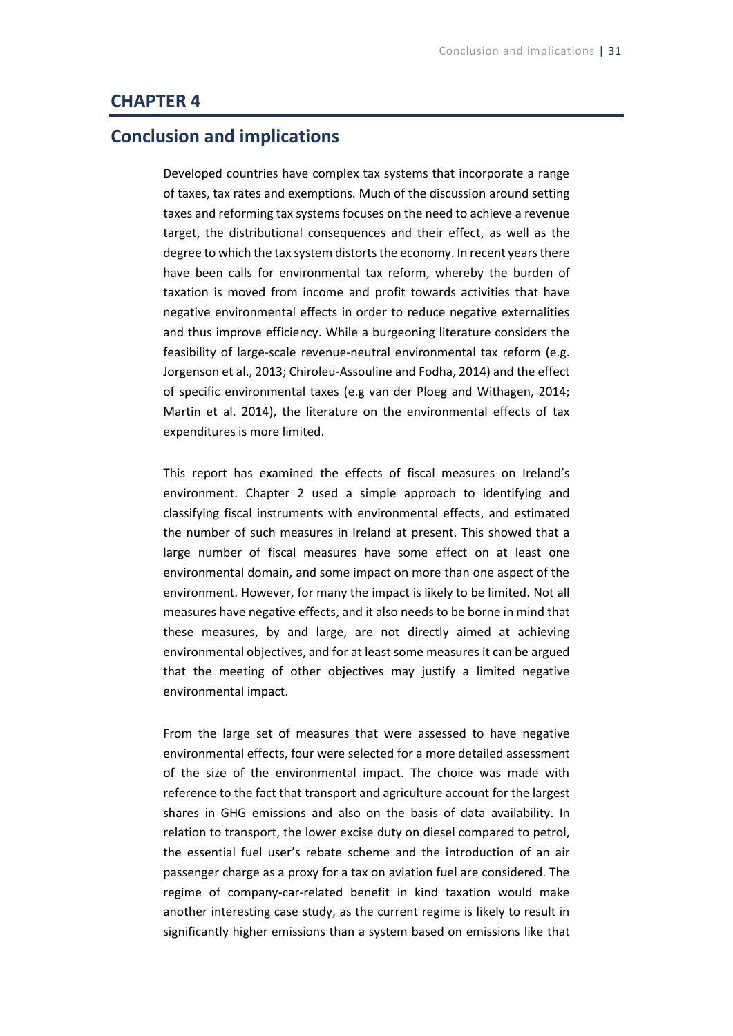# CHAPTER 4

## Conclusion and implications

Developed countries have complex tax systems that incorporate a range of taxes, tax rates and exemptions. Much of the discussion around setting taxes and reforming tax systems focuses on the need to achieve a revenue target, the distributional consequences and their effect, as well as the degree to which the tax system distorts the economy. In recent years there have been calls for environmental tax reform, whereby the burden of taxation is moved from income and profit towards activities that have negative environmental effects in order to reduce negative externalities and thus improve efficiency. While a burgeoning literature considers the feasibility of large-scale revenue-neutral environmental tax reform (e.g. Jorgenson et al., 2013; Chiroleu-Assouline and Fodha, 2014) and the effect of specific environmental taxes (e.g van der Ploeg and Withagen, 2014; Martin et al. 2014), the literature on the environmental effects of tax expenditures is more limited.

This report has examined the effects of fiscal measures on Ireland's environment. Chapter 2 used a simple approach to identifying and classifying fiscal instruments with environmental effects, and estimated the number of such measures in Ireland at present. This showed that a large number of fiscal measures have some effect on at least one environmental domain, and some impact on more than one aspect of the environment. However, for many the impact is likely to be limited. Not all measures have negative effects, and it also needs to be borne in mind that these measures, by and large, are not directly aimed at achieving environmental objectives, and for at least some measures it can be argued that the meeting of other objectives may justify a limited negative environmental impact.

From the large set of measures that were assessed to have negative environmental effects, four were selected for a more detailed assessment of the size of the environmental impact. The choice was made with reference to the fact that transport and agriculture account for the largest shares in GHG emissions and also on the basis of data availability. In relation to transport, the lower excise duty on diesel compared to petrol, the essential fuel user's rebate scheme and the introduction of an air passenger charge as a proxy for a tax on aviation fuel are considered. The regime of company-car-related benefit in kind taxation would make another interesting case study, as the current regime is likely to result in significantly higher emissions than a system based on emissions like that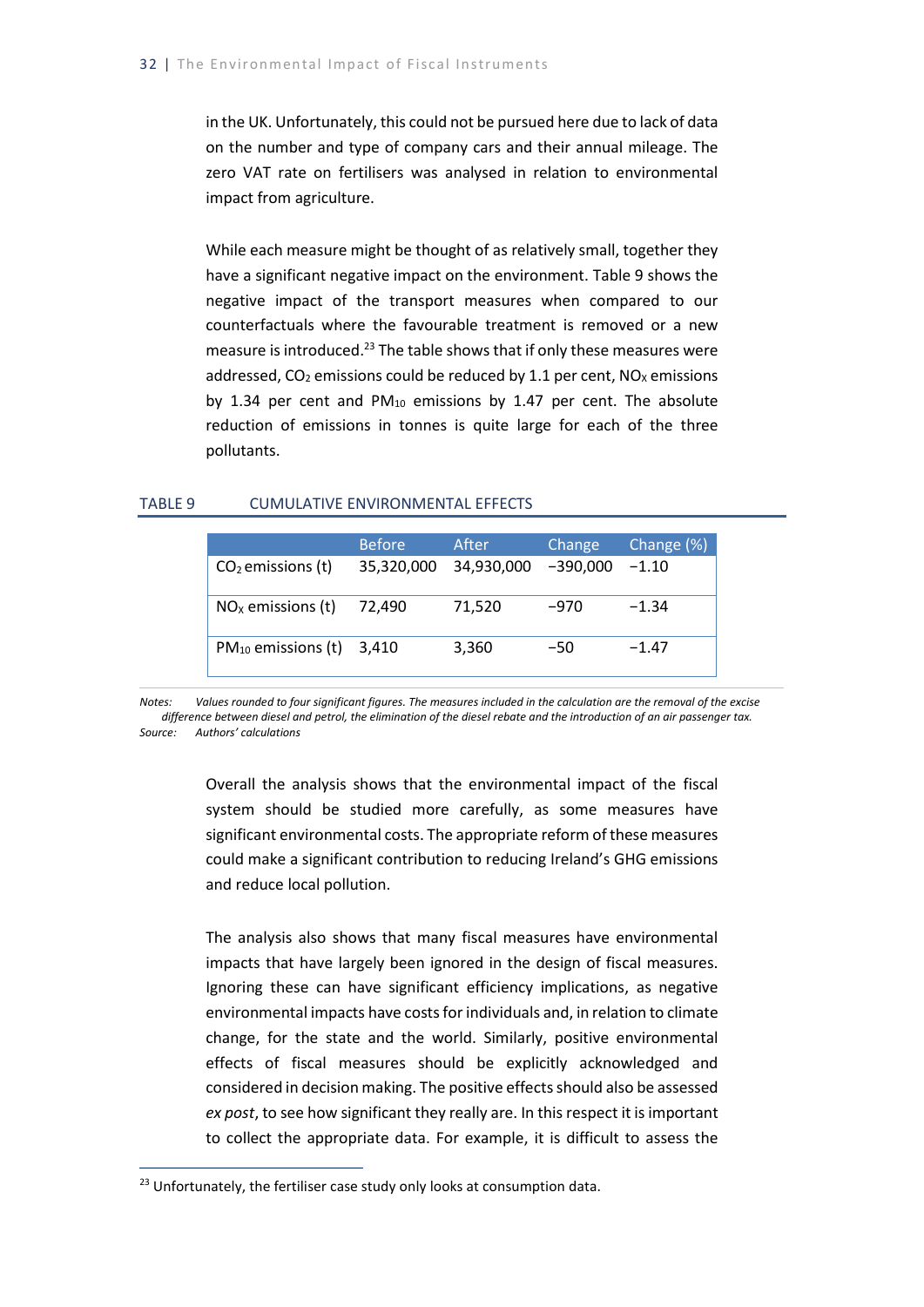in the UK. Unfortunately, this could not be pursued here due to lack of data on the number and type of company cars and their annual mileage. The zero VAT rate on fertilisers was analysed in relation to environmental impact from agriculture.

While each measure might be thought of as relatively small, together they have a significant negative impact on the environment. Table 9 shows the negative impact of the transport measures when compared to our counterfactuals where the favourable treatment is removed or a new measure is introduced.[23] The table shows that if only these measures were addressed, $CO_2$ emissions could be reduced by 1.1 per cent, $NO_X$ emissions by 1.34 per cent and $PM_{10}$ emissions by 1.47 per cent. The absolute reduction of emissions in tonnes is quite large for each of the three pollutants.

TABLE 9 CUMULATIVE ENVIRONMENTAL EFFECTS

| | Before | After | Change | Change (%) |
|---|---|---|---|---|
| $CO_2$ emissions (t) | 35,320,000 | 34,930,000 | −390,000 | −1.10 |
| $NO_X$ emissions (t) | 72,490 | 71,520 | −970 | −1.34 |
| $PM_{10}$ emissions (t) | 3,410 | 3,360 | −50 | −1.47 |

*Notes:* *Values rounded to four significant figures. The measures included in the calculation are the removal of the excise difference between diesel and petrol, the elimination of the diesel rebate and the introduction of an air passenger tax.*
*Source:* *Authors' calculations*

Overall the analysis shows that the environmental impact of the fiscal system should be studied more carefully, as some measures have significant environmental costs. The appropriate reform of these measures could make a significant contribution to reducing Ireland's GHG emissions and reduce local pollution.

The analysis also shows that many fiscal measures have environmental impacts that have largely been ignored in the design of fiscal measures. Ignoring these can have significant efficiency implications, as negative environmental impacts have costs for individuals and, in relation to climate change, for the state and the world. Similarly, positive environmental effects of fiscal measures should be explicitly acknowledged and considered in decision making. The positive effects should also be assessed *ex post*, to see how significant they really are. In this respect it is important to collect the appropriate data. For example, it is difficult to assess the

[23] Unfortunately, the fertiliser case study only looks at consumption data.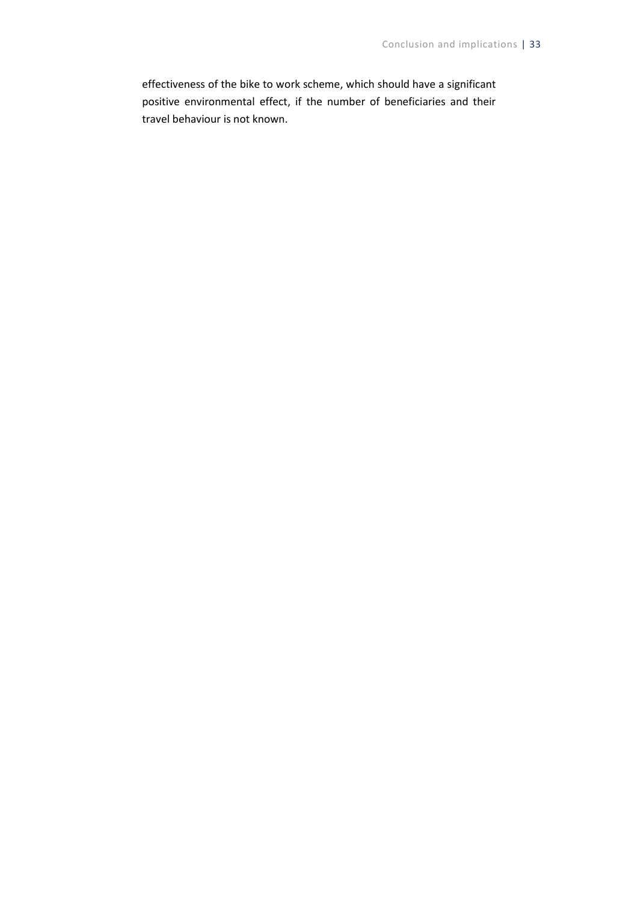effectiveness of the bike to work scheme, which should have a significant positive environmental effect, if the number of beneficiaries and their travel behaviour is not known.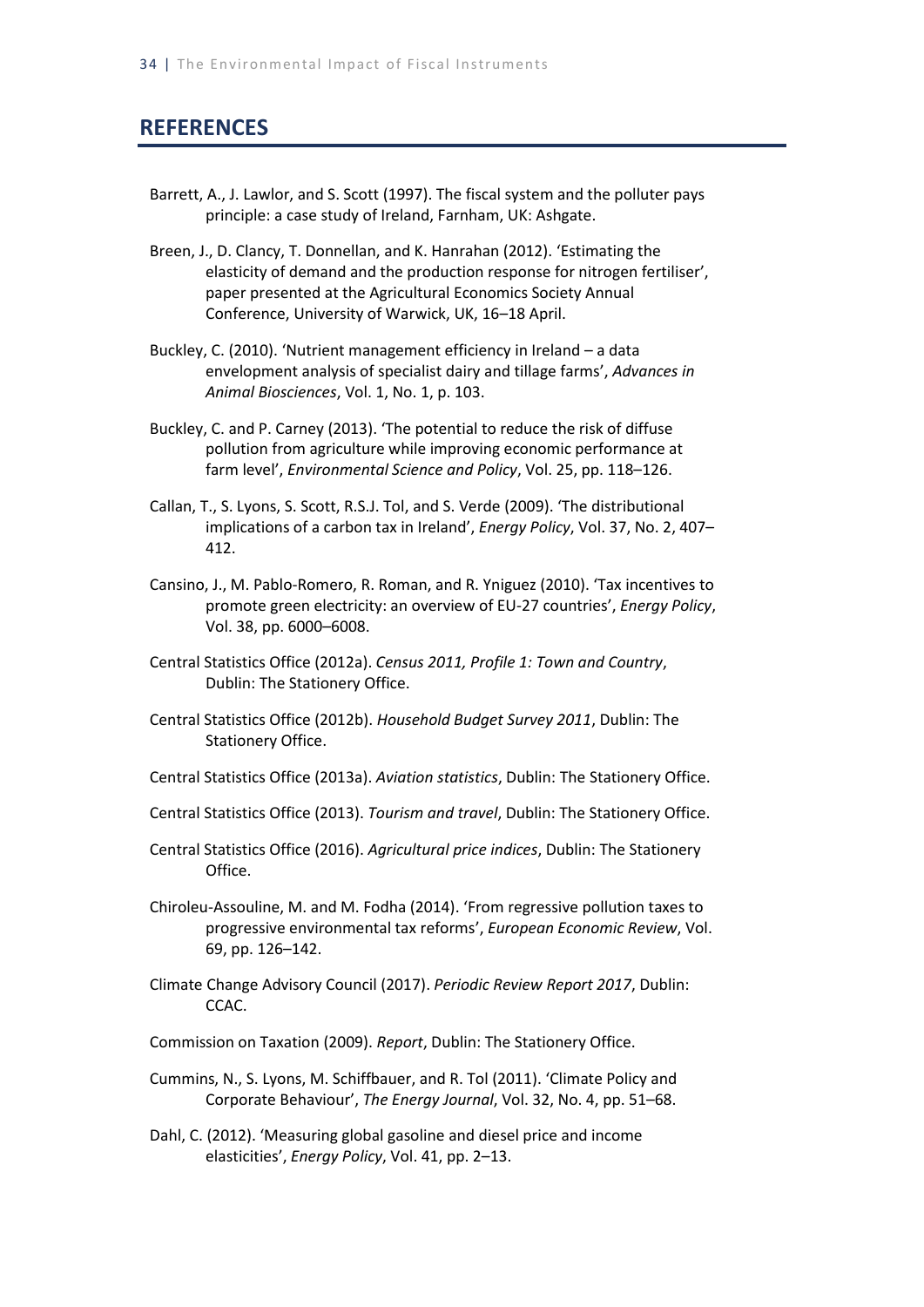## REFERENCES

Barrett, A., J. Lawlor, and S. Scott (1997). The fiscal system and the polluter pays principle: a case study of Ireland, Farnham, UK: Ashgate.

Breen, J., D. Clancy, T. Donnellan, and K. Hanrahan (2012). 'Estimating the elasticity of demand and the production response for nitrogen fertiliser', paper presented at the Agricultural Economics Society Annual Conference, University of Warwick, UK, 16–18 April.

Buckley, C. (2010). 'Nutrient management efficiency in Ireland – a data envelopment analysis of specialist dairy and tillage farms', *Advances in Animal Biosciences*, Vol. 1, No. 1, p. 103.

Buckley, C. and P. Carney (2013). 'The potential to reduce the risk of diffuse pollution from agriculture while improving economic performance at farm level', *Environmental Science and Policy*, Vol. 25, pp. 118–126.

Callan, T., S. Lyons, S. Scott, R.S.J. Tol, and S. Verde (2009). 'The distributional implications of a carbon tax in Ireland', *Energy Policy*, Vol. 37, No. 2, 407–412.

Cansino, J., M. Pablo-Romero, R. Roman, and R. Yniguez (2010). 'Tax incentives to promote green electricity: an overview of EU-27 countries', *Energy Policy*, Vol. 38, pp. 6000–6008.

Central Statistics Office (2012a). *Census 2011, Profile 1: Town and Country*, Dublin: The Stationery Office.

Central Statistics Office (2012b). *Household Budget Survey 2011*, Dublin: The Stationery Office.

Central Statistics Office (2013a). *Aviation statistics*, Dublin: The Stationery Office.

Central Statistics Office (2013). *Tourism and travel*, Dublin: The Stationery Office.

Central Statistics Office (2016). *Agricultural price indices*, Dublin: The Stationery Office.

Chiroleu-Assouline, M. and M. Fodha (2014). 'From regressive pollution taxes to progressive environmental tax reforms', *European Economic Review*, Vol. 69, pp. 126–142.

Climate Change Advisory Council (2017). *Periodic Review Report 2017*, Dublin: CCAC.

Commission on Taxation (2009). *Report*, Dublin: The Stationery Office.

Cummins, N., S. Lyons, M. Schiffbauer, and R. Tol (2011). 'Climate Policy and Corporate Behaviour', *The Energy Journal*, Vol. 32, No. 4, pp. 51–68.

Dahl, C. (2012). 'Measuring global gasoline and diesel price and income elasticities', *Energy Policy*, Vol. 41, pp. 2–13.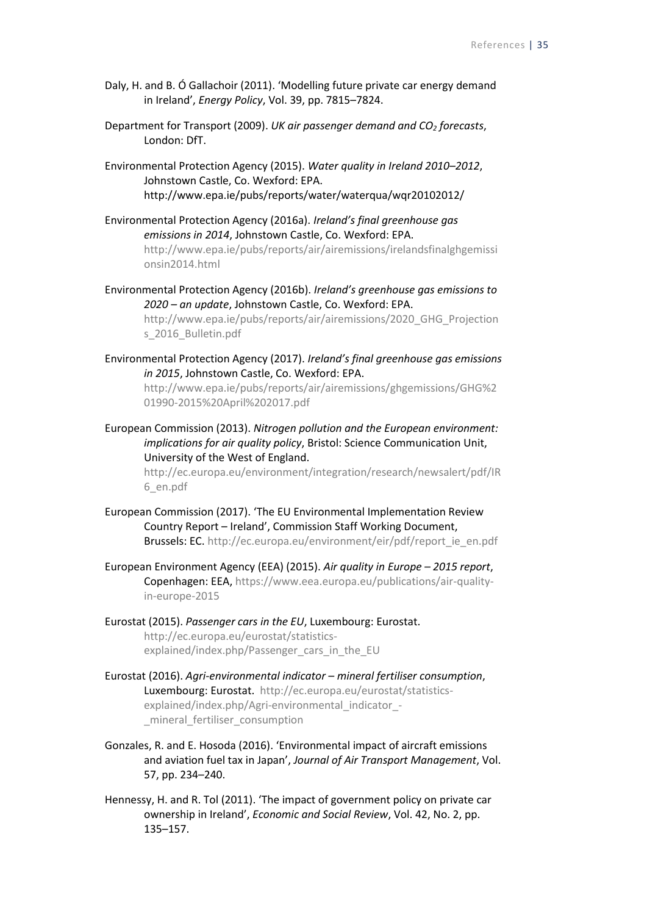Daly, H. and B. Ó Gallachoir (2011). 'Modelling future private car energy demand in Ireland', *Energy Policy*, Vol. 39, pp. 7815–7824.

Department for Transport (2009). *UK air passenger demand and $CO_2$ forecasts*, London: DfT.

Environmental Protection Agency (2015). *Water quality in Ireland 2010–2012*, Johnstown Castle, Co. Wexford: EPA. http://www.epa.ie/pubs/reports/water/waterqua/wqr20102012/

Environmental Protection Agency (2016a). *Ireland's final greenhouse gas emissions in 2014*, Johnstown Castle, Co. Wexford: EPA. http://www.epa.ie/pubs/reports/air/airemissions/irelandsfinalghgemissionsin2014.html

Environmental Protection Agency (2016b). *Ireland's greenhouse gas emissions to 2020 – an update*, Johnstown Castle, Co. Wexford: EPA. http://www.epa.ie/pubs/reports/air/airemissions/2020_GHG_Projections_2016_Bulletin.pdf

Environmental Protection Agency (2017). *Ireland's final greenhouse gas emissions in 2015*, Johnstown Castle, Co. Wexford: EPA. http://www.epa.ie/pubs/reports/air/airemissions/ghgemissions/GHG%201990-2015%20April%202017.pdf

European Commission (2013). *Nitrogen pollution and the European environment: implications for air quality policy*, Bristol: Science Communication Unit, University of the West of England. http://ec.europa.eu/environment/integration/research/newsalert/pdf/IR6_en.pdf

European Commission (2017). 'The EU Environmental Implementation Review Country Report – Ireland', Commission Staff Working Document, Brussels: EC. http://ec.europa.eu/environment/eir/pdf/report_ie_en.pdf

European Environment Agency (EEA) (2015). *Air quality in Europe – 2015 report*, Copenhagen: EEA, https://www.eea.europa.eu/publications/air-quality-in-europe-2015

Eurostat (2015). *Passenger cars in the EU*, Luxembourg: Eurostat. http://ec.europa.eu/eurostat/statistics-explained/index.php/Passenger_cars_in_the_EU

Eurostat (2016). *Agri-environmental indicator – mineral fertiliser consumption*, Luxembourg: Eurostat. http://ec.europa.eu/eurostat/statistics-explained/index.php/Agri-environmental_indicator_-_mineral_fertiliser_consumption

Gonzales, R. and E. Hosoda (2016). 'Environmental impact of aircraft emissions and aviation fuel tax in Japan', *Journal of Air Transport Management*, Vol. 57, pp. 234–240.

Hennessy, H. and R. Tol (2011). 'The impact of government policy on private car ownership in Ireland', *Economic and Social Review*, Vol. 42, No. 2, pp. 135–157.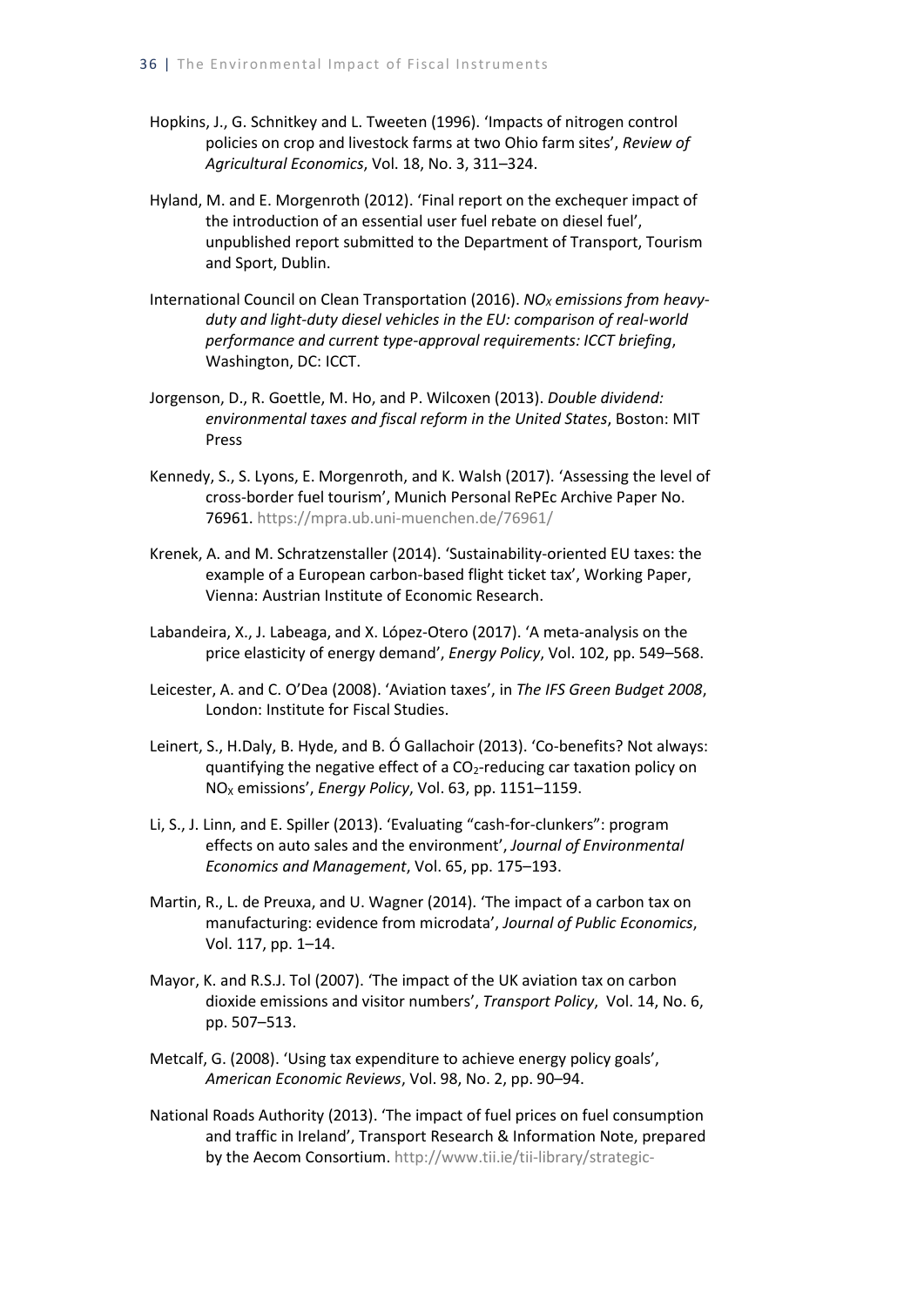Hopkins, J., G. Schnitkey and L. Tweeten (1996). 'Impacts of nitrogen control policies on crop and livestock farms at two Ohio farm sites', *Review of Agricultural Economics*, Vol. 18, No. 3, 311–324.

Hyland, M. and E. Morgenroth (2012). 'Final report on the exchequer impact of the introduction of an essential user fuel rebate on diesel fuel', unpublished report submitted to the Department of Transport, Tourism and Sport, Dublin.

International Council on Clean Transportation (2016). *$NO_X$ emissions from heavy-duty and light-duty diesel vehicles in the EU: comparison of real-world performance and current type-approval requirements: ICCT briefing*, Washington, DC: ICCT.

Jorgenson, D., R. Goettle, M. Ho, and P. Wilcoxen (2013). *Double dividend: environmental taxes and fiscal reform in the United States*, Boston: MIT Press

Kennedy, S., S. Lyons, E. Morgenroth, and K. Walsh (2017). 'Assessing the level of cross-border fuel tourism', Munich Personal RePEc Archive Paper No. 76961. https://mpra.ub.uni-muenchen.de/76961/

Krenek, A. and M. Schratzenstaller (2014). 'Sustainability-oriented EU taxes: the example of a European carbon-based flight ticket tax', Working Paper, Vienna: Austrian Institute of Economic Research.

Labandeira, X., J. Labeaga, and X. López-Otero (2017). 'A meta-analysis on the price elasticity of energy demand', *Energy Policy*, Vol. 102, pp. 549–568.

Leicester, A. and C. O'Dea (2008). 'Aviation taxes', in *The IFS Green Budget 2008*, London: Institute for Fiscal Studies.

Leinert, S., H.Daly, B. Hyde, and B. Ó Gallachoir (2013). 'Co-benefits? Not always: quantifying the negative effect of a $CO_2$-reducing car taxation policy on $NO_X$ emissions', *Energy Policy*, Vol. 63, pp. 1151–1159.

Li, S., J. Linn, and E. Spiller (2013). 'Evaluating "cash-for-clunkers": program effects on auto sales and the environment', *Journal of Environmental Economics and Management*, Vol. 65, pp. 175–193.

Martin, R., L. de Preuxa, and U. Wagner (2014). 'The impact of a carbon tax on manufacturing: evidence from microdata', *Journal of Public Economics*, Vol. 117, pp. 1–14.

Mayor, K. and R.S.J. Tol (2007). 'The impact of the UK aviation tax on carbon dioxide emissions and visitor numbers', *Transport Policy*, Vol. 14, No. 6, pp. 507–513.

Metcalf, G. (2008). 'Using tax expenditure to achieve energy policy goals', *American Economic Reviews*, Vol. 98, No. 2, pp. 90–94.

National Roads Authority (2013). 'The impact of fuel prices on fuel consumption and traffic in Ireland', Transport Research & Information Note, prepared by the Aecom Consortium. http://www.tii.ie/tii-library/strategic-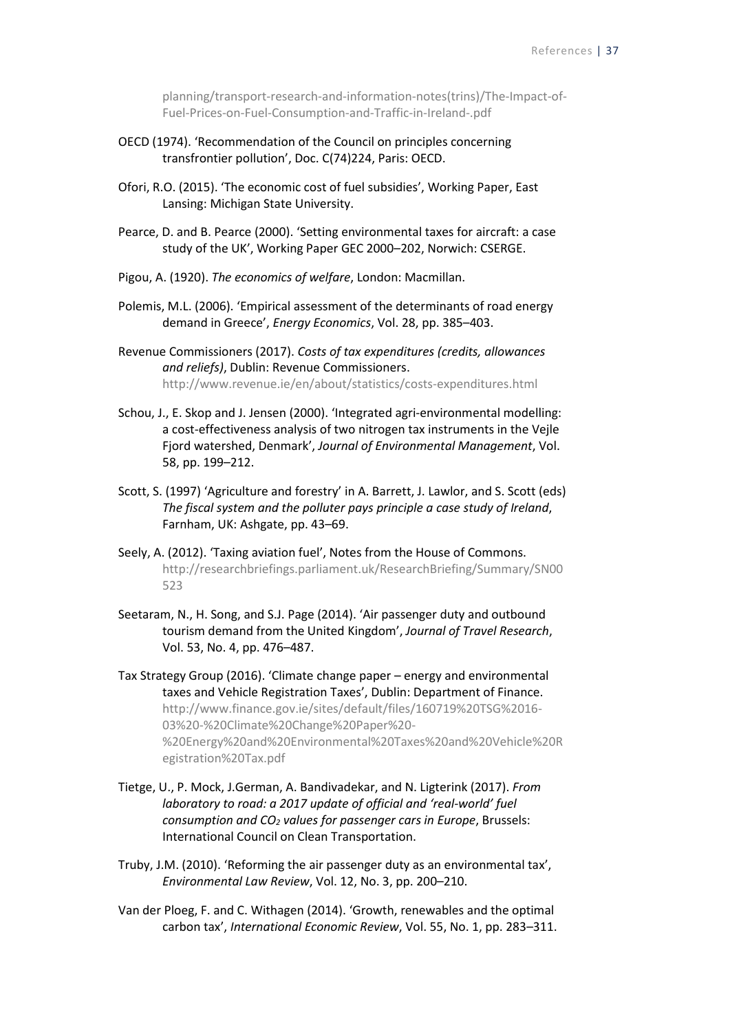planning/transport-research-and-information-notes(trins)/The-Impact-of-Fuel-Prices-on-Fuel-Consumption-and-Traffic-in-Ireland-.pdf

OECD (1974). 'Recommendation of the Council on principles concerning transfrontier pollution', Doc. C(74)224, Paris: OECD.

Ofori, R.O. (2015). 'The economic cost of fuel subsidies', Working Paper, East Lansing: Michigan State University.

Pearce, D. and B. Pearce (2000). 'Setting environmental taxes for aircraft: a case study of the UK', Working Paper GEC 2000–202, Norwich: CSERGE.

Pigou, A. (1920). *The economics of welfare*, London: Macmillan.

Polemis, M.L. (2006). 'Empirical assessment of the determinants of road energy demand in Greece', *Energy Economics*, Vol. 28, pp. 385–403.

Revenue Commissioners (2017). *Costs of tax expenditures (credits, allowances and reliefs)*, Dublin: Revenue Commissioners. http://www.revenue.ie/en/about/statistics/costs-expenditures.html

Schou, J., E. Skop and J. Jensen (2000). 'Integrated agri-environmental modelling: a cost-effectiveness analysis of two nitrogen tax instruments in the Vejle Fjord watershed, Denmark', *Journal of Environmental Management*, Vol. 58, pp. 199–212.

Scott, S. (1997) 'Agriculture and forestry' in A. Barrett, J. Lawlor, and S. Scott (eds) *The fiscal system and the polluter pays principle a case study of Ireland*, Farnham, UK: Ashgate, pp. 43–69.

Seely, A. (2012). 'Taxing aviation fuel', Notes from the House of Commons. http://researchbriefings.parliament.uk/ResearchBriefing/Summary/SN00523

Seetaram, N., H. Song, and S.J. Page (2014). 'Air passenger duty and outbound tourism demand from the United Kingdom', *Journal of Travel Research*, Vol. 53, No. 4, pp. 476–487.

Tax Strategy Group (2016). 'Climate change paper – energy and environmental taxes and Vehicle Registration Taxes', Dublin: Department of Finance. http://www.finance.gov.ie/sites/default/files/160719%20TSG%2016-03%20-%20Climate%20Change%20Paper%20-%20Energy%20and%20Environmental%20Taxes%20and%20Vehicle%20Registration%20Tax.pdf

Tietge, U., P. Mock, J.German, A. Bandivadekar, and N. Ligterink (2017). *From laboratory to road: a 2017 update of official and 'real-world' fuel consumption and $CO_2$ values for passenger cars in Europe*, Brussels: International Council on Clean Transportation.

Truby, J.M. (2010). 'Reforming the air passenger duty as an environmental tax', *Environmental Law Review*, Vol. 12, No. 3, pp. 200–210.

Van der Ploeg, F. and C. Withagen (2014). 'Growth, renewables and the optimal carbon tax', *International Economic Review*, Vol. 55, No. 1, pp. 283–311.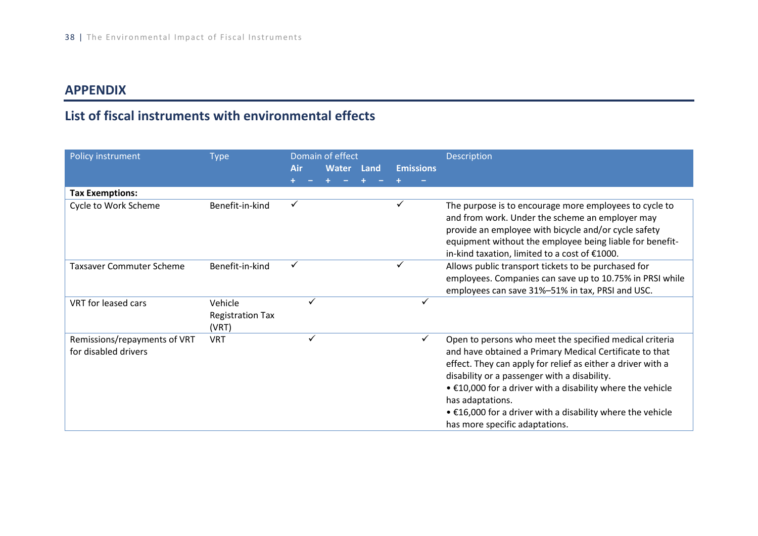## APPENDIX

### List of fiscal instruments with environmental effects

| Policy instrument | Type | Domain of effect | | | | | | | | Description |
|---|---|---|---|---|---|---|---|---|---|---|
| | | Air | | Water | | Land | | Emissions | | |
| | | + | − | + | − | + | − | + | − | |
| **Tax Exemptions:** | | | | | | | | | | |
| Cycle to Work Scheme | Benefit-in-kind | ✓ | | | | | | ✓ | | The purpose is to encourage more employees to cycle to and from work. Under the scheme an employer may provide an employee with bicycle and/or cycle safety equipment without the employee being liable for benefit-in-kind taxation, limited to a cost of €1000. |
| Taxsaver Commuter Scheme | Benefit-in-kind | ✓ | | | | | | ✓ | | Allows public transport tickets to be purchased for employees. Companies can save up to 10.75% in PRSI while employees can save 31%–51% in tax, PRSI and USC. |
| VRT for leased cars | Vehicle Registration Tax (VRT) | | ✓ | | | | | | ✓ | |
| Remissions/repayments of VRT for disabled drivers | VRT | | ✓ | | | | | | ✓ | Open to persons who meet the specified medical criteria and have obtained a Primary Medical Certificate to that effect. They can apply for relief as either a driver with a disability or a passenger with a disability.<br>• €10,000 for a driver with a disability where the vehicle has adaptations.<br>• €16,000 for a driver with a disability where the vehicle has more specific adaptations. |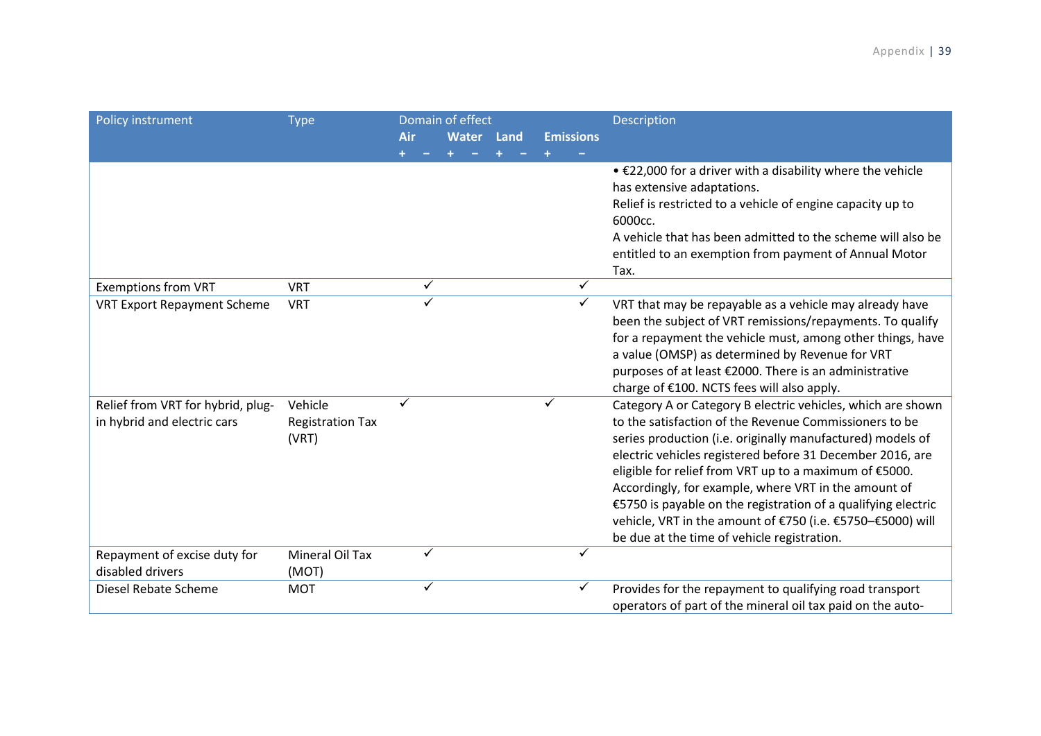| Policy instrument | Type | Domain of effect | | | | | | | | Description |
|---|---|---|---|---|---|---|---|---|---|---|
| | | Air | | Water | | Land | | Emissions | | |
| | | + | − | + | − | + | − | + | − | |
| | | | | | | | | | | • €22,000 for a driver with a disability where the vehicle has extensive adaptations.<br>Relief is restricted to a vehicle of engine capacity up to 6000cc.<br>A vehicle that has been admitted to the scheme will also be entitled to an exemption from payment of Annual Motor Tax. |
| Exemptions from VRT | VRT | | ✓ | | | | | | ✓ | |
| VRT Export Repayment Scheme | VRT | | ✓ | | | | | | ✓ | VRT that may be repayable as a vehicle may already have been the subject of VRT remissions/repayments. To qualify for a repayment the vehicle must, among other things, have a value (OMSP) as determined by Revenue for VRT purposes of at least €2000. There is an administrative charge of €100. NCTS fees will also apply. |
| Relief from VRT for hybrid, plug-in hybrid and electric cars | Vehicle Registration Tax (VRT) | ✓ | | | | | | ✓ | | Category A or Category B electric vehicles, which are shown to the satisfaction of the Revenue Commissioners to be series production (i.e. originally manufactured) models of electric vehicles registered before 31 December 2016, are eligible for relief from VRT up to a maximum of €5000. Accordingly, for example, where VRT in the amount of €5750 is payable on the registration of a qualifying electric vehicle, VRT in the amount of €750 (i.e. €5750–€5000) will be due at the time of vehicle registration. |
| Repayment of excise duty for disabled drivers | Mineral Oil Tax (MOT) | | ✓ | | | | | | ✓ | |
| Diesel Rebate Scheme | MOT | | ✓ | | | | | | ✓ | Provides for the repayment to qualifying road transport operators of part of the mineral oil tax paid on the auto- |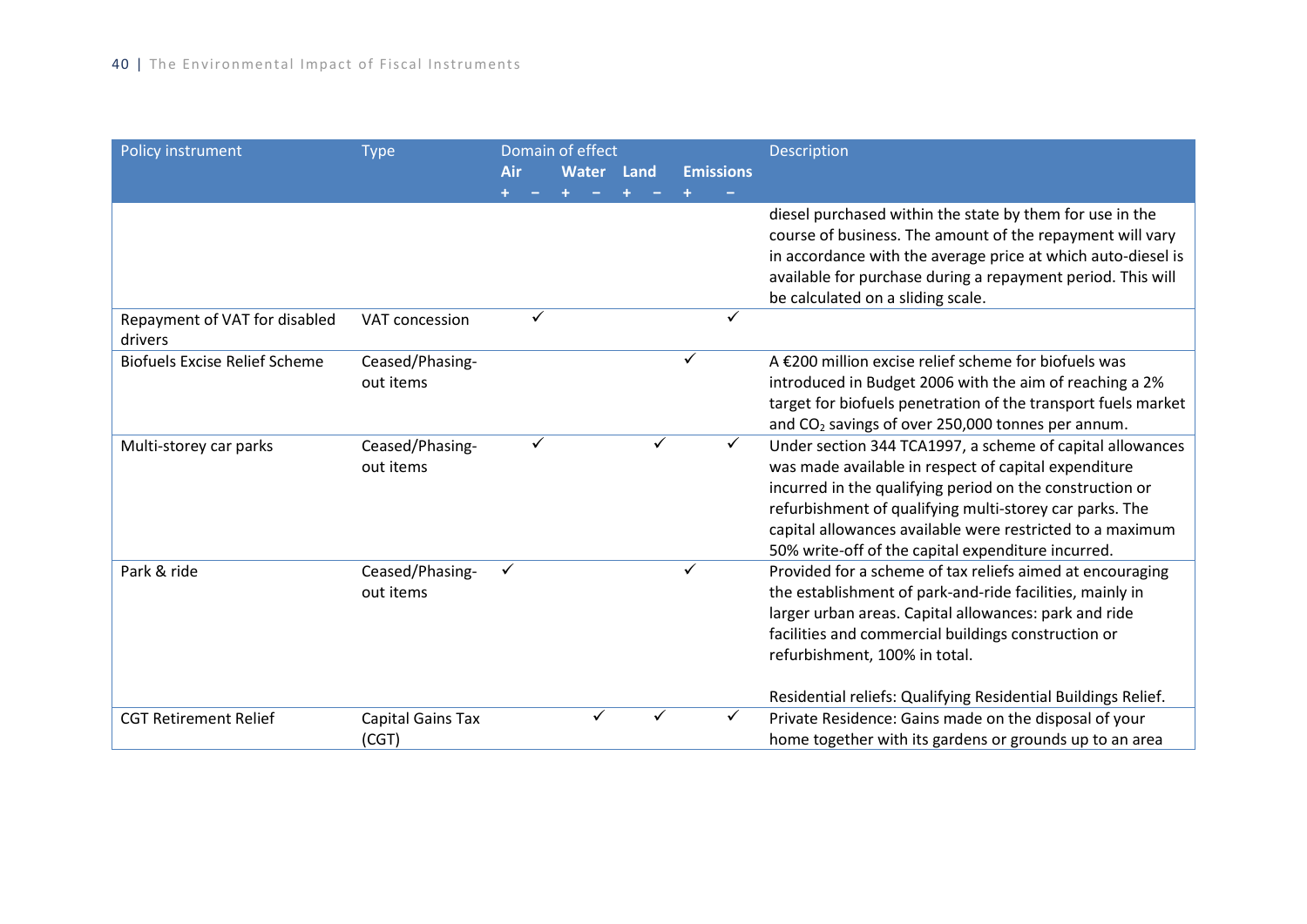| Policy instrument | Type | Domain of effect | | | | | | | | Description |
|---|---|---|---|---|---|---|---|---|---|---|
| | | Air | | Water | | Land | | Emissions | | |
| | | + | − | + | − | + | − | + | − | |
| | | | | | | | | | | diesel purchased within the state by them for use in the course of business. The amount of the repayment will vary in accordance with the average price at which auto-diesel is available for purchase during a repayment period. This will be calculated on a sliding scale. |
| Repayment of VAT for disabled drivers | VAT concession | | ✓ | | | | | | ✓ | |
| Biofuels Excise Relief Scheme | Ceased/Phasing-out items | | | | | | | ✓ | | A €200 million excise relief scheme for biofuels was introduced in Budget 2006 with the aim of reaching a 2% target for biofuels penetration of the transport fuels market and $CO_2$ savings of over 250,000 tonnes per annum. |
| Multi-storey car parks | Ceased/Phasing-out items | | ✓ | | | | ✓ | | ✓ | Under section 344 TCA1997, a scheme of capital allowances was made available in respect of capital expenditure incurred in the qualifying period on the construction or refurbishment of qualifying multi-storey car parks. The capital allowances available were restricted to a maximum 50% write-off of the capital expenditure incurred. |
| Park & ride | Ceased/Phasing-out items | ✓ | | | | | | ✓ | | Provided for a scheme of tax reliefs aimed at encouraging the establishment of park-and-ride facilities, mainly in larger urban areas. Capital allowances: park and ride facilities and commercial buildings construction or refurbishment, 100% in total.<br><br>Residential reliefs: Qualifying Residential Buildings Relief. |
| CGT Retirement Relief | Capital Gains Tax (CGT) | | | | ✓ | | ✓ | | ✓ | Private Residence: Gains made on the disposal of your home together with its gardens or grounds up to an area |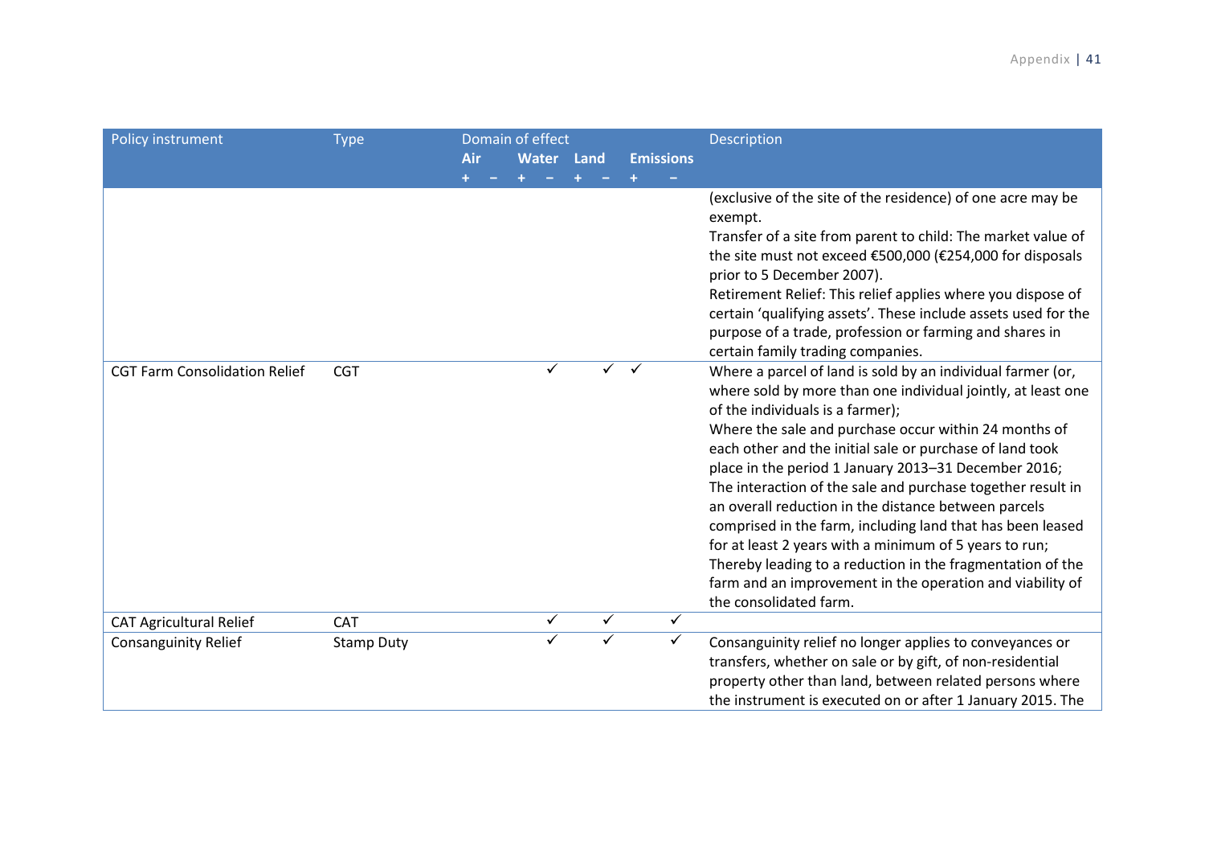| Policy instrument | Type | Domain of effect | | | | | | | | Description |
|---|---|---|---|---|---|---|---|---|---|---|
| | | Air | | Water | | Land | | Emissions | | |
| | | + | − | + | − | + | − | + | − | |
| | | | | | | | | | | (exclusive of the site of the residence) of one acre may be exempt.<br>Transfer of a site from parent to child: The market value of the site must not exceed €500,000 (€254,000 for disposals prior to 5 December 2007).<br>Retirement Relief: This relief applies where you dispose of certain 'qualifying assets'. These include assets used for the purpose of a trade, profession or farming and shares in certain family trading companies. |
| CGT Farm Consolidation Relief | CGT | | | | ✓ | | ✓ | ✓ | | Where a parcel of land is sold by an individual farmer (or, where sold by more than one individual jointly, at least one of the individuals is a farmer);<br>Where the sale and purchase occur within 24 months of each other and the initial sale or purchase of land took place in the period 1 January 2013–31 December 2016;<br>The interaction of the sale and purchase together result in an overall reduction in the distance between parcels comprised in the farm, including land that has been leased for at least 2 years with a minimum of 5 years to run;<br>Thereby leading to a reduction in the fragmentation of the farm and an improvement in the operation and viability of the consolidated farm. |
| CAT Agricultural Relief | CAT | | | | ✓ | | ✓ | | ✓ | |
| Consanguinity Relief | Stamp Duty | | | | ✓ | | ✓ | | ✓ | Consanguinity relief no longer applies to conveyances or transfers, whether on sale or by gift, of non-residential property other than land, between related persons where the instrument is executed on or after 1 January 2015. The |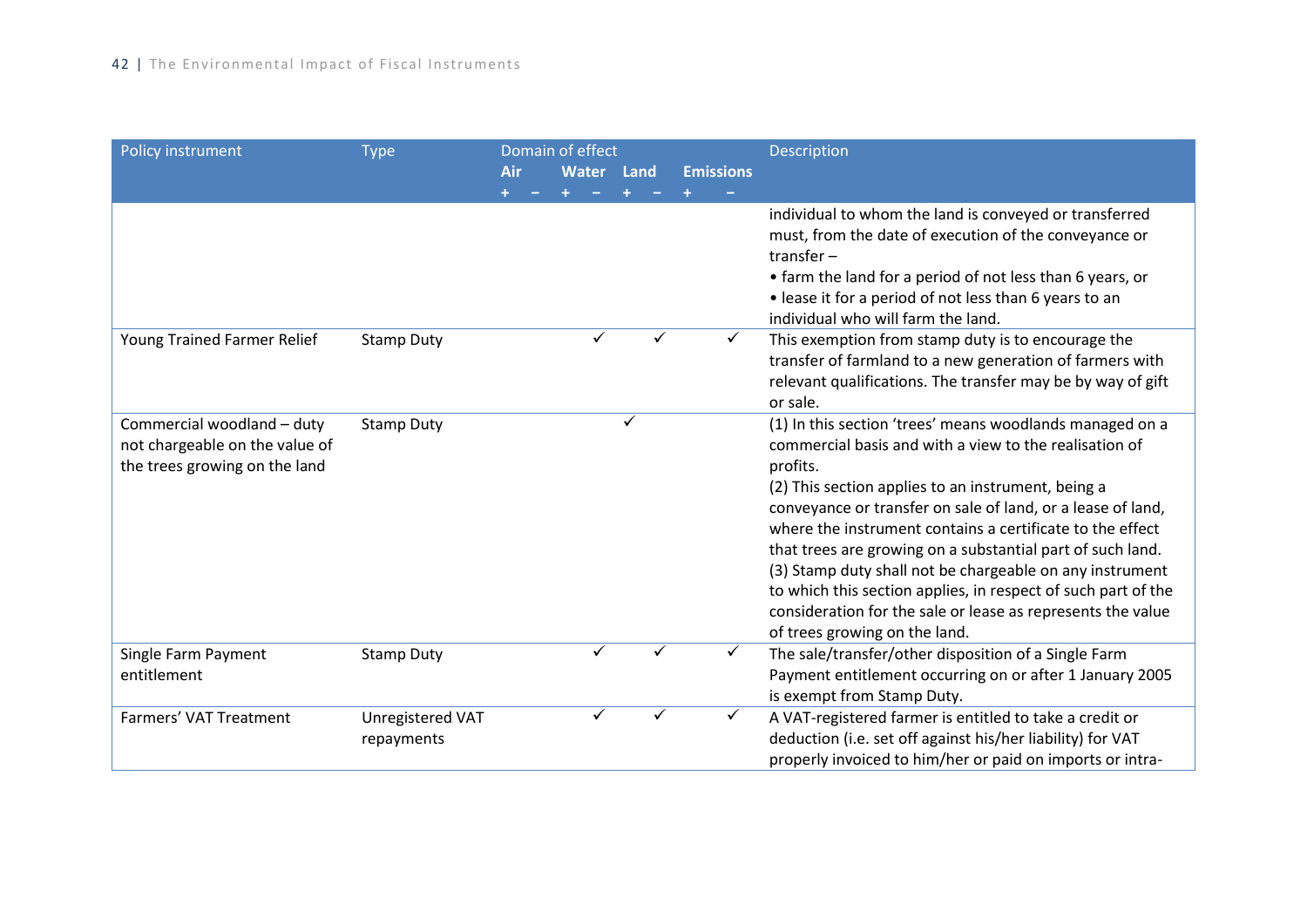| Policy instrument | Type | Domain of effect | | | | | | | | Description |
|---|---|---|---|---|---|---|---|---|---|---|
| | | Air | | Water | | Land | | Emissions | | |
| | | + | − | + | − | + | − | + | − | |
| | | | | | | | | | | individual to whom the land is conveyed or transferred must, from the date of execution of the conveyance or transfer –<br>• farm the land for a period of not less than 6 years, or<br>• lease it for a period of not less than 6 years to an individual who will farm the land. |
| Young Trained Farmer Relief | Stamp Duty | | | | ✓ | | ✓ | | ✓ | This exemption from stamp duty is to encourage the transfer of farmland to a new generation of farmers with relevant qualifications. The transfer may be by way of gift or sale. |
| Commercial woodland – duty not chargeable on the value of the trees growing on the land | Stamp Duty | | | | | ✓ | | | | (1) In this section 'trees' means woodlands managed on a commercial basis and with a view to the realisation of profits.<br>(2) This section applies to an instrument, being a conveyance or transfer on sale of land, or a lease of land, where the instrument contains a certificate to the effect that trees are growing on a substantial part of such land.<br>(3) Stamp duty shall not be chargeable on any instrument to which this section applies, in respect of such part of the consideration for the sale or lease as represents the value of trees growing on the land. |
| Single Farm Payment entitlement | Stamp Duty | | | | ✓ | | ✓ | | ✓ | The sale/transfer/other disposition of a Single Farm Payment entitlement occurring on or after 1 January 2005 is exempt from Stamp Duty. |
| Farmers' VAT Treatment | Unregistered VAT repayments | | | | ✓ | | ✓ | | ✓ | A VAT-registered farmer is entitled to take a credit or deduction (i.e. set off against his/her liability) for VAT properly invoiced to him/her or paid on imports or intra- |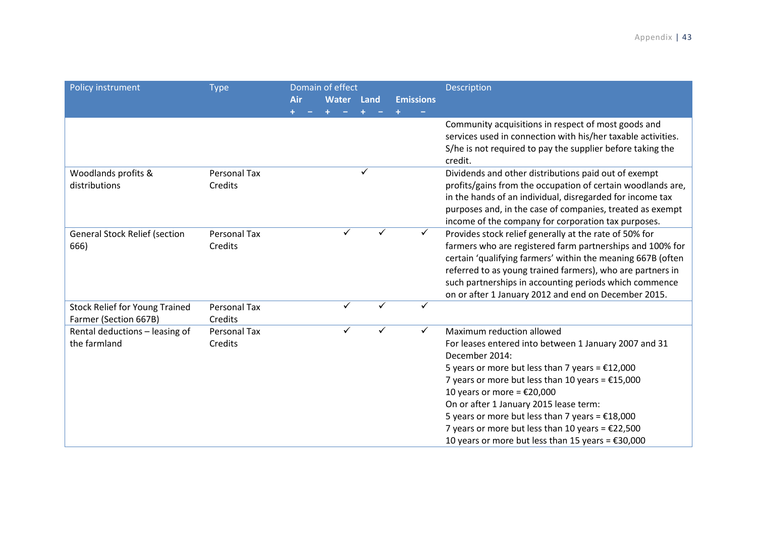| Policy instrument | Type | Domain of effect | | | | | | | | Description |
|---|---|---|---|---|---|---|---|---|---|---|
| | | Air | | Water | | Land | | Emissions | | |
| | | + | − | + | − | + | − | + | − | |
| | | | | | | | | | | Community acquisitions in respect of most goods and services used in connection with his/her taxable activities. S/he is not required to pay the supplier before taking the credit. |
| Woodlands profits & distributions | Personal Tax Credits | | | | | ✓ | | | | Dividends and other distributions paid out of exempt profits/gains from the occupation of certain woodlands are, in the hands of an individual, disregarded for income tax purposes and, in the case of companies, treated as exempt income of the company for corporation tax purposes. |
| General Stock Relief (section 666) | Personal Tax Credits | | | | ✓ | | ✓ | | ✓ | Provides stock relief generally at the rate of 50% for farmers who are registered farm partnerships and 100% for certain 'qualifying farmers' within the meaning 667B (often referred to as young trained farmers), who are partners in such partnerships in accounting periods which commence on or after 1 January 2012 and end on December 2015. |
| Stock Relief for Young Trained Farmer (Section 667B) | Personal Tax Credits | | | | ✓ | | ✓ | | ✓ | |
| Rental deductions – leasing of the farmland | Personal Tax Credits | | | | ✓ | | ✓ | | ✓ | Maximum reduction allowed<br>For leases entered into between 1 January 2007 and 31 December 2014:<br>5 years or more but less than 7 years = €12,000<br>7 years or more but less than 10 years = €15,000<br>10 years or more = €20,000<br>On or after 1 January 2015 lease term:<br>5 years or more but less than 7 years = €18,000<br>7 years or more but less than 10 years = €22,500<br>10 years or more but less than 15 years = €30,000 |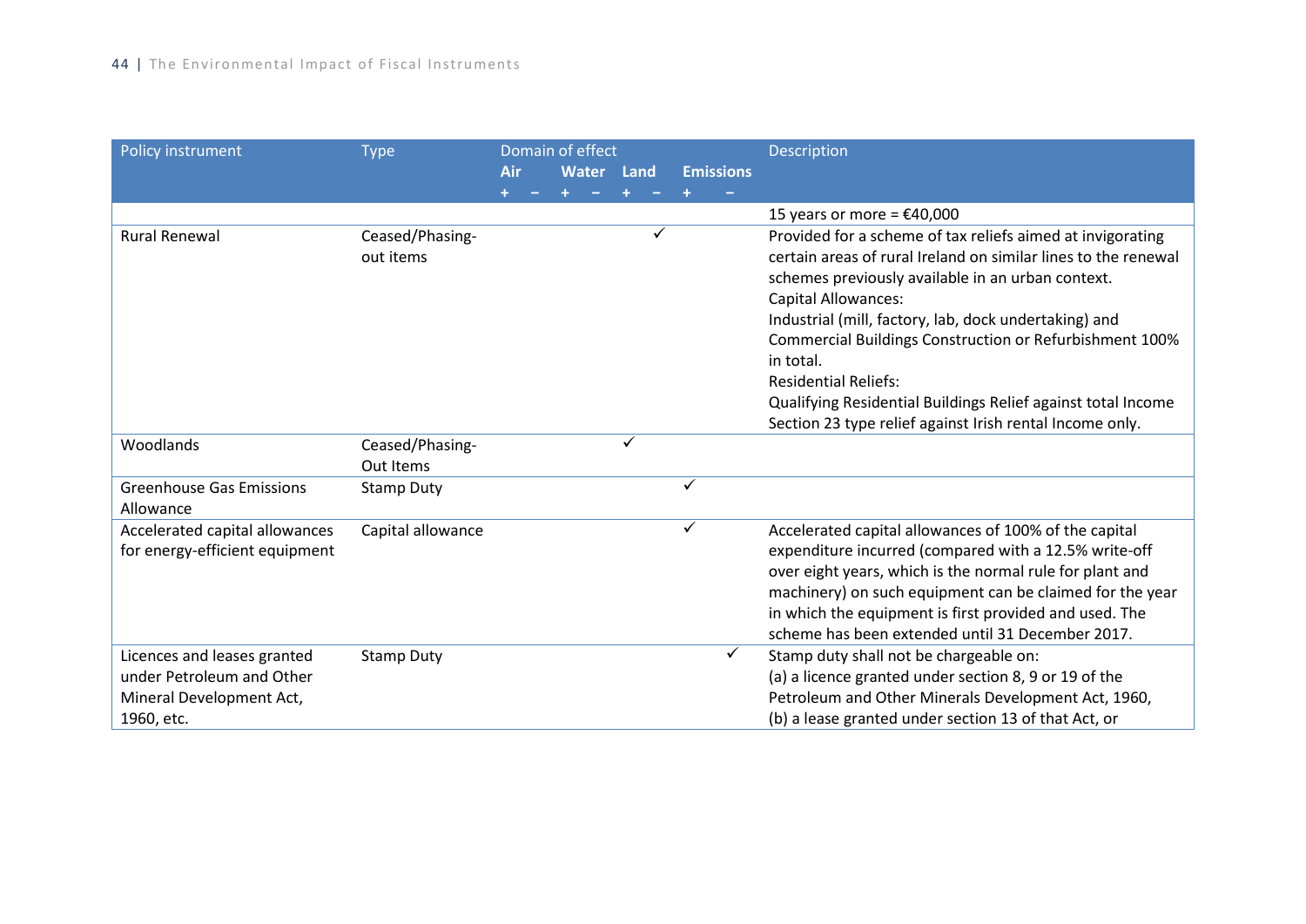| Policy instrument | Type | Domain of effect | | | | | | | | Description |
|---|---|---|---|---|---|---|---|---|---|---|
| | | Air | | Water | | Land | | Emissions | | |
| | | + | − | + | − | + | − | + | − | |
| | | | | | | | | | | 15 years or more = €40,000 |
| Rural Renewal | Ceased/Phasing-out items | | | | | | ✓ | | | Provided for a scheme of tax reliefs aimed at invigorating certain areas of rural Ireland on similar lines to the renewal schemes previously available in an urban context. Capital Allowances: Industrial (mill, factory, lab, dock undertaking) and Commercial Buildings Construction or Refurbishment 100% in total. Residential Reliefs: Qualifying Residential Buildings Relief against total Income Section 23 type relief against Irish rental Income only. |
| Woodlands | Ceased/Phasing-Out Items | | | | | ✓ | | | | |
| Greenhouse Gas Emissions Allowance | Stamp Duty | | | | | | | ✓ | | |
| Accelerated capital allowances for energy-efficient equipment | Capital allowance | | | | | | | ✓ | | Accelerated capital allowances of 100% of the capital expenditure incurred (compared with a 12.5% write-off over eight years, which is the normal rule for plant and machinery) on such equipment can be claimed for the year in which the equipment is first provided and used. The scheme has been extended until 31 December 2017. |
| Licences and leases granted under Petroleum and Other Mineral Development Act, 1960, etc. | Stamp Duty | | | | | | | | ✓ | Stamp duty shall not be chargeable on: (a) a licence granted under section 8, 9 or 19 of the Petroleum and Other Minerals Development Act, 1960, (b) a lease granted under section 13 of that Act, or |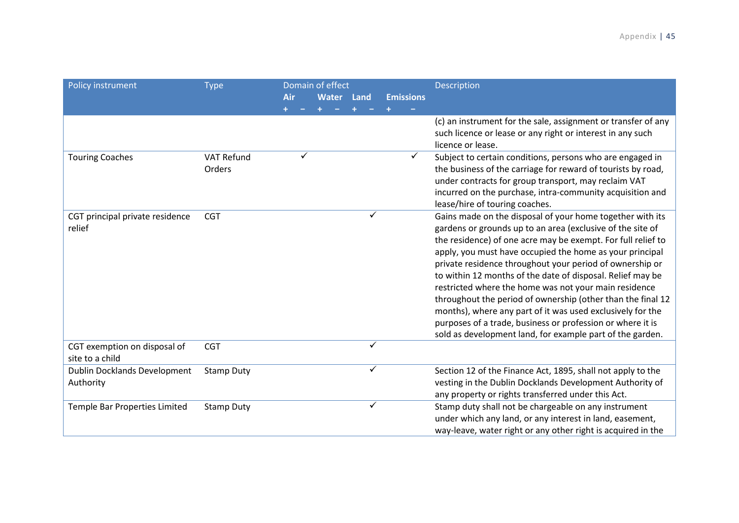| Policy instrument | Type | Domain of effect | | | | | | | | Description |
|---|---|---|---|---|---|---|---|---|---|---|
| | | Air | | Water | | Land | | Emissions | | |
| | | + | − | + | − | + | − | + | − | |
| | | | | | | | | | | (c) an instrument for the sale, assignment or transfer of any such licence or lease or any right or interest in any such licence or lease. |
| Touring Coaches | VAT Refund Orders | | ✓ | | | | | | ✓ | Subject to certain conditions, persons who are engaged in the business of the carriage for reward of tourists by road, under contracts for group transport, may reclaim VAT incurred on the purchase, intra-community acquisition and lease/hire of touring coaches. |
| CGT principal private residence relief | CGT | | | | | | ✓ | | | Gains made on the disposal of your home together with its gardens or grounds up to an area (exclusive of the site of the residence) of one acre may be exempt. For full relief to apply, you must have occupied the home as your principal private residence throughout your period of ownership or to within 12 months of the date of disposal. Relief may be restricted where the home was not your main residence throughout the period of ownership (other than the final 12 months), where any part of it was used exclusively for the purposes of a trade, business or profession or where it is sold as development land, for example part of the garden. |
| CGT exemption on disposal of site to a child | CGT | | | | | | ✓ | | | |
| Dublin Docklands Development Authority | Stamp Duty | | | | | | ✓ | | | Section 12 of the Finance Act, 1895, shall not apply to the vesting in the Dublin Docklands Development Authority of any property or rights transferred under this Act. |
| Temple Bar Properties Limited | Stamp Duty | | | | | | ✓ | | | Stamp duty shall not be chargeable on any instrument under which any land, or any interest in land, easement, way-leave, water right or any other right is acquired in the |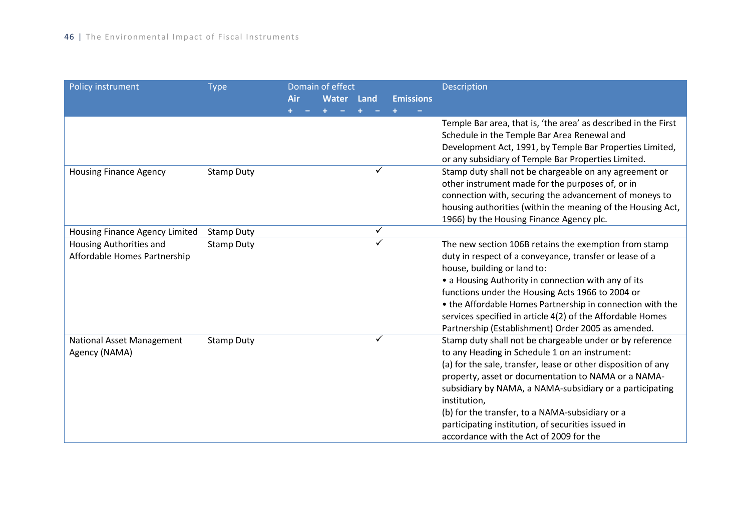| Policy instrument | Type | Domain of effect | | | | | | | | Description |
|---|---|---|---|---|---|---|---|---|---|---|
| | | Air | | Water | | Land | | Emissions | | |
| | | + | − | + | − | + | − | + | − | |
| | | | | | | | | | | Temple Bar area, that is, 'the area' as described in the First Schedule in the Temple Bar Area Renewal and Development Act, 1991, by Temple Bar Properties Limited, or any subsidiary of Temple Bar Properties Limited. |
| Housing Finance Agency | Stamp Duty | | | | | | ✓ | | | Stamp duty shall not be chargeable on any agreement or other instrument made for the purposes of, or in connection with, securing the advancement of moneys to housing authorities (within the meaning of the Housing Act, 1966) by the Housing Finance Agency plc. |
| Housing Finance Agency Limited | Stamp Duty | | | | | | ✓ | | | |
| Housing Authorities and Affordable Homes Partnership | Stamp Duty | | | | | | ✓ | | | The new section 106B retains the exemption from stamp duty in respect of a conveyance, transfer or lease of a house, building or land to:<br>• a Housing Authority in connection with any of its functions under the Housing Acts 1966 to 2004 or<br>• the Affordable Homes Partnership in connection with the services specified in article 4(2) of the Affordable Homes Partnership (Establishment) Order 2005 as amended. |
| National Asset Management Agency (NAMA) | Stamp Duty | | | | | | ✓ | | | Stamp duty shall not be chargeable under or by reference to any Heading in Schedule 1 on an instrument:<br>(a) for the sale, transfer, lease or other disposition of any property, asset or documentation to NAMA or a NAMA-subsidiary by NAMA, a NAMA-subsidiary or a participating institution,<br>(b) for the transfer, to a NAMA-subsidiary or a participating institution, of securities issued in accordance with the Act of 2009 for the |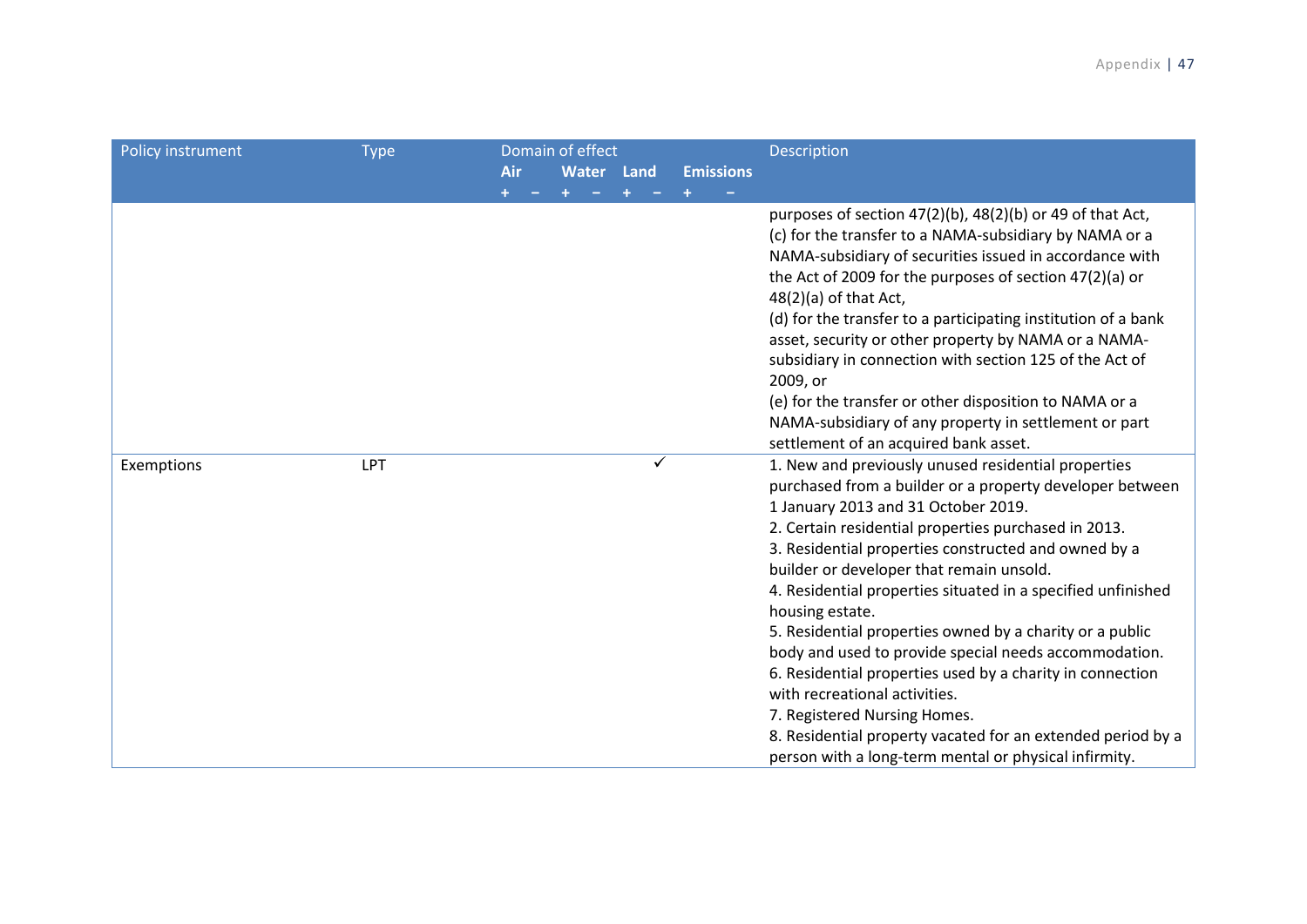| Policy instrument | Type | Domain of effect | | | | | | | | Description |
|---|---|---|---|---|---|---|---|---|---|---|
| | | Air | | Water | | Land | | Emissions | | |
| | | + | − | + | − | + | − | + | − | |
| | | | | | | | | | | purposes of section 47(2)(b), 48(2)(b) or 49 of that Act,<br>(c) for the transfer to a NAMA-subsidiary by NAMA or a NAMA-subsidiary of securities issued in accordance with the Act of 2009 for the purposes of section 47(2)(a) or 48(2)(a) of that Act,<br>(d) for the transfer to a participating institution of a bank asset, security or other property by NAMA or a NAMA-subsidiary in connection with section 125 of the Act of 2009, or<br>(e) for the transfer or other disposition to NAMA or a NAMA-subsidiary of any property in settlement or part settlement of an acquired bank asset. |
| Exemptions | LPT | | | | | | ✓ | | | 1. New and previously unused residential properties purchased from a builder or a property developer between 1 January 2013 and 31 October 2019.<br>2. Certain residential properties purchased in 2013.<br>3. Residential properties constructed and owned by a builder or developer that remain unsold.<br>4. Residential properties situated in a specified unfinished housing estate.<br>5. Residential properties owned by a charity or a public body and used to provide special needs accommodation.<br>6. Residential properties used by a charity in connection with recreational activities.<br>7. Registered Nursing Homes.<br>8. Residential property vacated for an extended period by a person with a long-term mental or physical infirmity. |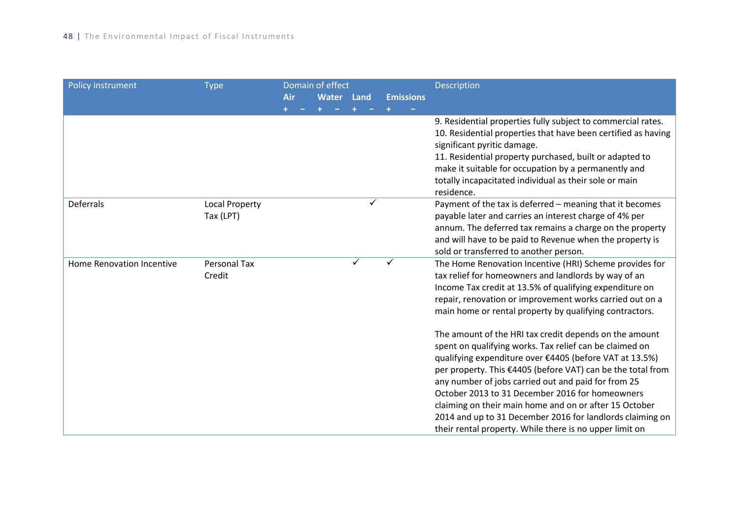| Policy instrument | Type | Domain of effect | | | | | | | | Description |
|---|---|---|---|---|---|---|---|---|---|---|
| | | Air | | Water | | Land | | Emissions | | |
| | | + | − | + | − | + | − | + | − | |
| | | | | | | | | | | 9. Residential properties fully subject to commercial rates.<br>10. Residential properties that have been certified as having significant pyritic damage.<br>11. Residential property purchased, built or adapted to make it suitable for occupation by a permanently and totally incapacitated individual as their sole or main residence. |
| Deferrals | Local Property Tax (LPT) | | | | | | ✓ | | | Payment of the tax is deferred – meaning that it becomes payable later and carries an interest charge of 4% per annum. The deferred tax remains a charge on the property and will have to be paid to Revenue when the property is sold or transferred to another person. |
| Home Renovation Incentive | Personal Tax Credit | | | | | ✓ | | ✓ | | The Home Renovation Incentive (HRI) Scheme provides for tax relief for homeowners and landlords by way of an Income Tax credit at 13.5% of qualifying expenditure on repair, renovation or improvement works carried out on a main home or rental property by qualifying contractors.<br><br>The amount of the HRI tax credit depends on the amount spent on qualifying works. Tax relief can be claimed on qualifying expenditure over €4405 (before VAT at 13.5%) per property. This €4405 (before VAT) can be the total from any number of jobs carried out and paid for from 25 October 2013 to 31 December 2016 for homeowners claiming on their main home and on or after 15 October 2014 and up to 31 December 2016 for landlords claiming on their rental property. While there is no upper limit on |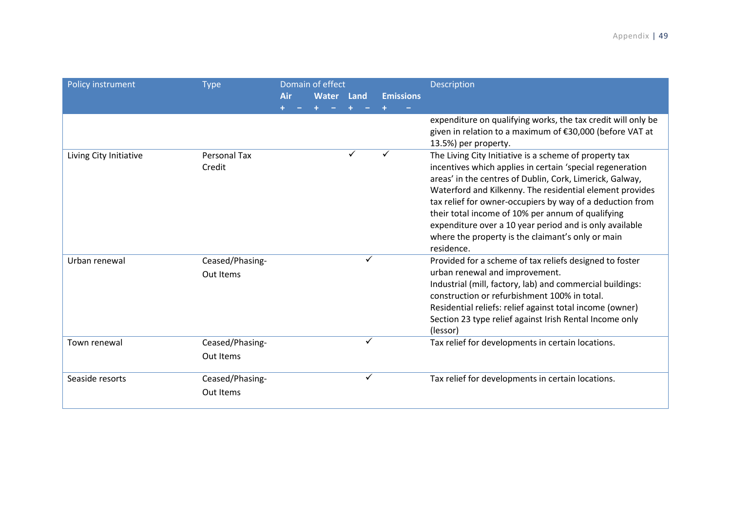| Policy instrument | Type | Domain of effect | | | | | | | | Description |
|---|---|---|---|---|---|---|---|---|---|---|
| | | Air | | Water | | Land | | Emissions | | |
| | | + | − | + | − | + | − | + | − | |
| | | | | | | | | | | expenditure on qualifying works, the tax credit will only be given in relation to a maximum of €30,000 (before VAT at 13.5%) per property. |
| Living City Initiative | Personal Tax Credit | | | | | ✓ | | ✓ | | The Living City Initiative is a scheme of property tax incentives which applies in certain 'special regeneration areas' in the centres of Dublin, Cork, Limerick, Galway, Waterford and Kilkenny. The residential element provides tax relief for owner-occupiers by way of a deduction from their total income of 10% per annum of qualifying expenditure over a 10 year period and is only available where the property is the claimant's only or main residence. |
| Urban renewal | Ceased/Phasing-Out Items | | | | | | ✓ | | | Provided for a scheme of tax reliefs designed to foster urban renewal and improvement.<br>Industrial (mill, factory, lab) and commercial buildings: construction or refurbishment 100% in total.<br>Residential reliefs: relief against total income (owner)<br>Section 23 type relief against Irish Rental Income only (lessor) |
| Town renewal | Ceased/Phasing-Out Items | | | | | | ✓ | | | Tax relief for developments in certain locations. |
| Seaside resorts | Ceased/Phasing-Out Items | | | | | | ✓ | | | Tax relief for developments in certain locations. |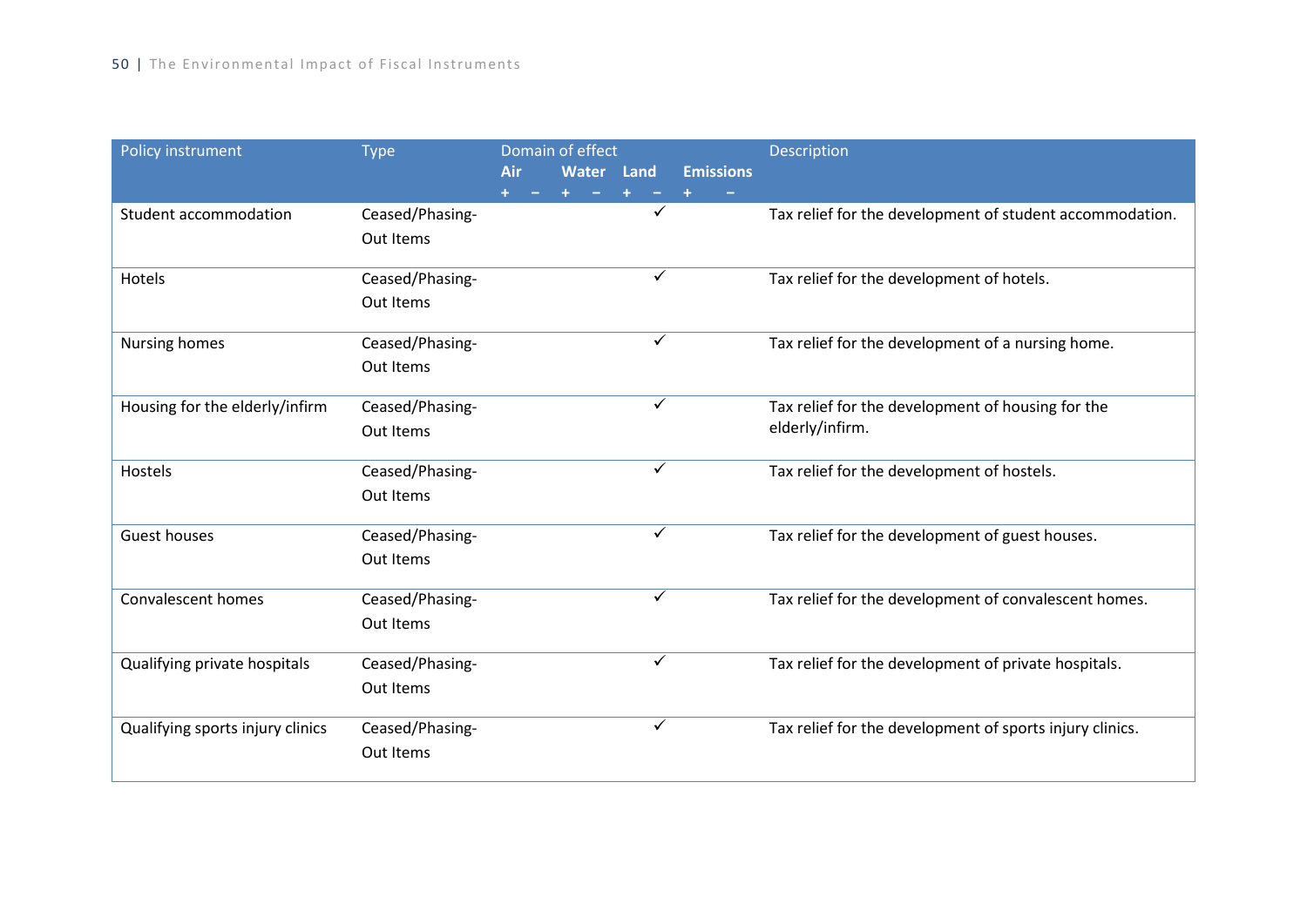| Policy instrument | Type | Domain of effect | | | | | | | | Description |
|---|---|---|---|---|---|---|---|---|---|---|
| | | Air | | Water | | Land | | Emissions | | |
| | | + | − | + | − | + | − | + | − | |
| Student accommodation | Ceased/Phasing-Out Items | | | | | | ✓ | | | Tax relief for the development of student accommodation. |
| Hotels | Ceased/Phasing-Out Items | | | | | | ✓ | | | Tax relief for the development of hotels. |
| Nursing homes | Ceased/Phasing-Out Items | | | | | | ✓ | | | Tax relief for the development of a nursing home. |
| Housing for the elderly/infirm | Ceased/Phasing-Out Items | | | | | | ✓ | | | Tax relief for the development of housing for the elderly/infirm. |
| Hostels | Ceased/Phasing-Out Items | | | | | | ✓ | | | Tax relief for the development of hostels. |
| Guest houses | Ceased/Phasing-Out Items | | | | | | ✓ | | | Tax relief for the development of guest houses. |
| Convalescent homes | Ceased/Phasing-Out Items | | | | | | ✓ | | | Tax relief for the development of convalescent homes. |
| Qualifying private hospitals | Ceased/Phasing-Out Items | | | | | | ✓ | | | Tax relief for the development of private hospitals. |
| Qualifying sports injury clinics | Ceased/Phasing-Out Items | | | | | | ✓ | | | Tax relief for the development of sports injury clinics. |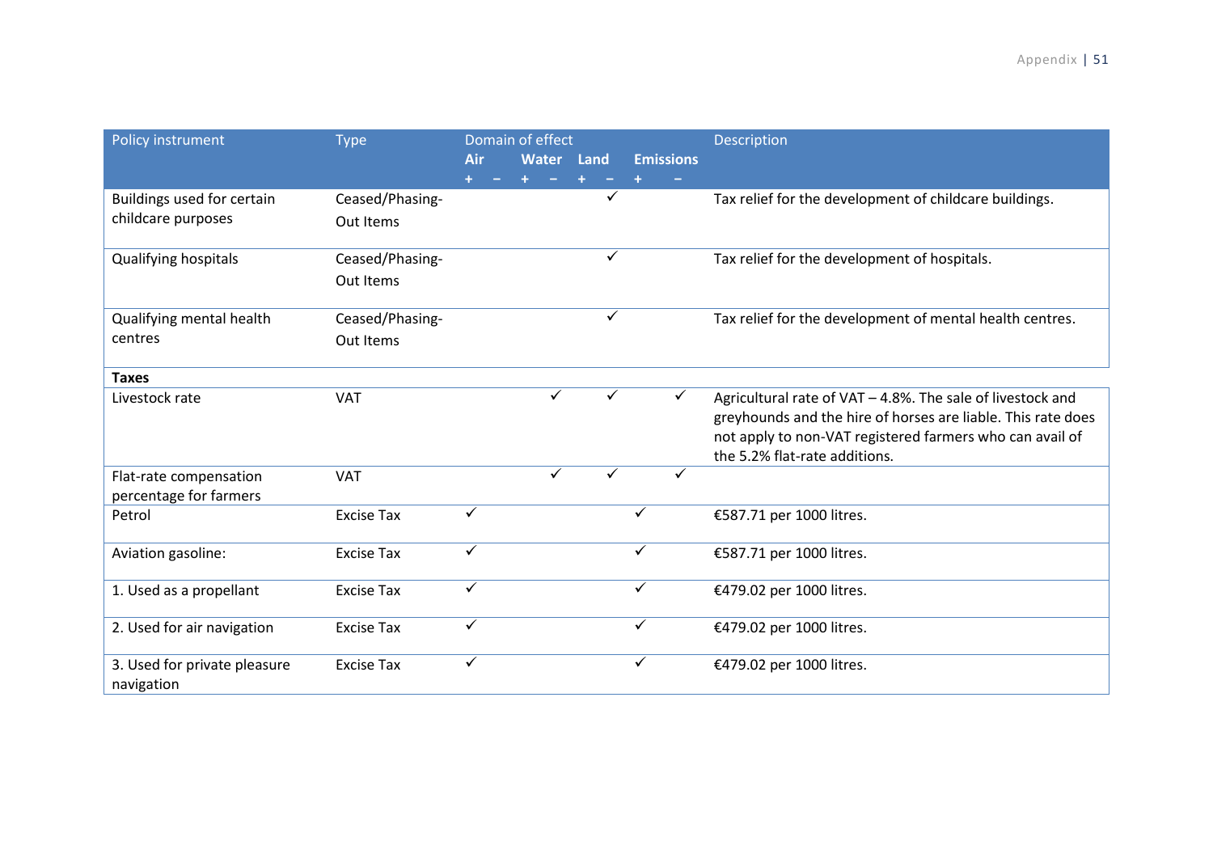| Policy instrument | Type | Domain of effect | | | | | | | | Description |
|---|---|---|---|---|---|---|---|---|---|---|
| | | Air | | Water | | Land | | Emissions | | |
| | | + | − | + | − | + | − | + | − | |
| Buildings used for certain childcare purposes | Ceased/Phasing-Out Items | | | | | | ✓ | | | Tax relief for the development of childcare buildings. |
| Qualifying hospitals | Ceased/Phasing-Out Items | | | | | | ✓ | | | Tax relief for the development of hospitals. |
| Qualifying mental health centres | Ceased/Phasing-Out Items | | | | | | ✓ | | | Tax relief for the development of mental health centres. |
| **Taxes** | | | | | | | | | | |
| Livestock rate | VAT | | | | ✓ | | ✓ | | ✓ | Agricultural rate of VAT – 4.8%. The sale of livestock and greyhounds and the hire of horses are liable. This rate does not apply to non-VAT registered farmers who can avail of the 5.2% flat-rate additions. |
| Flat-rate compensation percentage for farmers | VAT | | | | ✓ | | ✓ | | ✓ | |
| Petrol | Excise Tax | ✓ | | | | | | ✓ | | €587.71 per 1000 litres. |
| Aviation gasoline: | Excise Tax | ✓ | | | | | | ✓ | | €587.71 per 1000 litres. |
| 1. Used as a propellant | Excise Tax | ✓ | | | | | | ✓ | | €479.02 per 1000 litres. |
| 2. Used for air navigation | Excise Tax | ✓ | | | | | | ✓ | | €479.02 per 1000 litres. |
| 3. Used for private pleasure navigation | Excise Tax | ✓ | | | | | | ✓ | | €479.02 per 1000 litres. |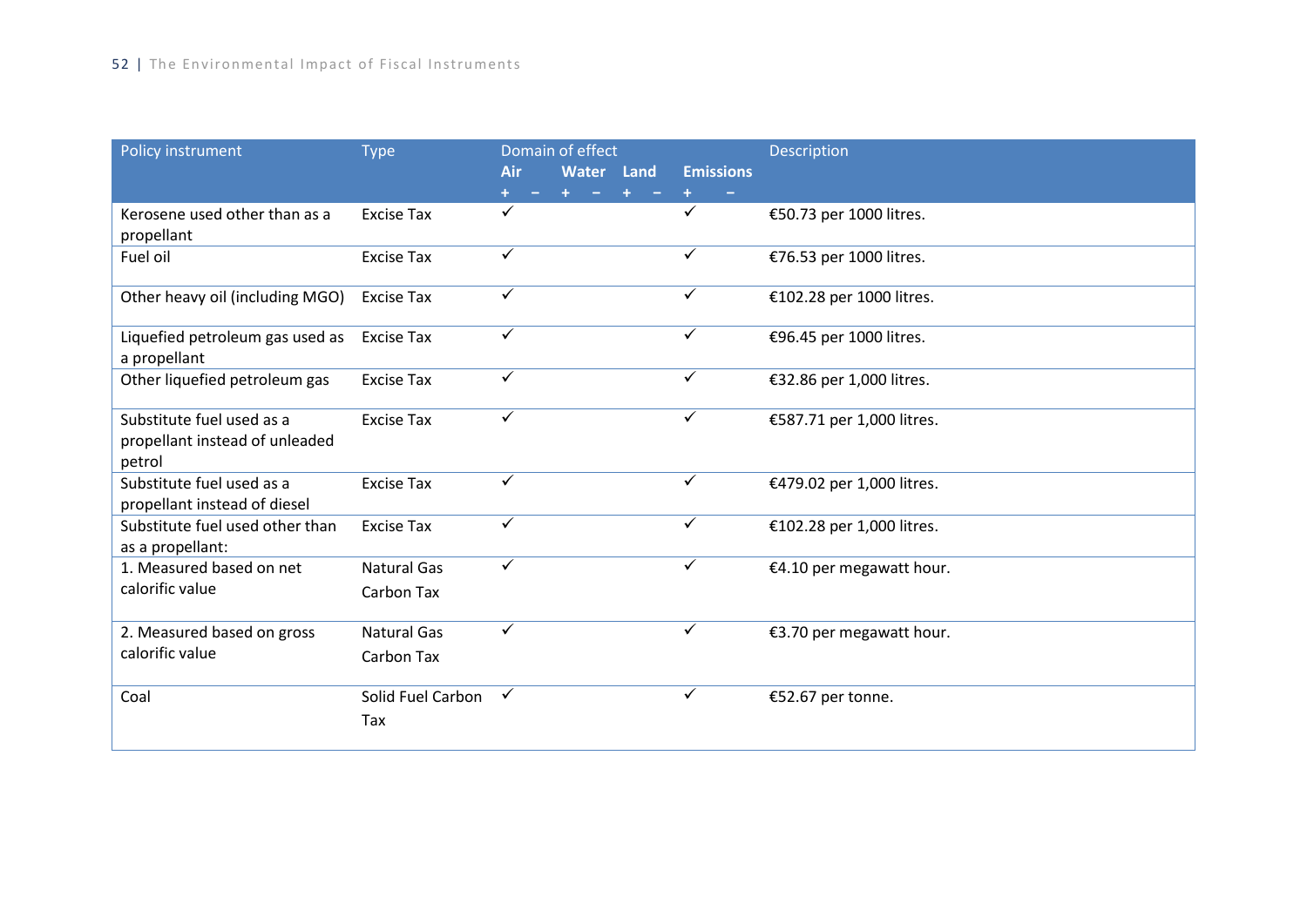| Policy instrument | Type | Domain of effect | | | | | | | | Description |
|---|---|---|---|---|---|---|---|---|---|---|
| | | Air | | Water | | Land | | Emissions | | |
| | | + | − | + | − | + | − | + | − | |
| Kerosene used other than as a propellant | Excise Tax | ✓ | | | | | | ✓ | | €50.73 per 1000 litres. |
| Fuel oil | Excise Tax | ✓ | | | | | | ✓ | | €76.53 per 1000 litres. |
| Other heavy oil (including MGO) | Excise Tax | ✓ | | | | | | ✓ | | €102.28 per 1000 litres. |
| Liquefied petroleum gas used as a propellant | Excise Tax | ✓ | | | | | | ✓ | | €96.45 per 1000 litres. |
| Other liquefied petroleum gas | Excise Tax | ✓ | | | | | | ✓ | | €32.86 per 1,000 litres. |
| Substitute fuel used as a propellant instead of unleaded petrol | Excise Tax | ✓ | | | | | | ✓ | | €587.71 per 1,000 litres. |
| Substitute fuel used as a propellant instead of diesel | Excise Tax | ✓ | | | | | | ✓ | | €479.02 per 1,000 litres. |
| Substitute fuel used other than as a propellant: | Excise Tax | ✓ | | | | | | ✓ | | €102.28 per 1,000 litres. |
| 1. Measured based on net calorific value | Natural Gas Carbon Tax | ✓ | | | | | | ✓ | | €4.10 per megawatt hour. |
| 2. Measured based on gross calorific value | Natural Gas Carbon Tax | ✓ | | | | | | ✓ | | €3.70 per megawatt hour. |
| Coal | Solid Fuel Carbon Tax | ✓ | | | | | | ✓ | | €52.67 per tonne. |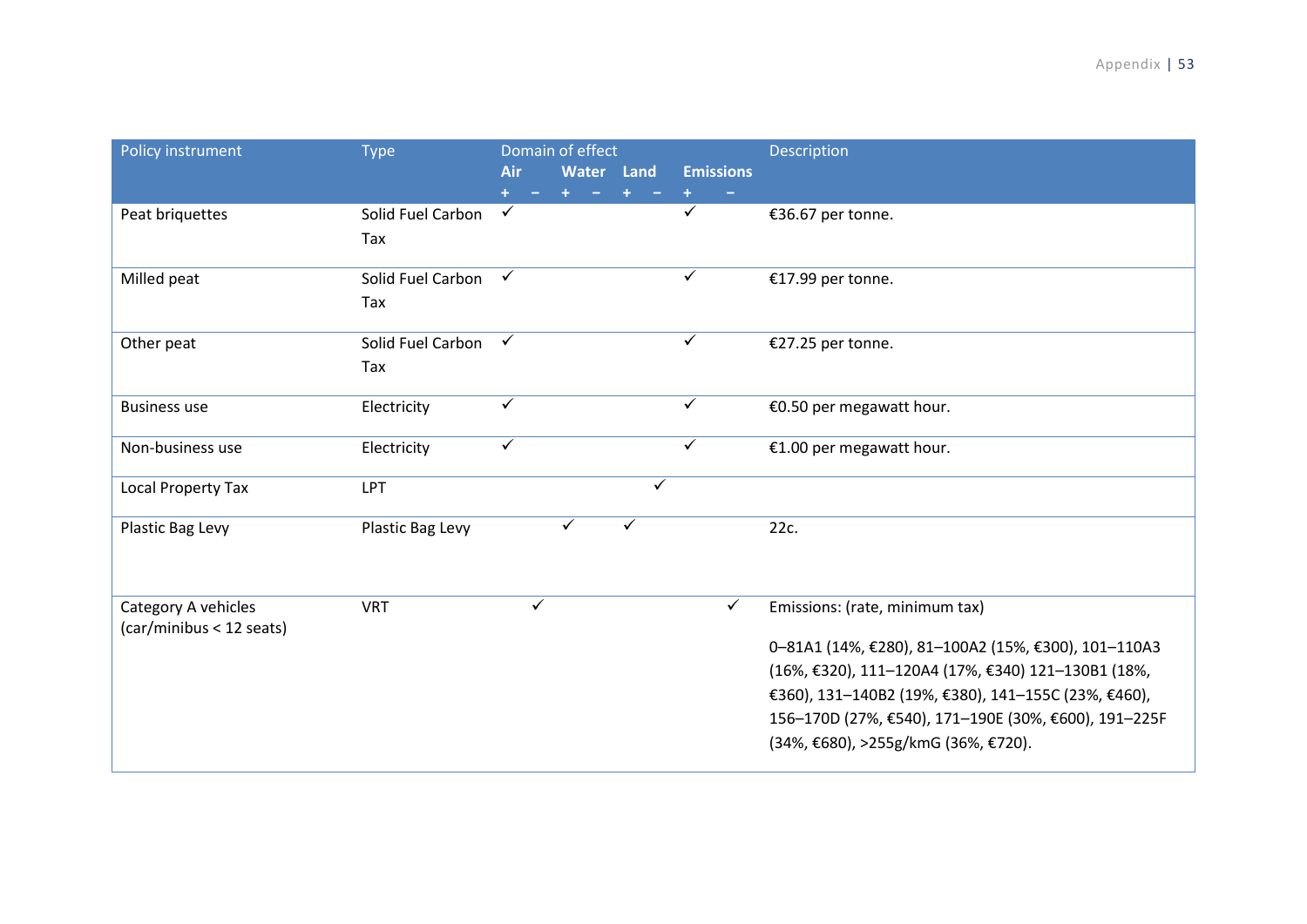| Policy instrument | Type | Domain of effect | | | | | | | | Description |
|---|---|---|---|---|---|---|---|---|---|---|
| | | Air | | Water | | Land | | Emissions | | |
| | | + | − | + | − | + | − | + | − | |
| Peat briquettes | Solid Fuel Carbon Tax | ✓ | | | | | | ✓ | | €36.67 per tonne. |
| Milled peat | Solid Fuel Carbon Tax | ✓ | | | | | | ✓ | | €17.99 per tonne. |
| Other peat | Solid Fuel Carbon Tax | ✓ | | | | | | ✓ | | €27.25 per tonne. |
| Business use | Electricity | ✓ | | | | | | ✓ | | €0.50 per megawatt hour. |
| Non-business use | Electricity | ✓ | | | | | | ✓ | | €1.00 per megawatt hour. |
| Local Property Tax | LPT | | | | | | ✓ | | | |
| Plastic Bag Levy | Plastic Bag Levy | | | ✓ | | ✓ | | | | 22c. |
| Category A vehicles (car/minibus < 12 seats) | VRT | | ✓ | | | | | | ✓ | Emissions: (rate, minimum tax)<br><br>0–81A1 (14%, €280), 81–100A2 (15%, €300), 101–110A3 (16%, €320), 111–120A4 (17%, €340) 121–130B1 (18%, €360), 131–140B2 (19%, €380), 141–155C (23%, €460), 156–170D (27%, €540), 171–190E (30%, €600), 191–225F (34%, €680), >255g/kmG (36%, €720). |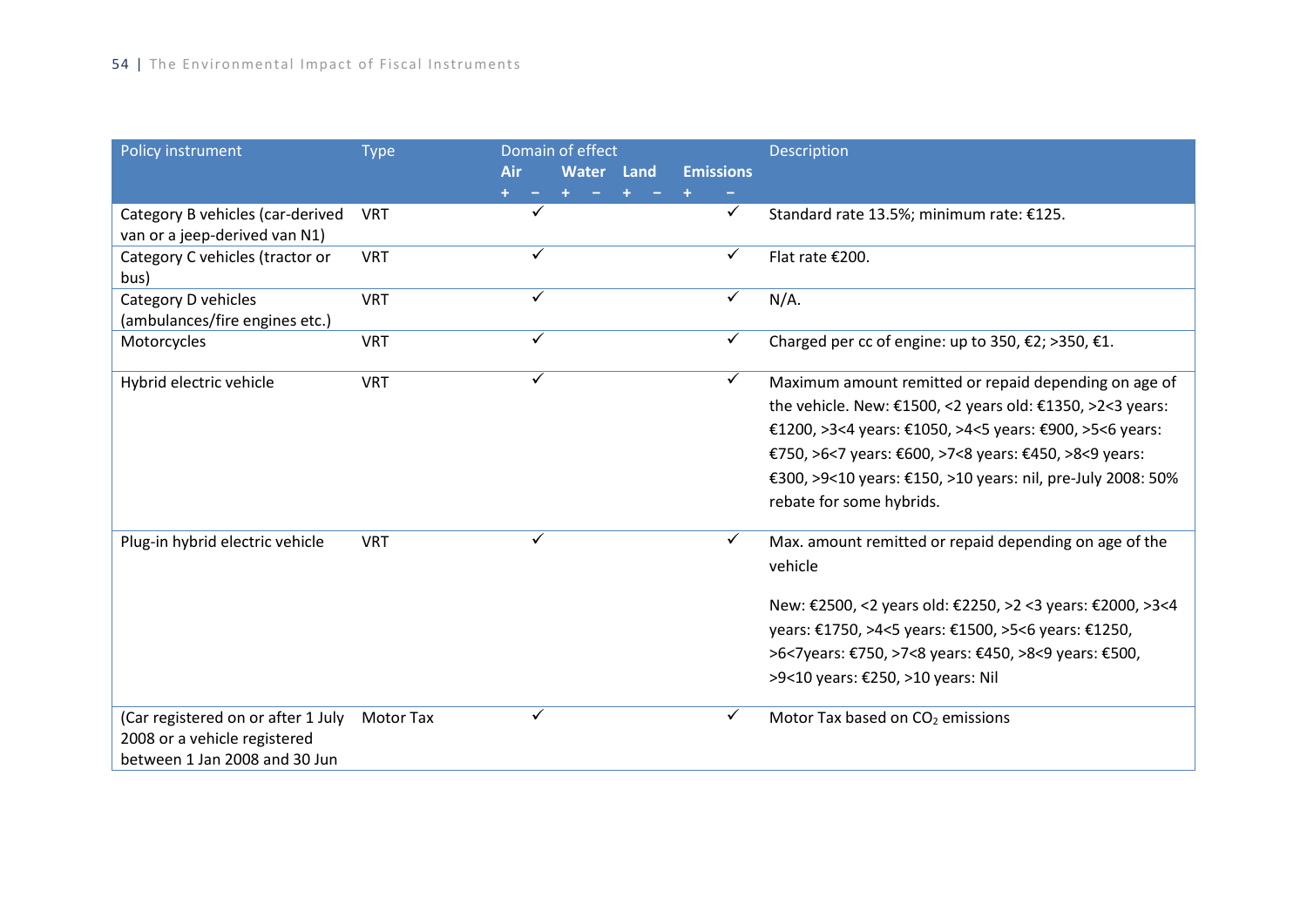| Policy instrument | Type | Domain of effect | | | | | | | | Description |
|---|---|---|---|---|---|---|---|---|---|---|
| | | Air | | Water | | Land | | Emissions | | |
| | | + | − | + | − | + | − | + | − | |
| Category B vehicles (car-derived van or a jeep-derived van N1) | VRT | | ✓ | | | | | | ✓ | Standard rate 13.5%; minimum rate: €125. |
| Category C vehicles (tractor or bus) | VRT | | ✓ | | | | | | ✓ | Flat rate €200. |
| Category D vehicles (ambulances/fire engines etc.) | VRT | | ✓ | | | | | | ✓ | N/A. |
| Motorcycles | VRT | | ✓ | | | | | | ✓ | Charged per cc of engine: up to 350, €2; >350, €1. |
| Hybrid electric vehicle | VRT | | ✓ | | | | | | ✓ | Maximum amount remitted or repaid depending on age of the vehicle. New: €1500, <2 years old: €1350, >2<3 years: €1200, >3<4 years: €1050, >4<5 years: €900, >5<6 years: €750, >6<7 years: €600, >7<8 years: €450, >8<9 years: €300, >9<10 years: €150, >10 years: nil, pre-July 2008: 50% rebate for some hybrids. |
| Plug-in hybrid electric vehicle | VRT | | ✓ | | | | | | ✓ | Max. amount remitted or repaid depending on age of the vehicle<br><br>New: €2500, <2 years old: €2250, >2 <3 years: €2000, >3<4 years: €1750, >4<5 years: €1500, >5<6 years: €1250, >6<7years: €750, >7<8 years: €450, >8<9 years: €500, >9<10 years: €250, >10 years: Nil |
| (Car registered on or after 1 July 2008 or a vehicle registered between 1 Jan 2008 and 30 Jun | Motor Tax | | ✓ | | | | | | ✓ | Motor Tax based on $CO_2$ emissions |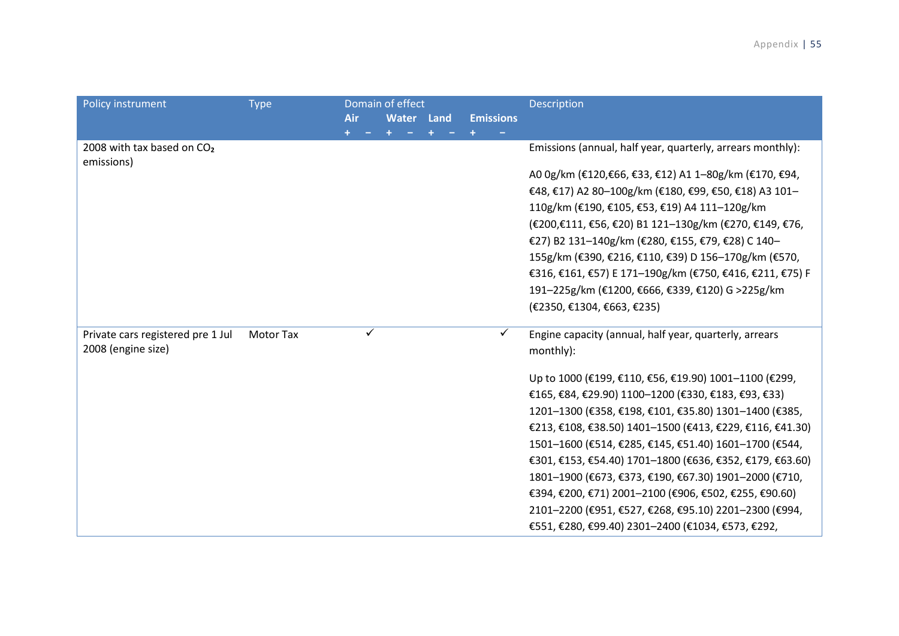| Policy instrument | Type | Domain of effect | | | | | | | | Description |
|---|---|---|---|---|---|---|---|---|---|---|
| | | Air | | Water | | Land | | Emissions | | |
| | | + | − | + | − | + | − | + | − | |
| 2008 with tax based on $CO_2$ emissions) | | | | | | | | | | Emissions (annual, half year, quarterly, arrears monthly): A0 0g/km (€120,€66, €33, €12) A1 1–80g/km (€170, €94, €48, €17) A2 80–100g/km (€180, €99, €50, €18) A3 101–110g/km (€190, €105, €53, €19) A4 111–120g/km (€200,€111, €56, €20) B1 121–130g/km (€270, €149, €76, €27) B2 131–140g/km (€280, €155, €79, €28) C 140–155g/km (€390, €216, €110, €39) D 156–170g/km (€570, €316, €161, €57) E 171–190g/km (€750, €416, €211, €75) F 191–225g/km (€1200, €666, €339, €120) G >225g/km (€2350, €1304, €663, €235) |
| Private cars registered pre 1 Jul 2008 (engine size) | Motor Tax | | ✓ | | | | | | ✓ | Engine capacity (annual, half year, quarterly, arrears monthly): Up to 1000 (€199, €110, €56, €19.90) 1001–1100 (€299, €165, €84, €29.90) 1100–1200 (€330, €183, €93, €33) 1201–1300 (€358, €198, €101, €35.80) 1301–1400 (€385, €213, €108, €38.50) 1401–1500 (€413, €229, €116, €41.30) 1501–1600 (€514, €285, €145, €51.40) 1601–1700 (€544, €301, €153, €54.40) 1701–1800 (€636, €352, €179, €63.60) 1801–1900 (€673, €373, €190, €67.30) 1901–2000 (€710, €394, €200, €71) 2001–2100 (€906, €502, €255, €90.60) 2101–2200 (€951, €527, €268, €95.10) 2201–2300 (€994, €551, €280, €99.40) 2301–2400 (€1034, €573, €292, |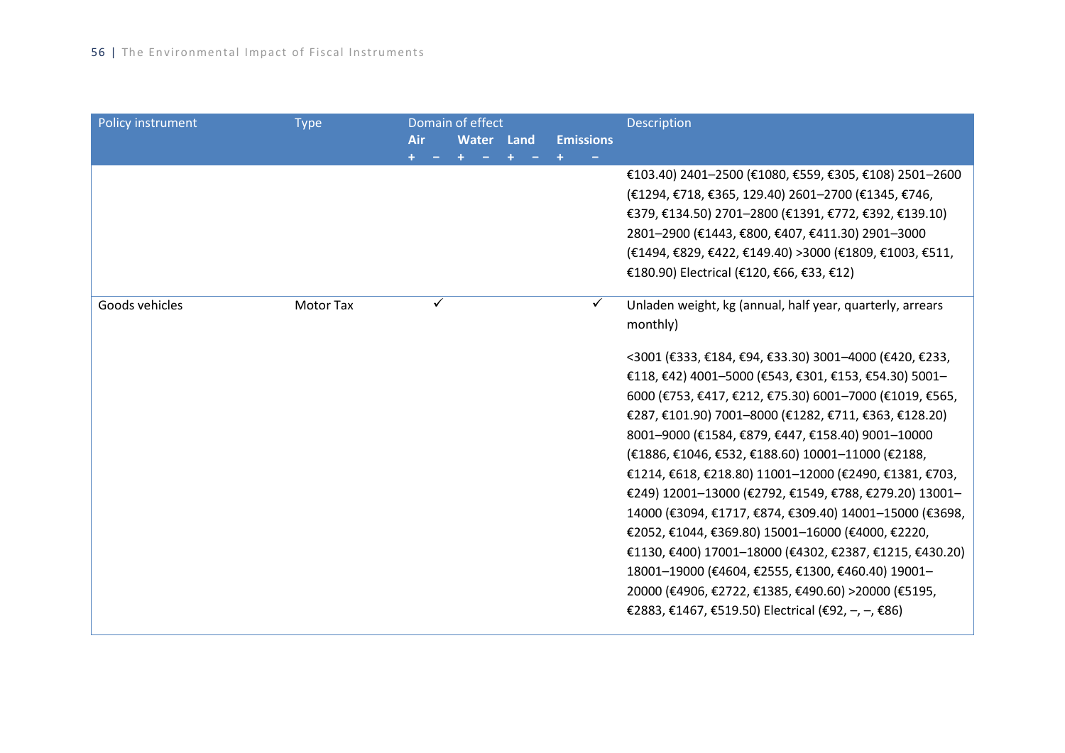| Policy instrument | Type | Domain of effect | | | | | | | | Description |
|---|---|---|---|---|---|---|---|---|---|---|
| | | Air | | Water | | Land | | Emissions | | |
| | | + | − | + | − | + | − | + | − | |
| | | | | | | | | | | €103.40) 2401–2500 (€1080, €559, €305, €108) 2501–2600 (€1294, €718, €365, 129.40) 2601–2700 (€1345, €746, €379, €134.50) 2701–2800 (€1391, €772, €392, €139.10) 2801–2900 (€1443, €800, €407, €411.30) 2901–3000 (€1494, €829, €422, €149.40) >3000 (€1809, €1003, €511, €180.90) Electrical (€120, €66, €33, €12) |
| Goods vehicles | Motor Tax | | ✓ | | | | | | ✓ | Unladen weight, kg (annual, half year, quarterly, arrears monthly)<br><br><3001 (€333, €184, €94, €33.30) 3001–4000 (€420, €233, €118, €42) 4001–5000 (€543, €301, €153, €54.30) 5001–6000 (€753, €417, €212, €75.30) 6001–7000 (€1019, €565, €287, €101.90) 7001–8000 (€1282, €711, €363, €128.20) 8001–9000 (€1584, €879, €447, €158.40) 9001–10000 (€1886, €1046, €532, €188.60) 10001–11000 (€2188, €1214, €618, €218.80) 11001–12000 (€2490, €1381, €703, €249) 12001–13000 (€2792, €1549, €788, €279.20) 13001–14000 (€3094, €1717, €874, €309.40) 14001–15000 (€3698, €2052, €1044, €369.80) 15001–16000 (€4000, €2220, €1130, €400) 17001–18000 (€4302, €2387, €1215, €430.20) 18001–19000 (€4604, €2555, €1300, €460.40) 19001–20000 (€4906, €2722, €1385, €490.60) >20000 (€5195, €2883, €1467, €519.50) Electrical (€92, –, –, €86) |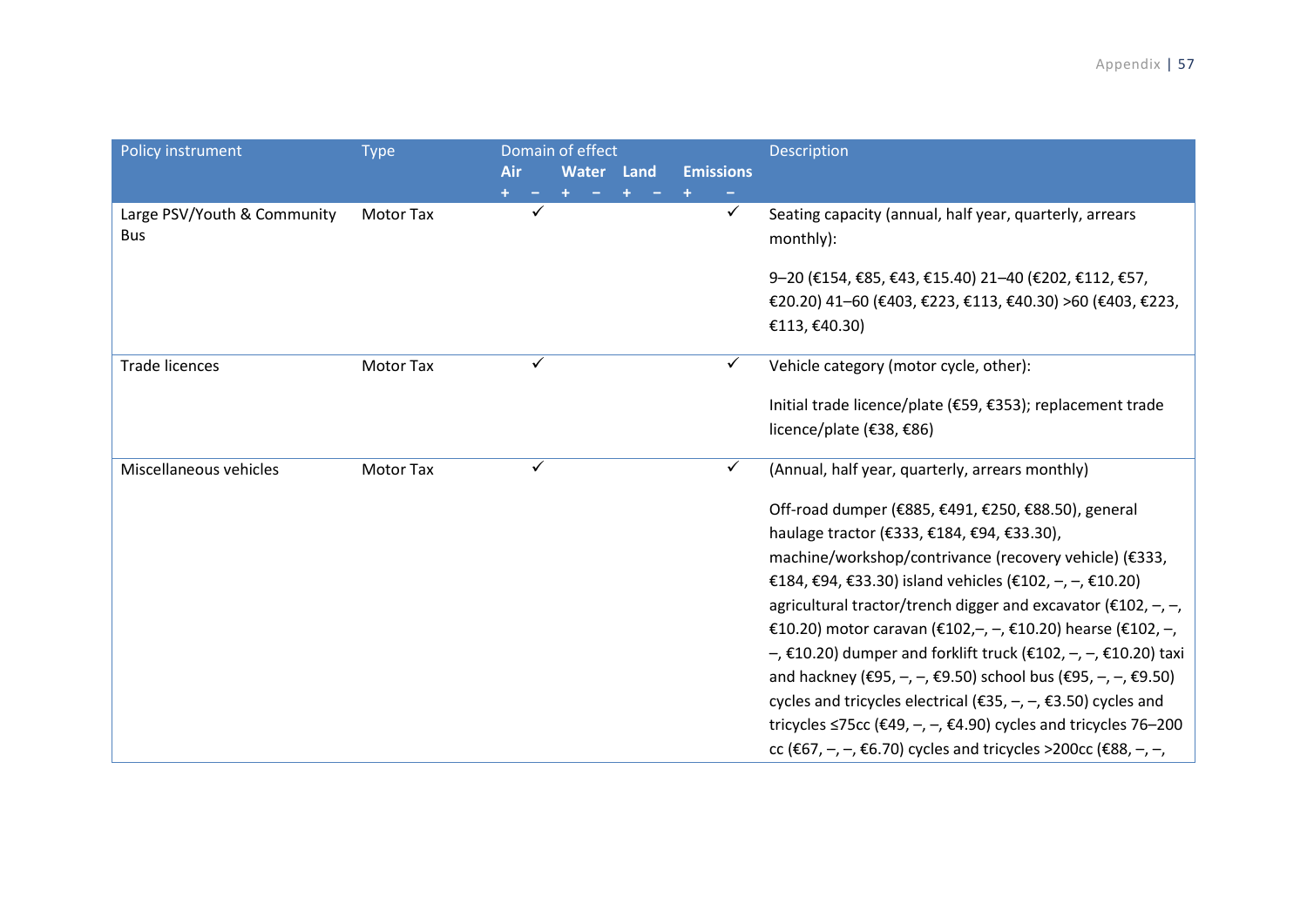| Policy instrument | Type | Domain of effect | | | | | | | | Description |
|---|---|---|---|---|---|---|---|---|---|---|
| | | Air | | Water | | Land | | Emissions | | |
| | | + | − | + | − | + | − | + | − | |
| Large PSV/Youth & Community Bus | Motor Tax | | ✓ | | | | | | ✓ | Seating capacity (annual, half year, quarterly, arrears monthly): 9–20 (€154, €85, €43, €15.40) 21–40 (€202, €112, €57, €20.20) 41–60 (€403, €223, €113, €40.30) >60 (€403, €223, €113, €40.30) |
| Trade licences | Motor Tax | | ✓ | | | | | | ✓ | Vehicle category (motor cycle, other): Initial trade licence/plate (€59, €353); replacement trade licence/plate (€38, €86) |
| Miscellaneous vehicles | Motor Tax | | ✓ | | | | | | ✓ | (Annual, half year, quarterly, arrears monthly) Off-road dumper (€885, €491, €250, €88.50), general haulage tractor (€333, €184, €94, €33.30), machine/workshop/contrivance (recovery vehicle) (€333, €184, €94, €33.30) island vehicles (€102, –, –, €10.20) agricultural tractor/trench digger and excavator (€102, –, –, €10.20) motor caravan (€102,–, –, €10.20) hearse (€102, –, –, €10.20) dumper and forklift truck (€102, –, –, €10.20) taxi and hackney (€95, –, –, €9.50) school bus (€95, –, –, €9.50) cycles and tricycles electrical (€35, –, –, €3.50) cycles and tricycles ≤75cc (€49, –, –, €4.90) cycles and tricycles 76–200 cc (€67, –, –, €6.70) cycles and tricycles >200cc (€88, –, –, |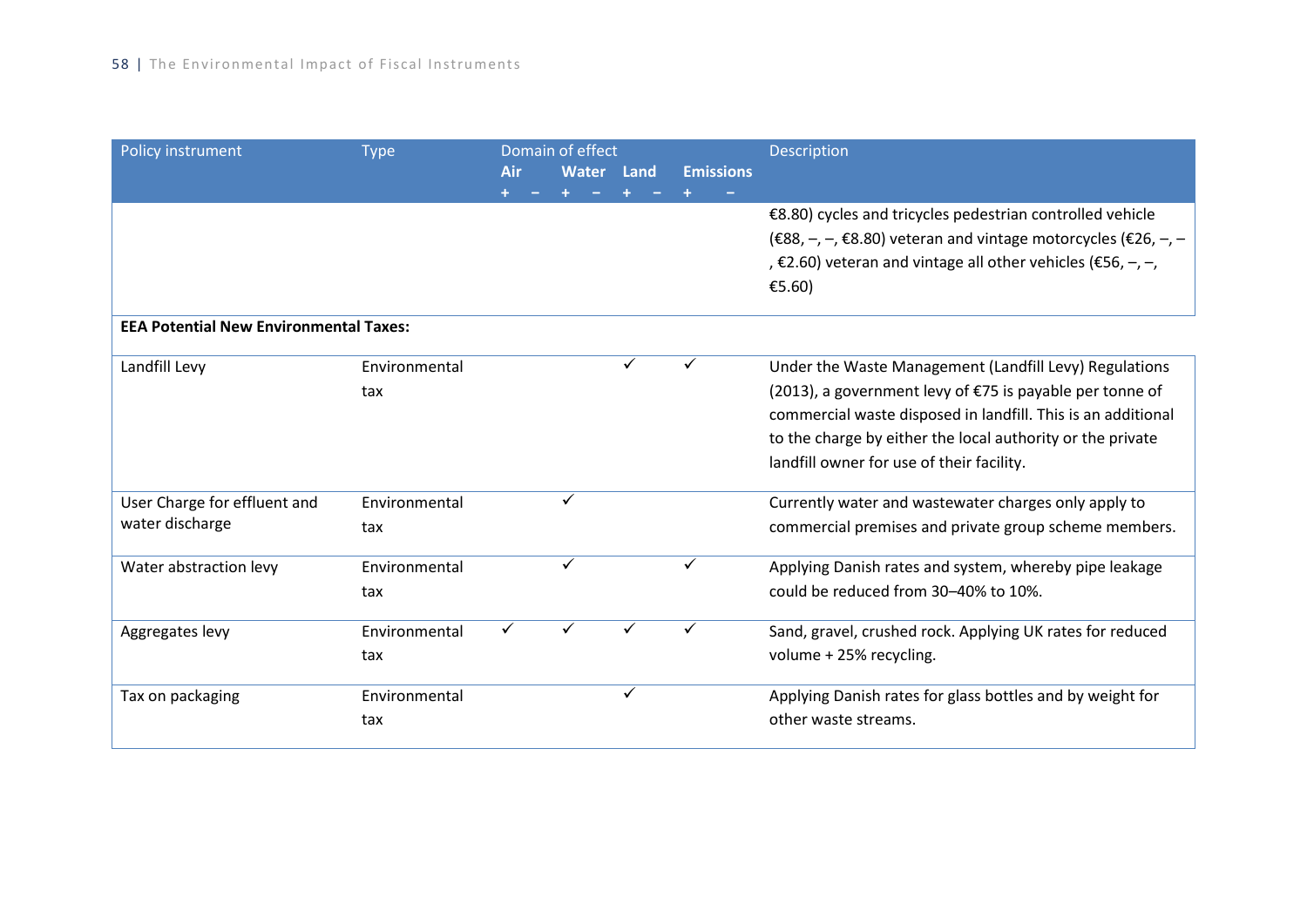| Policy instrument | Type | Domain of effect | | | | | | | | Description |
|---|---|---|---|---|---|---|---|---|---|---|
| | | **Air** | | **Water** | | **Land** | | **Emissions** | | |
| | | + | − | + | − | + | − | + | − | |
| | | | | | | | | | | €8.80) cycles and tricycles pedestrian controlled vehicle (€88, –, –, €8.80) veteran and vintage motorcycles (€26, –, –, €2.60) veteran and vintage all other vehicles (€56, –, –, €5.60) |
| **EEA Potential New Environmental Taxes:** | | | | | | | | | | |
| Landfill Levy | Environmental tax | | | | | ✓ | | ✓ | | Under the Waste Management (Landfill Levy) Regulations (2013), a government levy of €75 is payable per tonne of commercial waste disposed in landfill. This is an additional to the charge by either the local authority or the private landfill owner for use of their facility. |
| User Charge for effluent and water discharge | Environmental tax | | | ✓ | | | | | | Currently water and wastewater charges only apply to commercial premises and private group scheme members. |
| Water abstraction levy | Environmental tax | | | ✓ | | | | ✓ | | Applying Danish rates and system, whereby pipe leakage could be reduced from 30–40% to 10%. |
| Aggregates levy | Environmental tax | ✓ | | ✓ | | ✓ | | ✓ | | Sand, gravel, crushed rock. Applying UK rates for reduced volume + 25% recycling. |
| Tax on packaging | Environmental tax | | | | | ✓ | | | | Applying Danish rates for glass bottles and by weight for other waste streams. |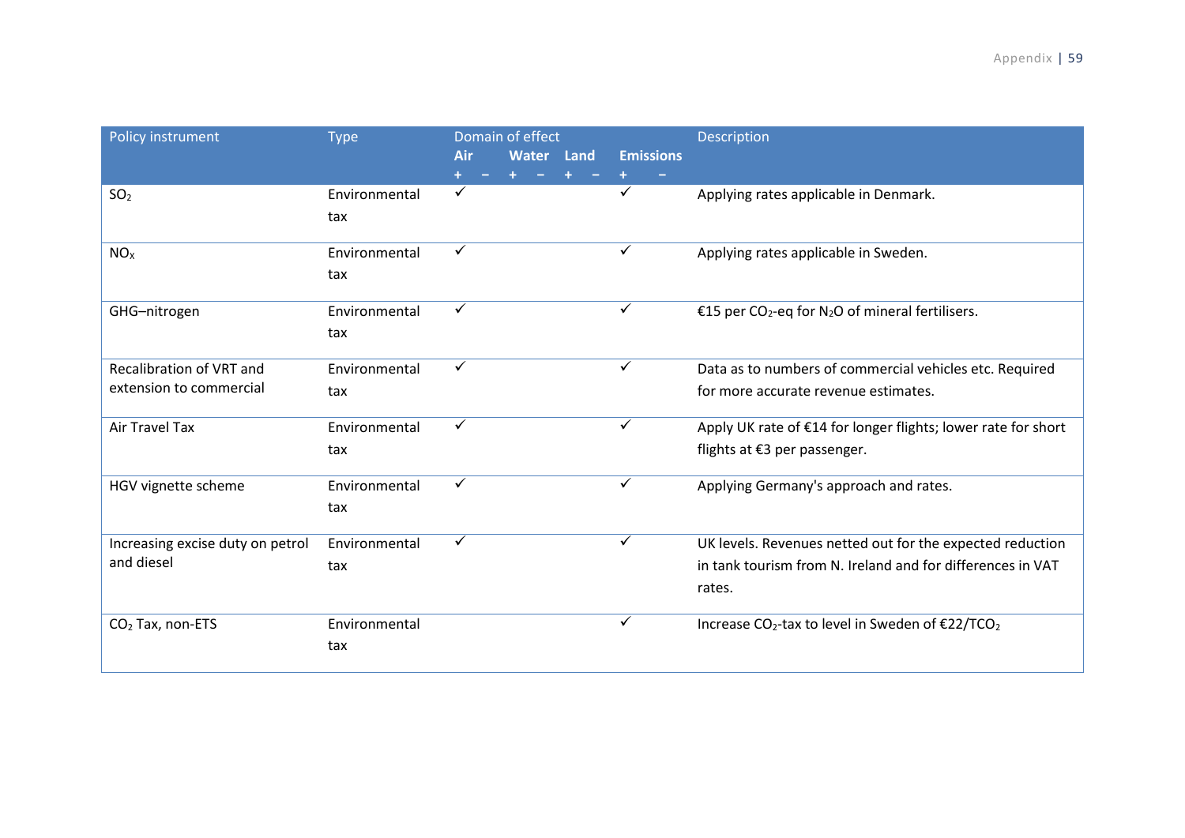| Policy instrument | Type | Domain of effect | | | | | | | | Description |
|---|---|---|---|---|---|---|---|---|---|---|
| | | Air | | Water | | Land | | Emissions | | |
| | | + | − | + | − | + | − | + | − | |
| $SO_2$ | Environmental tax | ✓ | | | | | | ✓ | | Applying rates applicable in Denmark. |
| $NO_X$ | Environmental tax | ✓ | | | | | | ✓ | | Applying rates applicable in Sweden. |
| GHG–nitrogen | Environmental tax | ✓ | | | | | | ✓ | | €15 per $CO_2$-eq for $N_2O$ of mineral fertilisers. |
| Recalibration of VRT and extension to commercial | Environmental tax | ✓ | | | | | | ✓ | | Data as to numbers of commercial vehicles etc. Required for more accurate revenue estimates. |
| Air Travel Tax | Environmental tax | ✓ | | | | | | ✓ | | Apply UK rate of €14 for longer flights; lower rate for short flights at €3 per passenger. |
| HGV vignette scheme | Environmental tax | ✓ | | | | | | ✓ | | Applying Germany's approach and rates. |
| Increasing excise duty on petrol and diesel | Environmental tax | ✓ | | | | | | ✓ | | UK levels. Revenues netted out for the expected reduction in tank tourism from N. Ireland and for differences in VAT rates. |
| $CO_2$ Tax, non-ETS | Environmental tax | | | | | | | ✓ | | Increase $CO_2$-tax to level in Sweden of €22/$TCO_2$ |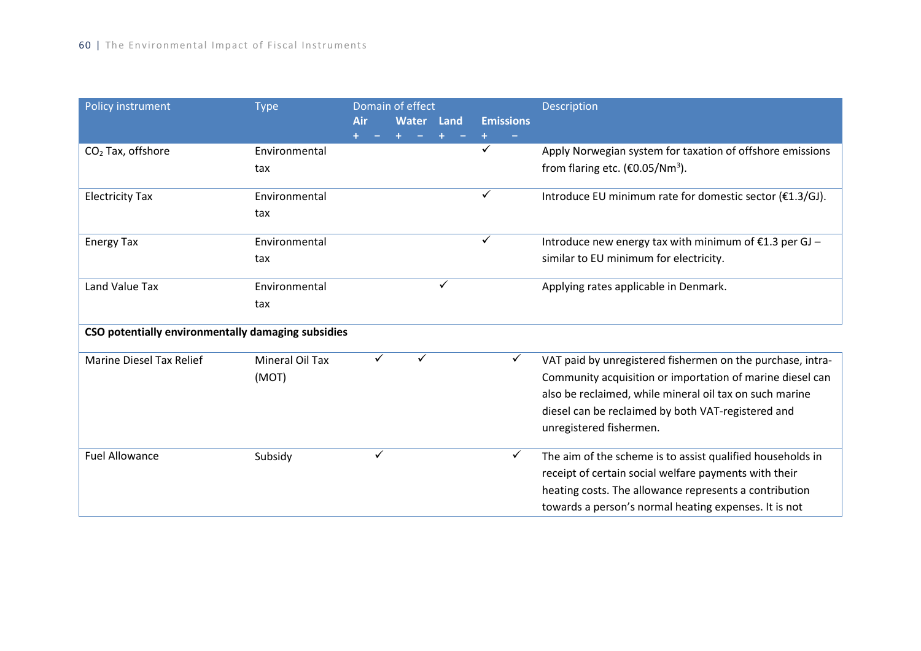| Policy instrument | Type | Domain of effect | | | | | | | | Description |
|---|---|---|---|---|---|---|---|---|---|---|
| | | Air | | Water | | Land | | Emissions | | |
| | | + | − | + | − | + | − | + | − | |
| $CO_2$ Tax, offshore | Environmental tax | | | | | | | ✓ | | Apply Norwegian system for taxation of offshore emissions from flaring etc. (€0.05/Nm³). |
| Electricity Tax | Environmental tax | | | | | | | ✓ | | Introduce EU minimum rate for domestic sector (€1.3/GJ). |
| Energy Tax | Environmental tax | | | | | | | ✓ | | Introduce new energy tax with minimum of €1.3 per GJ – similar to EU minimum for electricity. |
| Land Value Tax | Environmental tax | | | | | ✓ | | | | Applying rates applicable in Denmark. |
| **CSO potentially environmentally damaging subsidies** | | | | | | | | | | |
| Marine Diesel Tax Relief | Mineral Oil Tax (MOT) | | ✓ | | ✓ | | | | ✓ | VAT paid by unregistered fishermen on the purchase, intra-Community acquisition or importation of marine diesel can also be reclaimed, while mineral oil tax on such marine diesel can be reclaimed by both VAT-registered and unregistered fishermen. |
| Fuel Allowance | Subsidy | | ✓ | | | | | | ✓ | The aim of the scheme is to assist qualified households in receipt of certain social welfare payments with their heating costs. The allowance represents a contribution towards a person's normal heating expenses. It is not |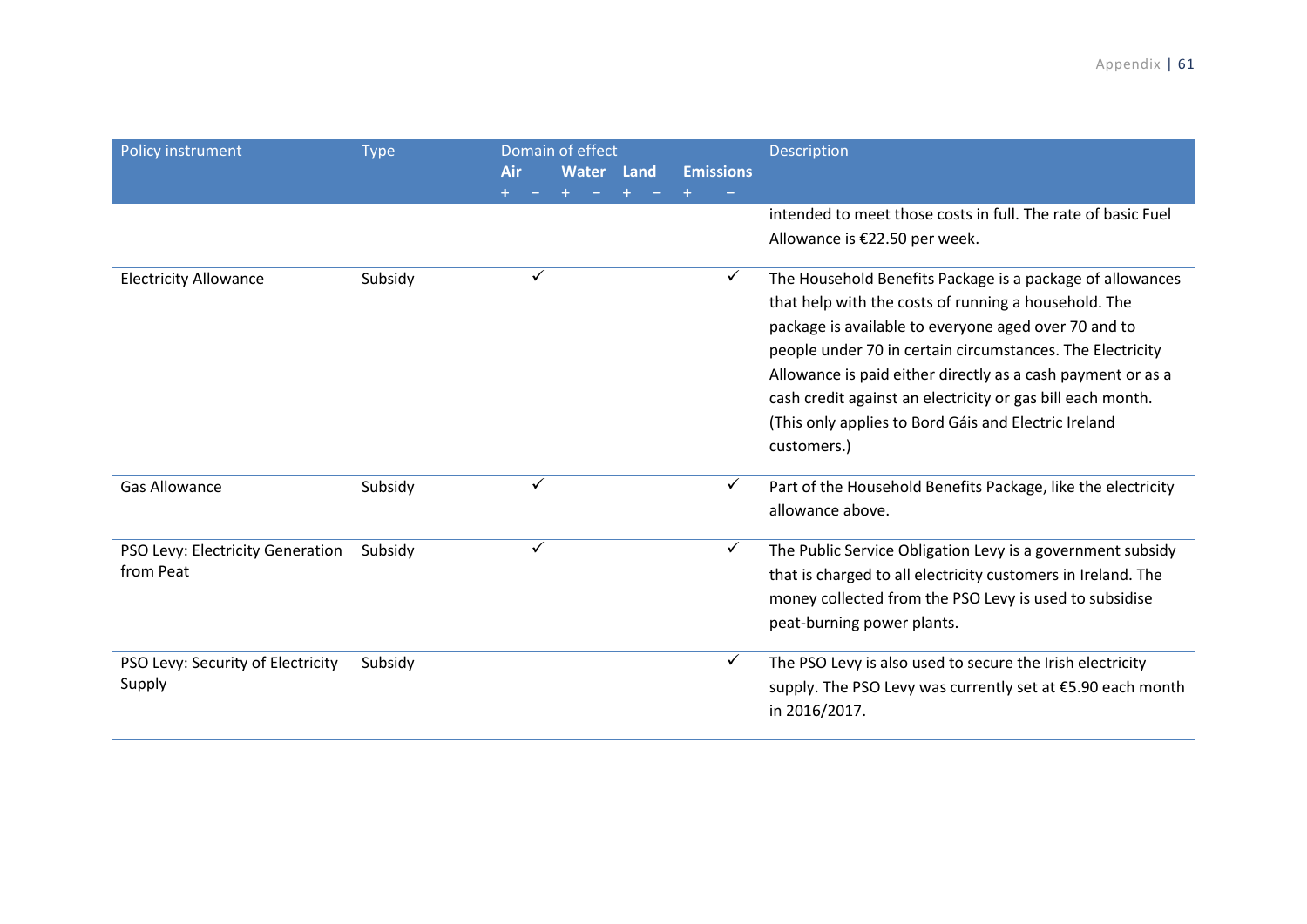| Policy instrument | Type | Domain of effect | | | | | | | | Description |
|---|---|---|---|---|---|---|---|---|---|---|
| | | Air | | Water | | Land | | Emissions | | |
| | | + | − | + | − | + | − | + | − | |
| | | | | | | | | | | intended to meet those costs in full. The rate of basic Fuel Allowance is €22.50 per week. |
| Electricity Allowance | Subsidy | | ✓ | | | | | | ✓ | The Household Benefits Package is a package of allowances that help with the costs of running a household. The package is available to everyone aged over 70 and to people under 70 in certain circumstances. The Electricity Allowance is paid either directly as a cash payment or as a cash credit against an electricity or gas bill each month. (This only applies to Bord Gáis and Electric Ireland customers.) |
| Gas Allowance | Subsidy | | ✓ | | | | | | ✓ | Part of the Household Benefits Package, like the electricity allowance above. |
| PSO Levy: Electricity Generation from Peat | Subsidy | | ✓ | | | | | | ✓ | The Public Service Obligation Levy is a government subsidy that is charged to all electricity customers in Ireland. The money collected from the PSO Levy is used to subsidise peat-burning power plants. |
| PSO Levy: Security of Electricity Supply | Subsidy | | | | | | | | ✓ | The PSO Levy is also used to secure the Irish electricity supply. The PSO Levy was currently set at €5.90 each month in 2016/2017. |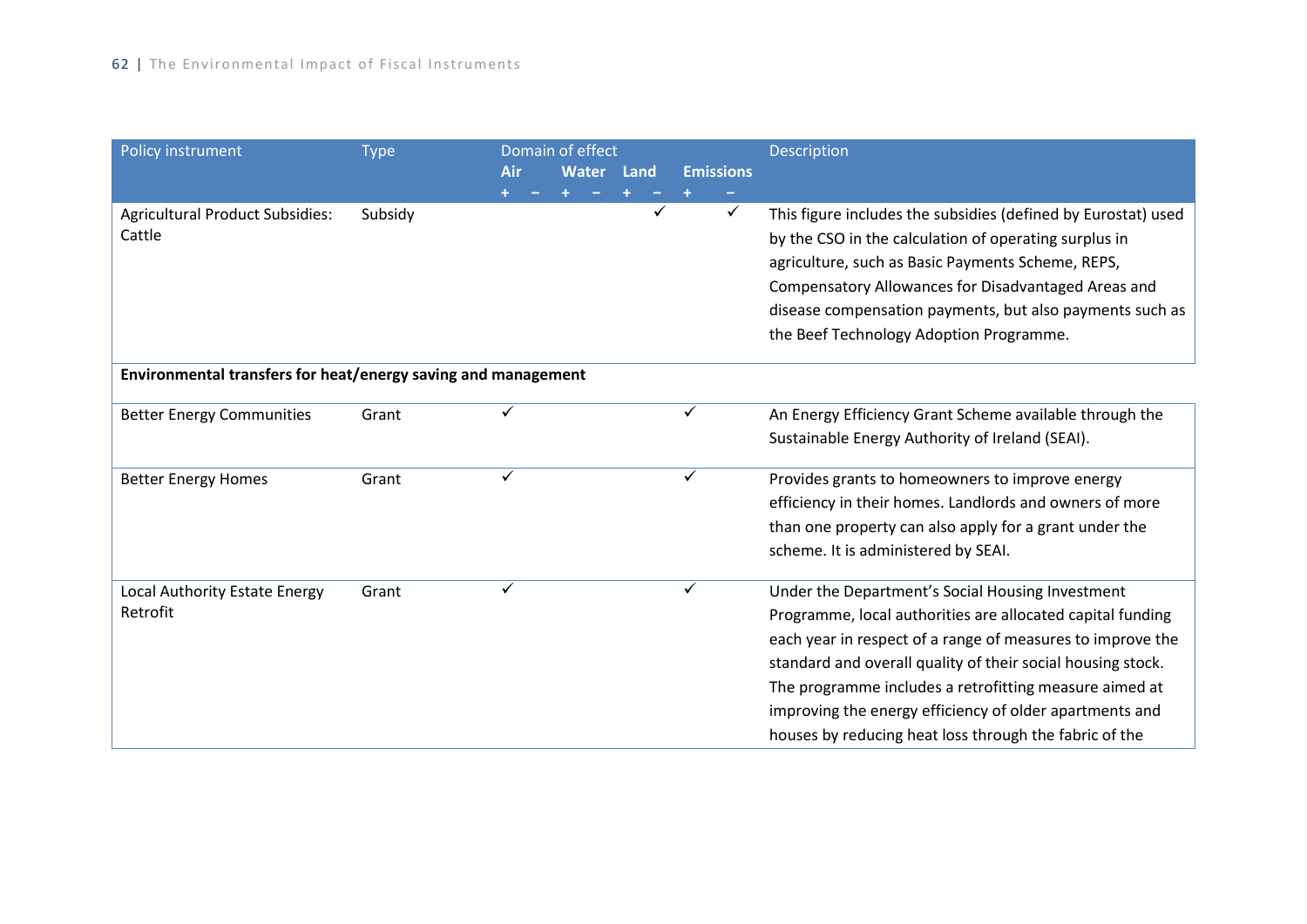| Policy instrument | Type | Domain of effect | | | | | | | | Description |
|---|---|---|---|---|---|---|---|---|---|---|
| | | Air | | Water | | Land | | Emissions | | |
| | | + | − | + | − | + | − | + | − | |
| Agricultural Product Subsidies: Cattle | Subsidy | | | | | | ✓ | | ✓ | This figure includes the subsidies (defined by Eurostat) used by the CSO in the calculation of operating surplus in agriculture, such as Basic Payments Scheme, REPS, Compensatory Allowances for Disadvantaged Areas and disease compensation payments, but also payments such as the Beef Technology Adoption Programme. |
| **Environmental transfers for heat/energy saving and management** | | | | | | | | | | |
| Better Energy Communities | Grant | ✓ | | | | | | ✓ | | An Energy Efficiency Grant Scheme available through the Sustainable Energy Authority of Ireland (SEAI). |
| Better Energy Homes | Grant | ✓ | | | | | | ✓ | | Provides grants to homeowners to improve energy efficiency in their homes. Landlords and owners of more than one property can also apply for a grant under the scheme. It is administered by SEAI. |
| Local Authority Estate Energy Retrofit | Grant | ✓ | | | | | | ✓ | | Under the Department's Social Housing Investment Programme, local authorities are allocated capital funding each year in respect of a range of measures to improve the standard and overall quality of their social housing stock. The programme includes a retrofitting measure aimed at improving the energy efficiency of older apartments and houses by reducing heat loss through the fabric of the |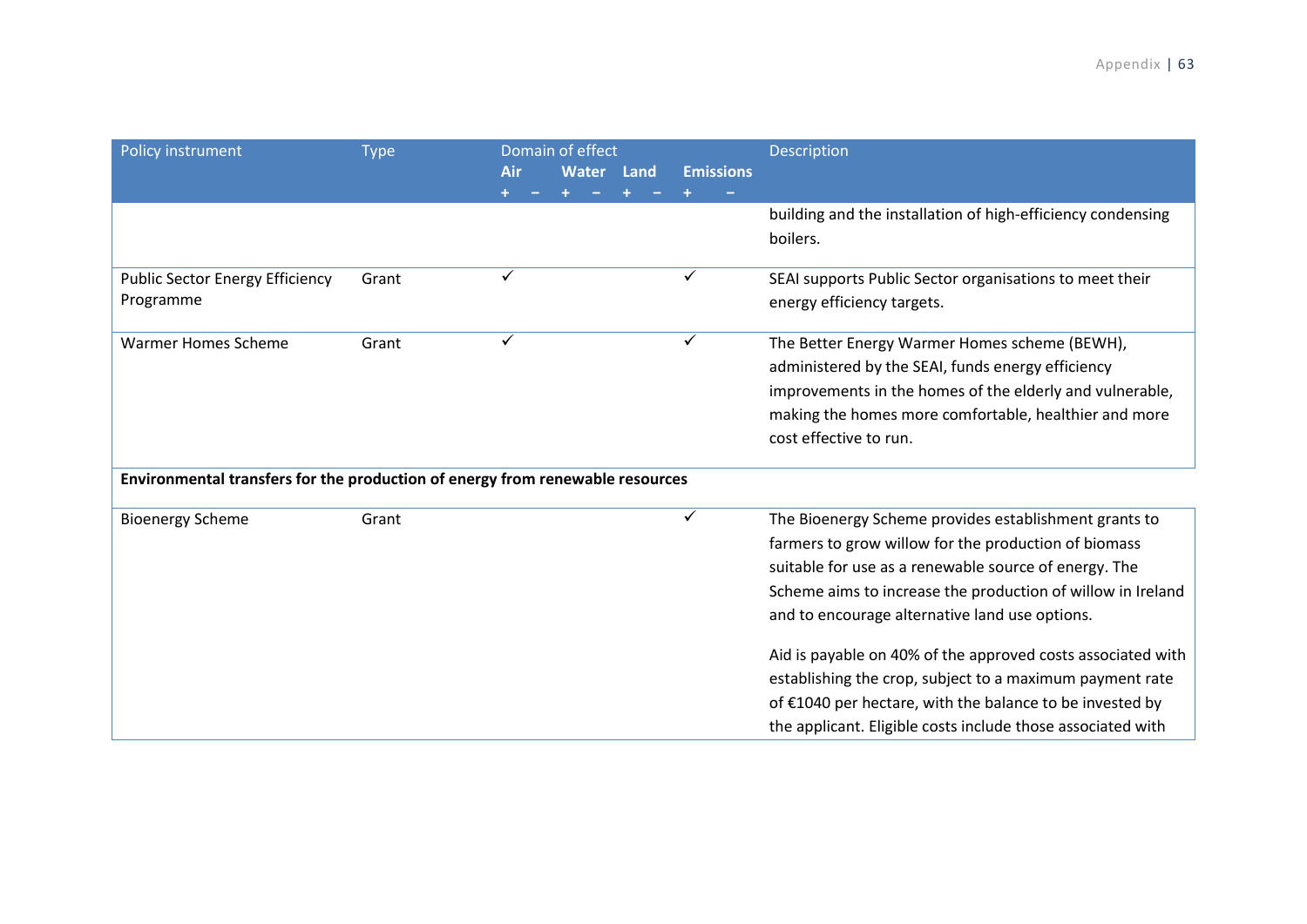| Policy instrument | Type | Domain of effect | | | | | | | | Description |
|---|---|---|---|---|---|---|---|---|---|---|
| | | Air | | Water | | Land | | Emissions | | |
| | | + | − | + | − | + | − | + | − | |
| | | | | | | | | | | building and the installation of high-efficiency condensing boilers. |
| Public Sector Energy Efficiency Programme | Grant | ✓ | | | | | | ✓ | | SEAI supports Public Sector organisations to meet their energy efficiency targets. |
| Warmer Homes Scheme | Grant | ✓ | | | | | | ✓ | | The Better Energy Warmer Homes scheme (BEWH), administered by the SEAI, funds energy efficiency improvements in the homes of the elderly and vulnerable, making the homes more comfortable, healthier and more cost effective to run. |
| **Environmental transfers for the production of energy from renewable resources** | | | | | | | | | | |
| Bioenergy Scheme | Grant | | | | | | | ✓ | | The Bioenergy Scheme provides establishment grants to farmers to grow willow for the production of biomass suitable for use as a renewable source of energy. The Scheme aims to increase the production of willow in Ireland and to encourage alternative land use options.<br><br>Aid is payable on 40% of the approved costs associated with establishing the crop, subject to a maximum payment rate of €1040 per hectare, with the balance to be invested by the applicant. Eligible costs include those associated with |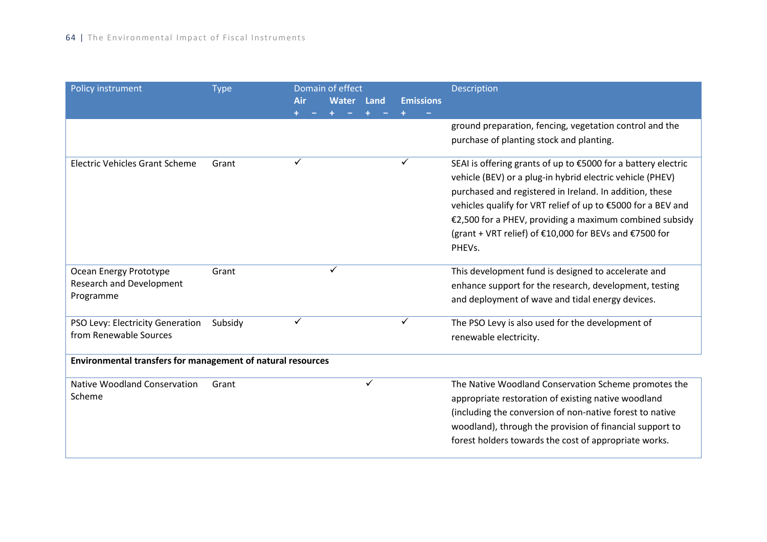| Policy instrument | Type | Domain of effect | | | | | | | | Description |
|---|---|---|---|---|---|---|---|---|---|---|
| | | Air | | Water | | Land | | Emissions | | |
| | | + | − | + | − | + | − | + | − | |
| | | | | | | | | | | ground preparation, fencing, vegetation control and the purchase of planting stock and planting. |
| Electric Vehicles Grant Scheme | Grant | ✓ | | | | | | ✓ | | SEAI is offering grants of up to €5000 for a battery electric vehicle (BEV) or a plug-in hybrid electric vehicle (PHEV) purchased and registered in Ireland. In addition, these vehicles qualify for VRT relief of up to €5000 for a BEV and €2,500 for a PHEV, providing a maximum combined subsidy (grant + VRT relief) of €10,000 for BEVs and €7500 for PHEVs. |
| Ocean Energy Prototype Research and Development Programme | Grant | | | ✓ | | | | | | This development fund is designed to accelerate and enhance support for the research, development, testing and deployment of wave and tidal energy devices. |
| PSO Levy: Electricity Generation from Renewable Sources | Subsidy | ✓ | | | | | | ✓ | | The PSO Levy is also used for the development of renewable electricity. |
| **Environmental transfers for management of natural resources** | | | | | | | | | | |
| Native Woodland Conservation Scheme | Grant | | | | | ✓ | | | | The Native Woodland Conservation Scheme promotes the appropriate restoration of existing native woodland (including the conversion of non-native forest to native woodland), through the provision of financial support to forest holders towards the cost of appropriate works. |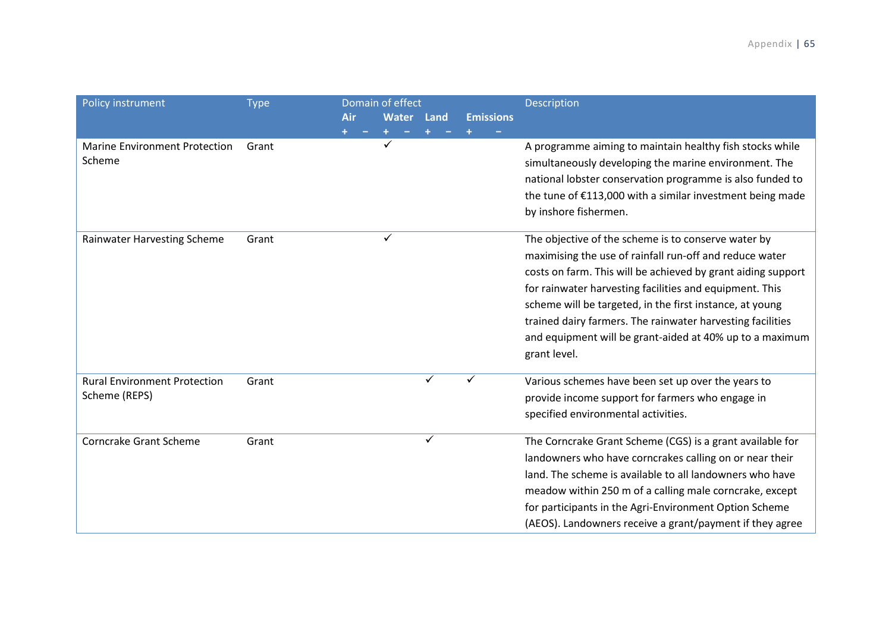| Policy instrument | Type | Domain of effect | | | | | | | | Description |
|---|---|---|---|---|---|---|---|---|---|---|
| | | Air | | Water | | Land | | Emissions | | |
| | | + | − | + | − | + | − | + | − | |
| Marine Environment Protection Scheme | Grant | | | ✓ | | | | | | A programme aiming to maintain healthy fish stocks while simultaneously developing the marine environment. The national lobster conservation programme is also funded to the tune of €113,000 with a similar investment being made by inshore fishermen. |
| Rainwater Harvesting Scheme | Grant | | | ✓ | | | | | | The objective of the scheme is to conserve water by maximising the use of rainfall run-off and reduce water costs on farm. This will be achieved by grant aiding support for rainwater harvesting facilities and equipment. This scheme will be targeted, in the first instance, at young trained dairy farmers. The rainwater harvesting facilities and equipment will be grant-aided at 40% up to a maximum grant level. |
| Rural Environment Protection Scheme (REPS) | Grant | | | | | ✓ | | ✓ | | Various schemes have been set up over the years to provide income support for farmers who engage in specified environmental activities. |
| Corncrake Grant Scheme | Grant | | | | | ✓ | | | | The Corncrake Grant Scheme (CGS) is a grant available for landowners who have corncrakes calling on or near their land. The scheme is available to all landowners who have meadow within 250 m of a calling male corncrake, except for participants in the Agri-Environment Option Scheme (AEOS). Landowners receive a grant/payment if they agree |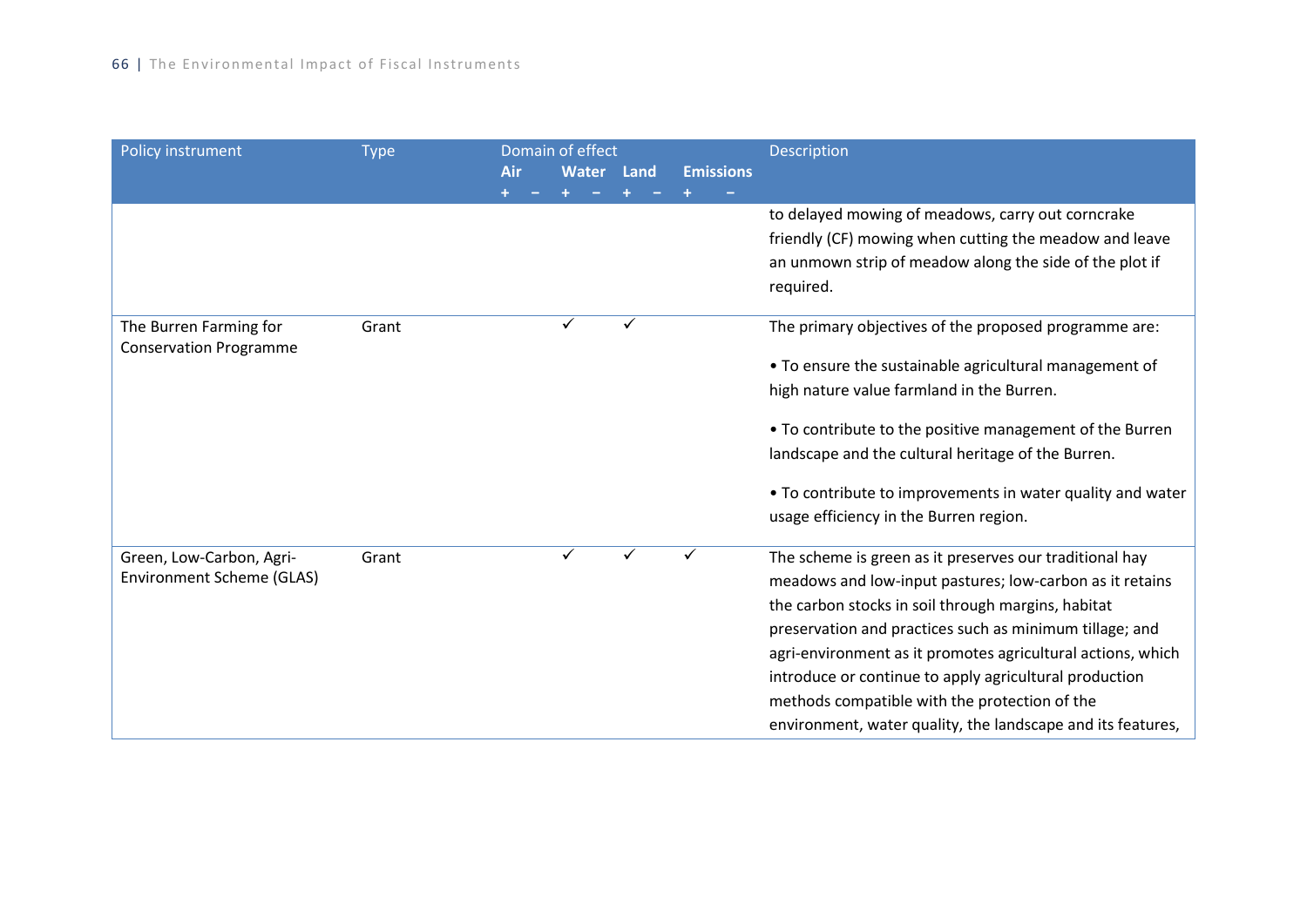| Policy instrument | Type | Domain of effect<br>Air | | Water | | Land | | Emissions | | Description |
|---|---|---|---|---|---|---|---|---|---|---|
| | | + | − | + | − | + | − | + | − | |
| | | | | | | | | | | to delayed mowing of meadows, carry out corncrake friendly (CF) mowing when cutting the meadow and leave an unmown strip of meadow along the side of the plot if required. |
| The Burren Farming for Conservation Programme | Grant | | | ✓ | | ✓ | | | | The primary objectives of the proposed programme are:<br><br>• To ensure the sustainable agricultural management of high nature value farmland in the Burren.<br><br>• To contribute to the positive management of the Burren landscape and the cultural heritage of the Burren.<br><br>• To contribute to improvements in water quality and water usage efficiency in the Burren region. |
| Green, Low-Carbon, Agri-Environment Scheme (GLAS) | Grant | | | ✓ | | ✓ | | ✓ | | The scheme is green as it preserves our traditional hay meadows and low-input pastures; low-carbon as it retains the carbon stocks in soil through margins, habitat preservation and practices such as minimum tillage; and agri-environment as it promotes agricultural actions, which introduce or continue to apply agricultural production methods compatible with the protection of the environment, water quality, the landscape and its features, |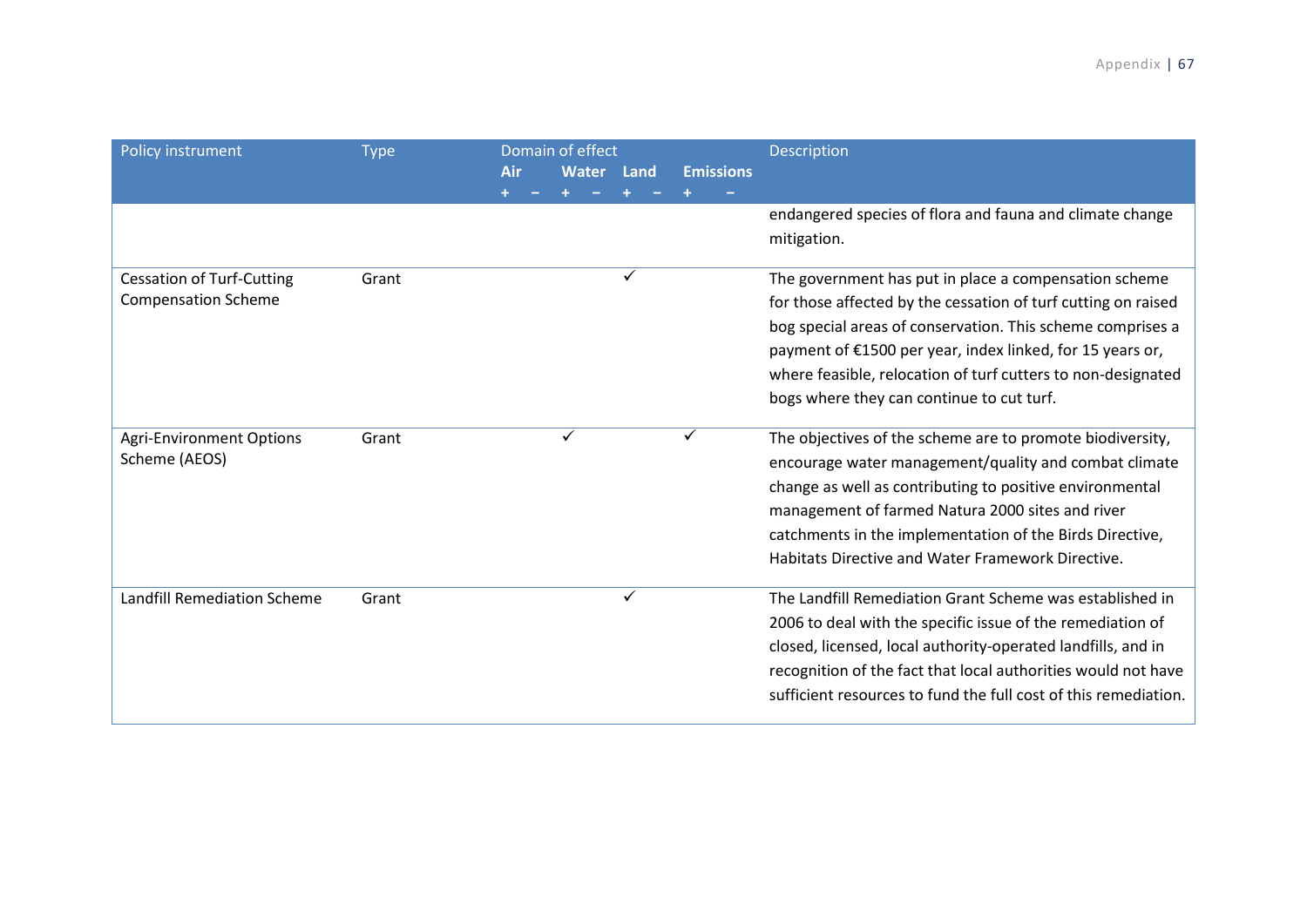| Policy instrument | Type | Domain of effect | | | | | | | | Description |
|---|---|---|---|---|---|---|---|---|---|---|
| | | Air | | Water | | Land | | Emissions | | |
| | | + | − | + | − | + | − | + | − | |
| | | | | | | | | | | endangered species of flora and fauna and climate change mitigation. |
| Cessation of Turf-Cutting Compensation Scheme | Grant | | | | | ✓ | | | | The government has put in place a compensation scheme for those affected by the cessation of turf cutting on raised bog special areas of conservation. This scheme comprises a payment of €1500 per year, index linked, for 15 years or, where feasible, relocation of turf cutters to non-designated bogs where they can continue to cut turf. |
| Agri-Environment Options Scheme (AEOS) | Grant | | | ✓ | | | | ✓ | | The objectives of the scheme are to promote biodiversity, encourage water management/quality and combat climate change as well as contributing to positive environmental management of farmed Natura 2000 sites and river catchments in the implementation of the Birds Directive, Habitats Directive and Water Framework Directive. |
| Landfill Remediation Scheme | Grant | | | | | ✓ | | | | The Landfill Remediation Grant Scheme was established in 2006 to deal with the specific issue of the remediation of closed, licensed, local authority-operated landfills, and in recognition of the fact that local authorities would not have sufficient resources to fund the full cost of this remediation. |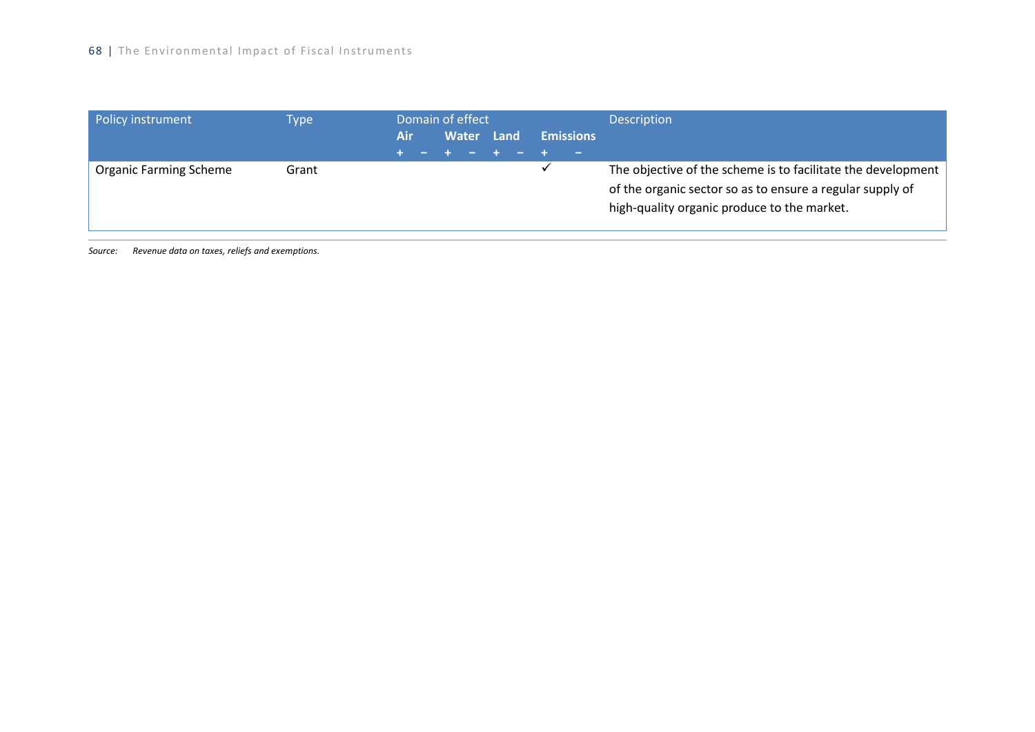| Policy instrument | Type | Domain of effect | | | | | | | | Description |
|---|---|---|---|---|---|---|---|---|---|---|
| | | Air | | Water | | Land | | Emissions | | |
| | | + | − | + | − | + | − | + | − | |
| Organic Farming Scheme | Grant | | | | | | | ✓ | | The objective of the scheme is to facilitate the development of the organic sector so as to ensure a regular supply of high-quality organic produce to the market. |

*Source: Revenue data on taxes, reliefs and exemptions.*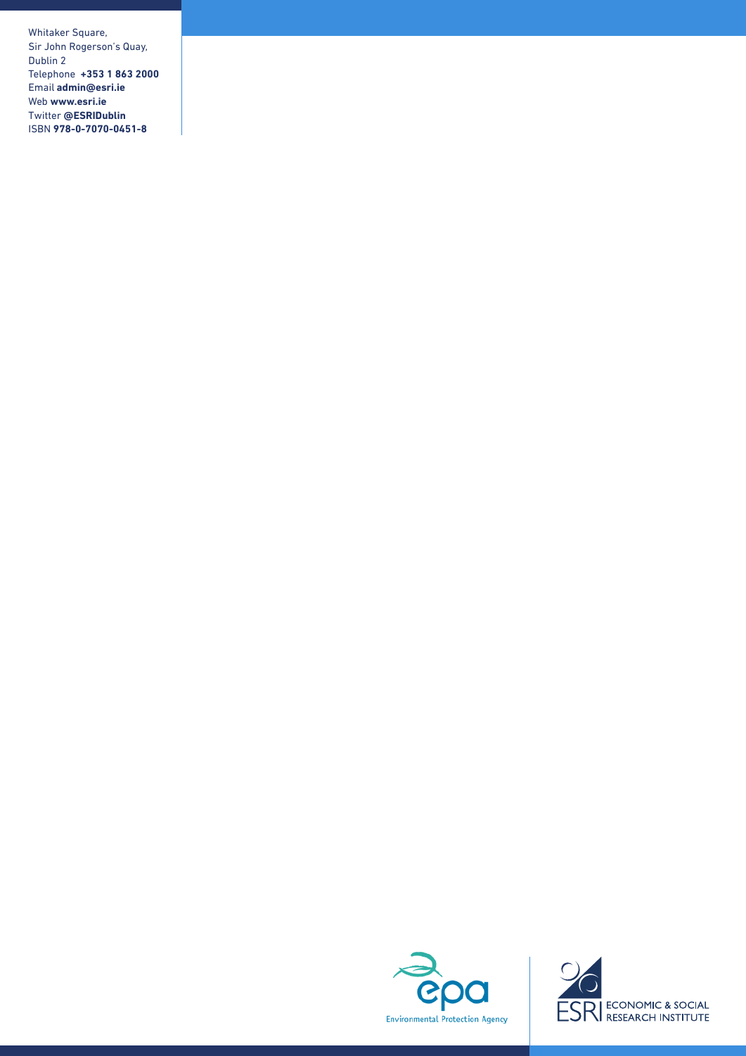Whitaker Square,
Sir John Rogerson's Quay,
Dublin 2
Telephone **+353 1 863 2000**
Email **admin@esri.ie**
Web **www.esri.ie**
Twitter **@ESRIDublin**
ISBN **978-0-7070-0451-8**

Environmental Protection Agency

ECONOMIC & SOCIAL RESEARCH INSTITUTE